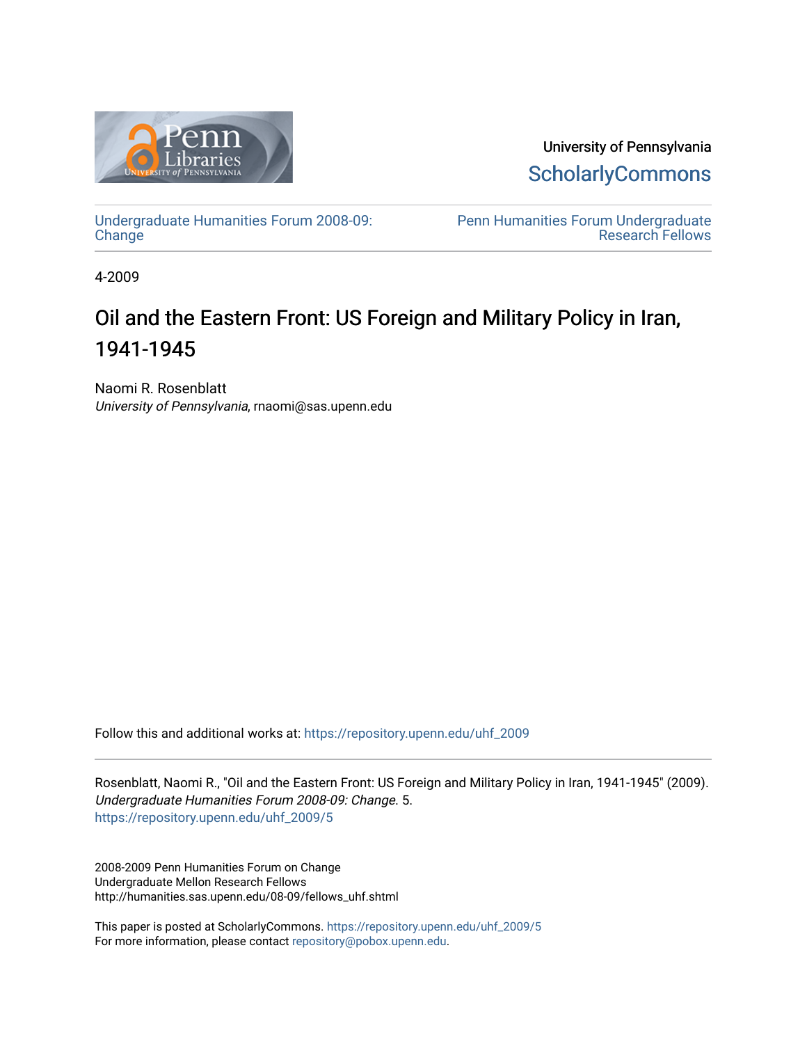University of Pennsylvania
ScholarlyCommons

Undergraduate Humanities Forum 2008-09: Change

Penn Humanities Forum Undergraduate Research Fellows

4-2009

# Oil and the Eastern Front: US Foreign and Military Policy in Iran, 1941-1945

Naomi R. Rosenblatt
*University of Pennsylvania*, rnaomi@sas.upenn.edu

Follow this and additional works at: https://repository.upenn.edu/uhf_2009

Rosenblatt, Naomi R., "Oil and the Eastern Front: US Foreign and Military Policy in Iran, 1941-1945" (2009). *Undergraduate Humanities Forum 2008-09: Change*. 5.
https://repository.upenn.edu/uhf_2009/5

2008-2009 Penn Humanities Forum on Change
Undergraduate Mellon Research Fellows
http://humanities.sas.upenn.edu/08-09/fellows_uhf.shtml

This paper is posted at ScholarlyCommons. https://repository.upenn.edu/uhf_2009/5
For more information, please contact repository@pobox.upenn.edu.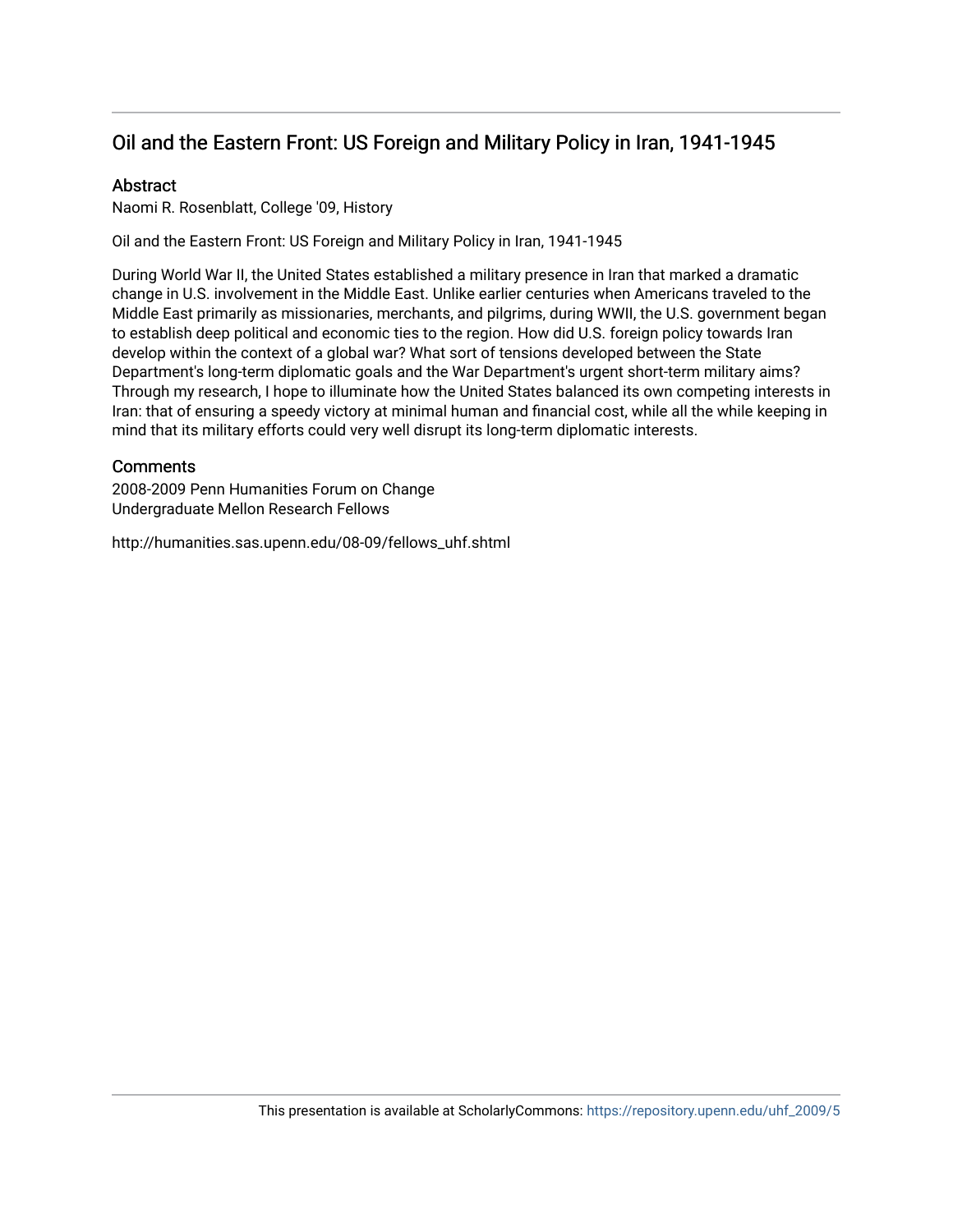## Oil and the Eastern Front: US Foreign and Military Policy in Iran, 1941-1945

### Abstract

Naomi R. Rosenblatt, College '09, History

Oil and the Eastern Front: US Foreign and Military Policy in Iran, 1941-1945

During World War II, the United States established a military presence in Iran that marked a dramatic change in U.S. involvement in the Middle East. Unlike earlier centuries when Americans traveled to the Middle East primarily as missionaries, merchants, and pilgrims, during WWII, the U.S. government began to establish deep political and economic ties to the region. How did U.S. foreign policy towards Iran develop within the context of a global war? What sort of tensions developed between the State Department's long-term diplomatic goals and the War Department's urgent short-term military aims? Through my research, I hope to illuminate how the United States balanced its own competing interests in Iran: that of ensuring a speedy victory at minimal human and financial cost, while all the while keeping in mind that its military efforts could very well disrupt its long-term diplomatic interests.

### Comments

2008-2009 Penn Humanities Forum on Change
Undergraduate Mellon Research Fellows

http://humanities.sas.upenn.edu/08-09/fellows_uhf.shtml

This presentation is available at ScholarlyCommons: https://repository.upenn.edu/uhf_2009/5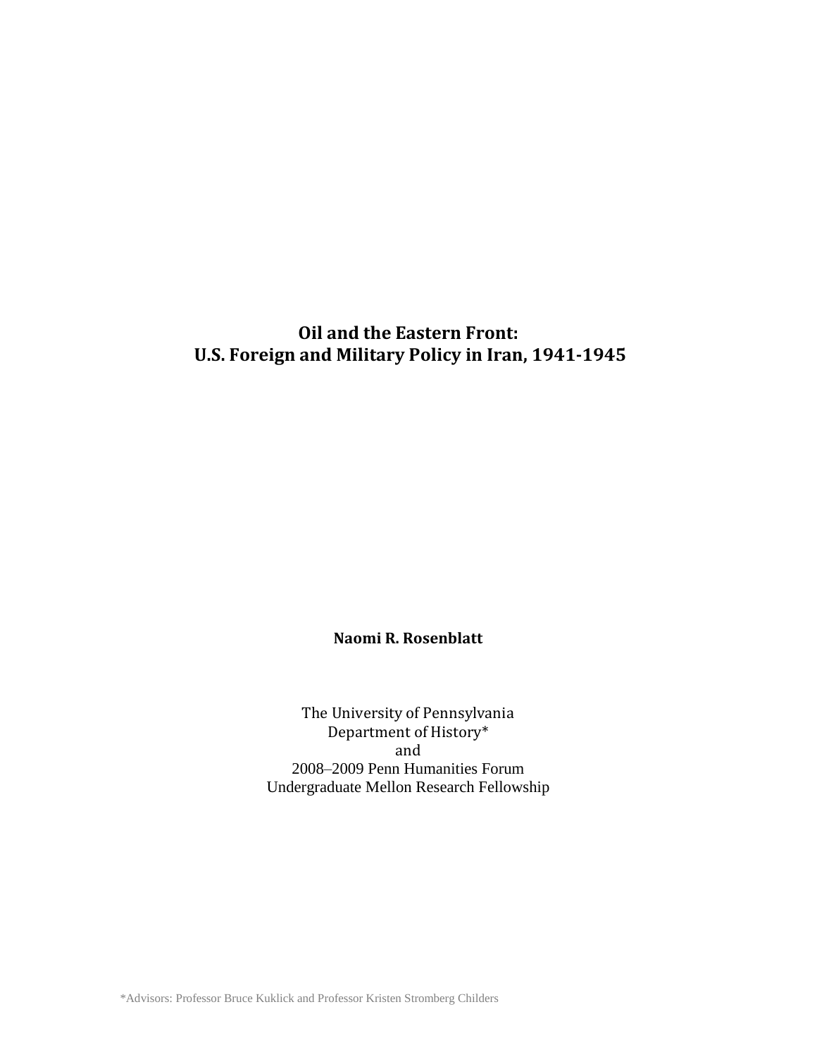# Oil and the Eastern Front:
# U.S. Foreign and Military Policy in Iran, 1941-1945

**Naomi R. Rosenblatt**

The University of Pennsylvania
Department of History*
and
2008–2009 Penn Humanities Forum
Undergraduate Mellon Research Fellowship

*Advisors: Professor Bruce Kuklick and Professor Kristen Stromberg Childers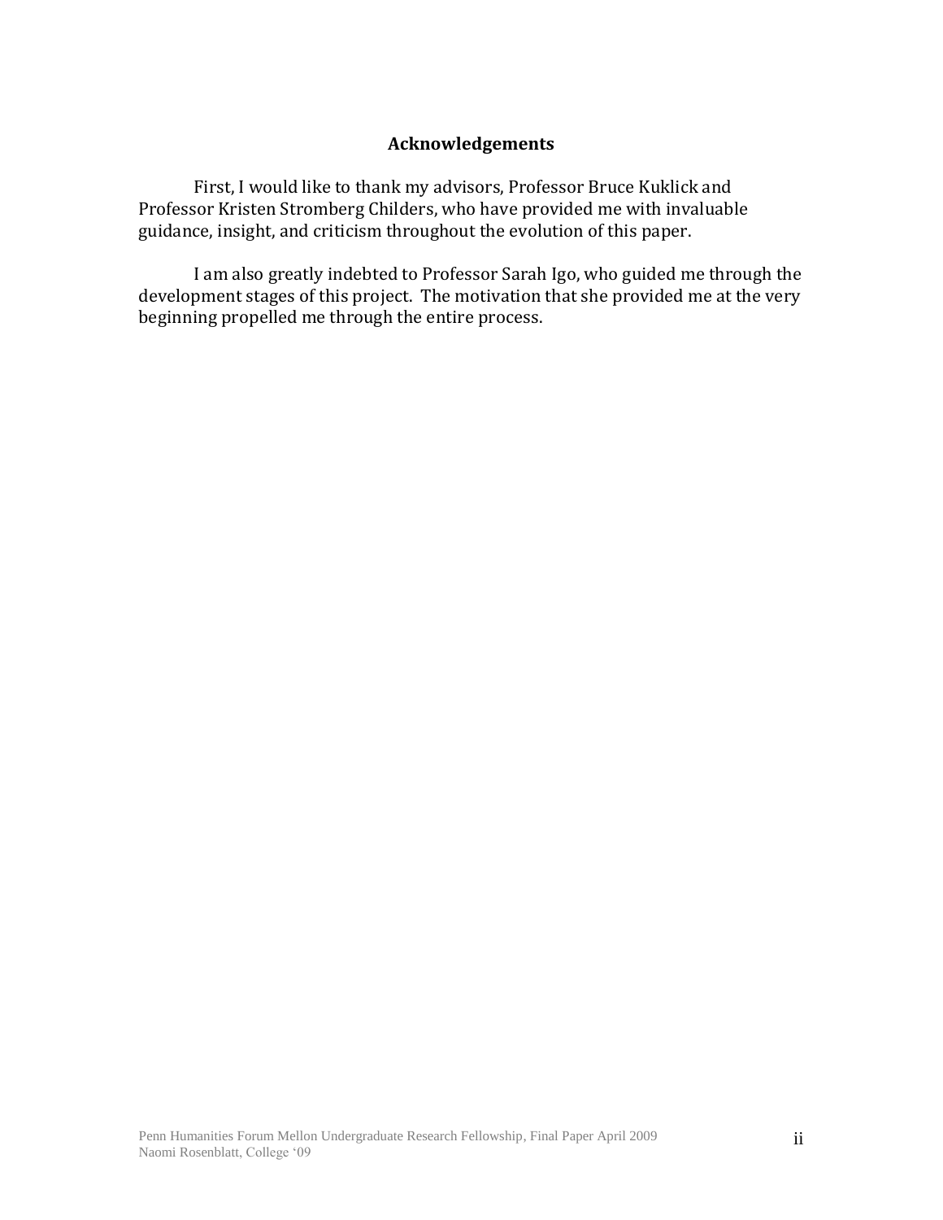## Acknowledgements

First, I would like to thank my advisors, Professor Bruce Kuklick and Professor Kristen Stromberg Childers, who have provided me with invaluable guidance, insight, and criticism throughout the evolution of this paper.

I am also greatly indebted to Professor Sarah Igo, who guided me through the development stages of this project. The motivation that she provided me at the very beginning propelled me through the entire process.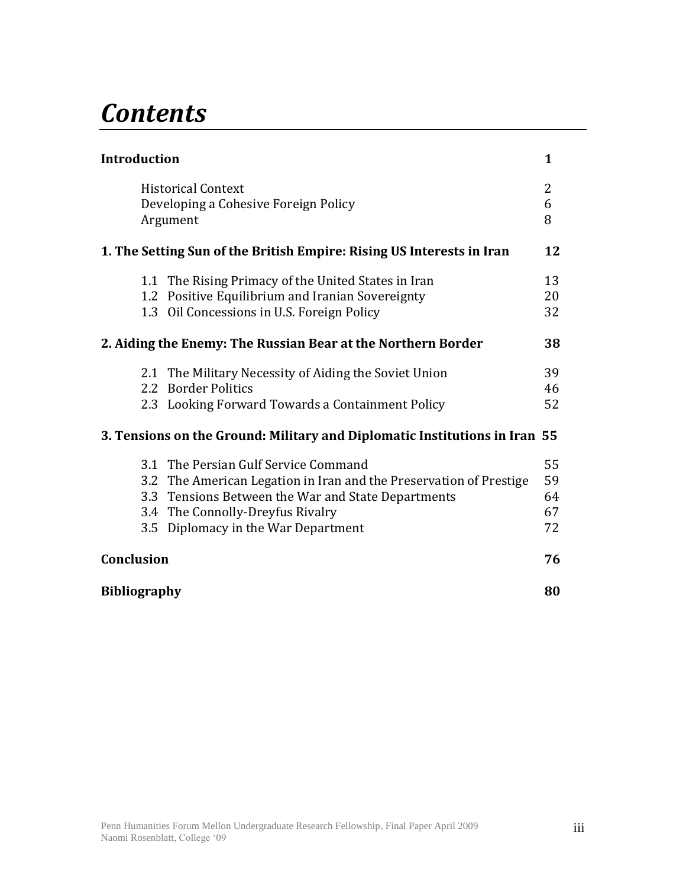# *Contents*

| | |
|---|---|
| **Introduction** | **1** |
| Historical Context | 2 |
| Developing a Cohesive Foreign Policy | 6 |
| Argument | 8 |
| **1. The Setting Sun of the British Empire: Rising US Interests in Iran** | **12** |
| 1.1 The Rising Primacy of the United States in Iran | 13 |
| 1.2 Positive Equilibrium and Iranian Sovereignty | 20 |
| 1.3 Oil Concessions in U.S. Foreign Policy | 32 |
| **2. Aiding the Enemy: The Russian Bear at the Northern Border** | **38** |
| 2.1 The Military Necessity of Aiding the Soviet Union | 39 |
| 2.2 Border Politics | 46 |
| 2.3 Looking Forward Towards a Containment Policy | 52 |
| **3. Tensions on the Ground: Military and Diplomatic Institutions in Iran** | **55** |
| 3.1 The Persian Gulf Service Command | 55 |
| 3.2 The American Legation in Iran and the Preservation of Prestige | 59 |
| 3.3 Tensions Between the War and State Departments | 64 |
| 3.4 The Connolly-Dreyfus Rivalry | 67 |
| 3.5 Diplomacy in the War Department | 72 |
| **Conclusion** | **76** |
| **Bibliography** | **80** |

Penn Humanities Forum Mellon Undergraduate Research Fellowship, Final Paper April 2009
Naomi Rosenblatt, College '09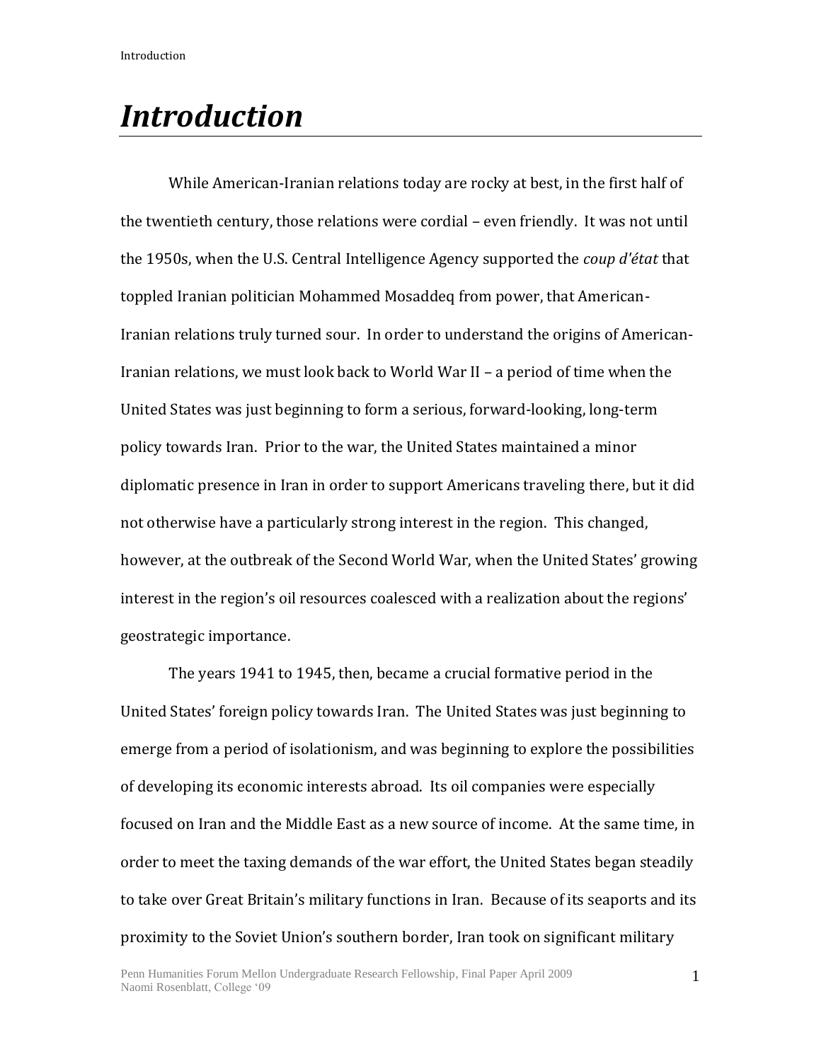# *Introduction*

While American-Iranian relations today are rocky at best, in the first half of the twentieth century, those relations were cordial – even friendly. It was not until the 1950s, when the U.S. Central Intelligence Agency supported the *coup d'état* that toppled Iranian politician Mohammed Mosaddeq from power, that American-Iranian relations truly turned sour. In order to understand the origins of American-Iranian relations, we must look back to World War II – a period of time when the United States was just beginning to form a serious, forward-looking, long-term policy towards Iran. Prior to the war, the United States maintained a minor diplomatic presence in Iran in order to support Americans traveling there, but it did not otherwise have a particularly strong interest in the region. This changed, however, at the outbreak of the Second World War, when the United States' growing interest in the region's oil resources coalesced with a realization about the regions' geostrategic importance.

The years 1941 to 1945, then, became a crucial formative period in the United States' foreign policy towards Iran. The United States was just beginning to emerge from a period of isolationism, and was beginning to explore the possibilities of developing its economic interests abroad. Its oil companies were especially focused on Iran and the Middle East as a new source of income. At the same time, in order to meet the taxing demands of the war effort, the United States began steadily to take over Great Britain's military functions in Iran. Because of its seaports and its proximity to the Soviet Union's southern border, Iran took on significant military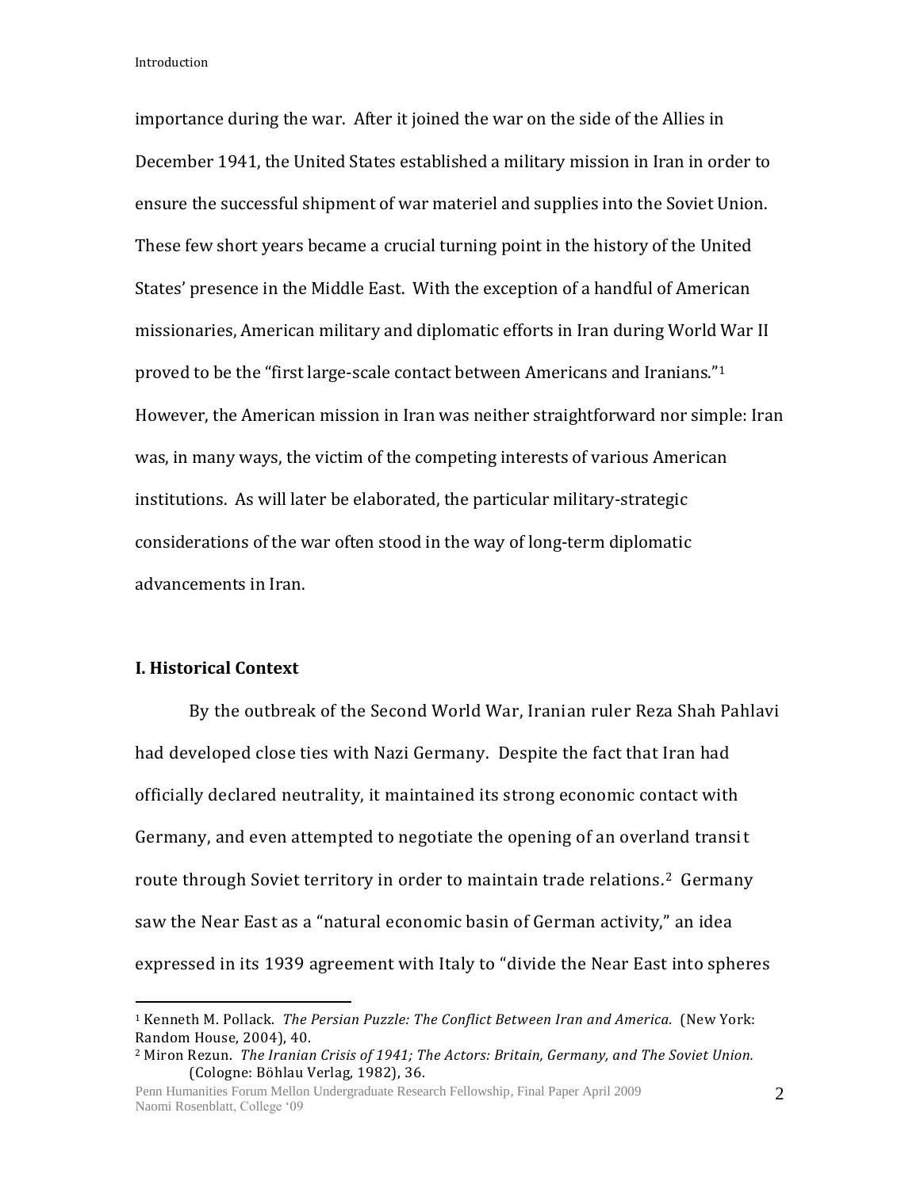importance during the war. After it joined the war on the side of the Allies in December 1941, the United States established a military mission in Iran in order to ensure the successful shipment of war materiel and supplies into the Soviet Union. These few short years became a crucial turning point in the history of the United States' presence in the Middle East. With the exception of a handful of American missionaries, American military and diplomatic efforts in Iran during World War II proved to be the "first large-scale contact between Americans and Iranians."[1] However, the American mission in Iran was neither straightforward nor simple: Iran was, in many ways, the victim of the competing interests of various American institutions. As will later be elaborated, the particular military-strategic considerations of the war often stood in the way of long-term diplomatic advancements in Iran.

## I. Historical Context

By the outbreak of the Second World War, Iranian ruler Reza Shah Pahlavi had developed close ties with Nazi Germany. Despite the fact that Iran had officially declared neutrality, it maintained its strong economic contact with Germany, and even attempted to negotiate the opening of an overland transit route through Soviet territory in order to maintain trade relations.[2] Germany saw the Near East as a "natural economic basin of German activity," an idea expressed in its 1939 agreement with Italy to "divide the Near East into spheres

---

[1] Kenneth M. Pollack. *The Persian Puzzle: The Conflict Between Iran and America.* (New York: Random House, 2004), 40.

[2] Miron Rezun. *The Iranian Crisis of 1941; The Actors: Britain, Germany, and The Soviet Union.* (Cologne: Böhlau Verlag, 1982), 36.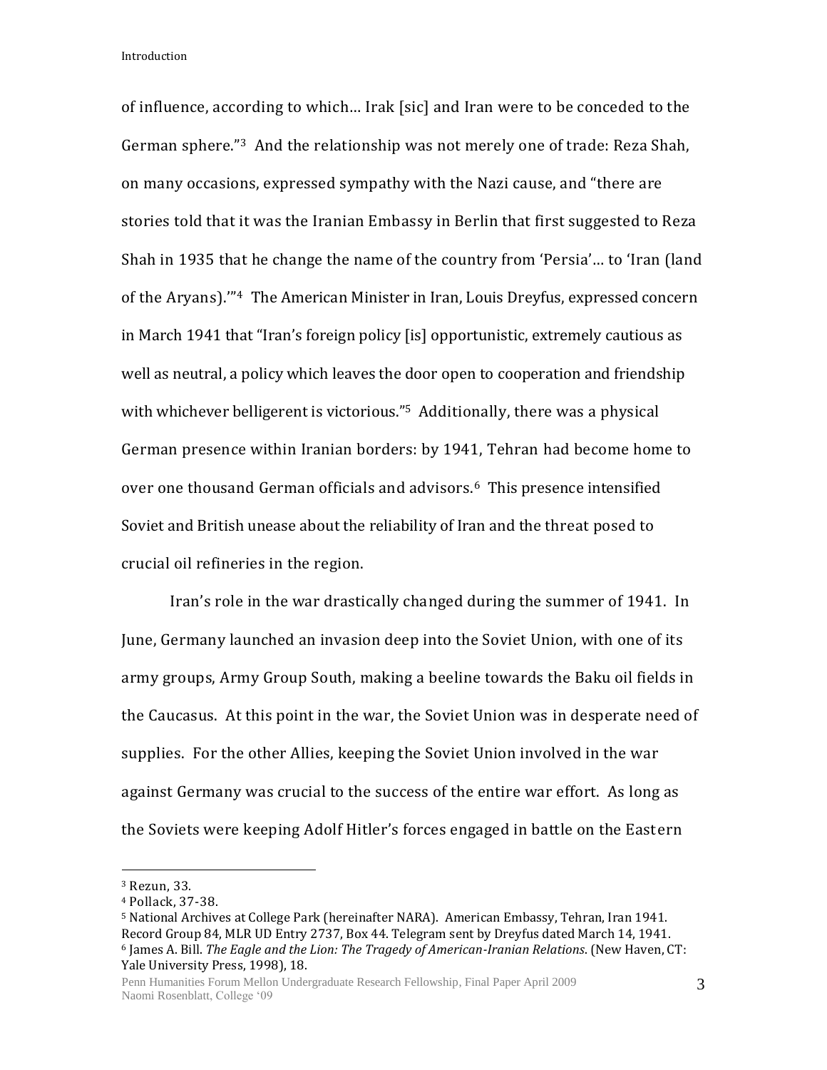of influence, according to which… Irak [sic] and Iran were to be conceded to the German sphere."[3] And the relationship was not merely one of trade: Reza Shah, on many occasions, expressed sympathy with the Nazi cause, and "there are stories told that it was the Iranian Embassy in Berlin that first suggested to Reza Shah in 1935 that he change the name of the country from 'Persia'… to 'Iran (land of the Aryans).'"[4] The American Minister in Iran, Louis Dreyfus, expressed concern in March 1941 that "Iran's foreign policy [is] opportunistic, extremely cautious as well as neutral, a policy which leaves the door open to cooperation and friendship with whichever belligerent is victorious."[5] Additionally, there was a physical German presence within Iranian borders: by 1941, Tehran had become home to over one thousand German officials and advisors.[6] This presence intensified Soviet and British unease about the reliability of Iran and the threat posed to crucial oil refineries in the region.

Iran's role in the war drastically changed during the summer of 1941. In June, Germany launched an invasion deep into the Soviet Union, with one of its army groups, Army Group South, making a beeline towards the Baku oil fields in the Caucasus. At this point in the war, the Soviet Union was in desperate need of supplies. For the other Allies, keeping the Soviet Union involved in the war against Germany was crucial to the success of the entire war effort. As long as the Soviets were keeping Adolf Hitler's forces engaged in battle on the Eastern

---

[3] Rezun, 33.
[4] Pollack, 37-38.
[5] National Archives at College Park (hereinafter NARA). American Embassy, Tehran, Iran 1941. Record Group 84, MLR UD Entry 2737, Box 44. Telegram sent by Dreyfus dated March 14, 1941.
[6] James A. Bill. *The Eagle and the Lion: The Tragedy of American-Iranian Relations*. (New Haven, CT: Yale University Press, 1998), 18.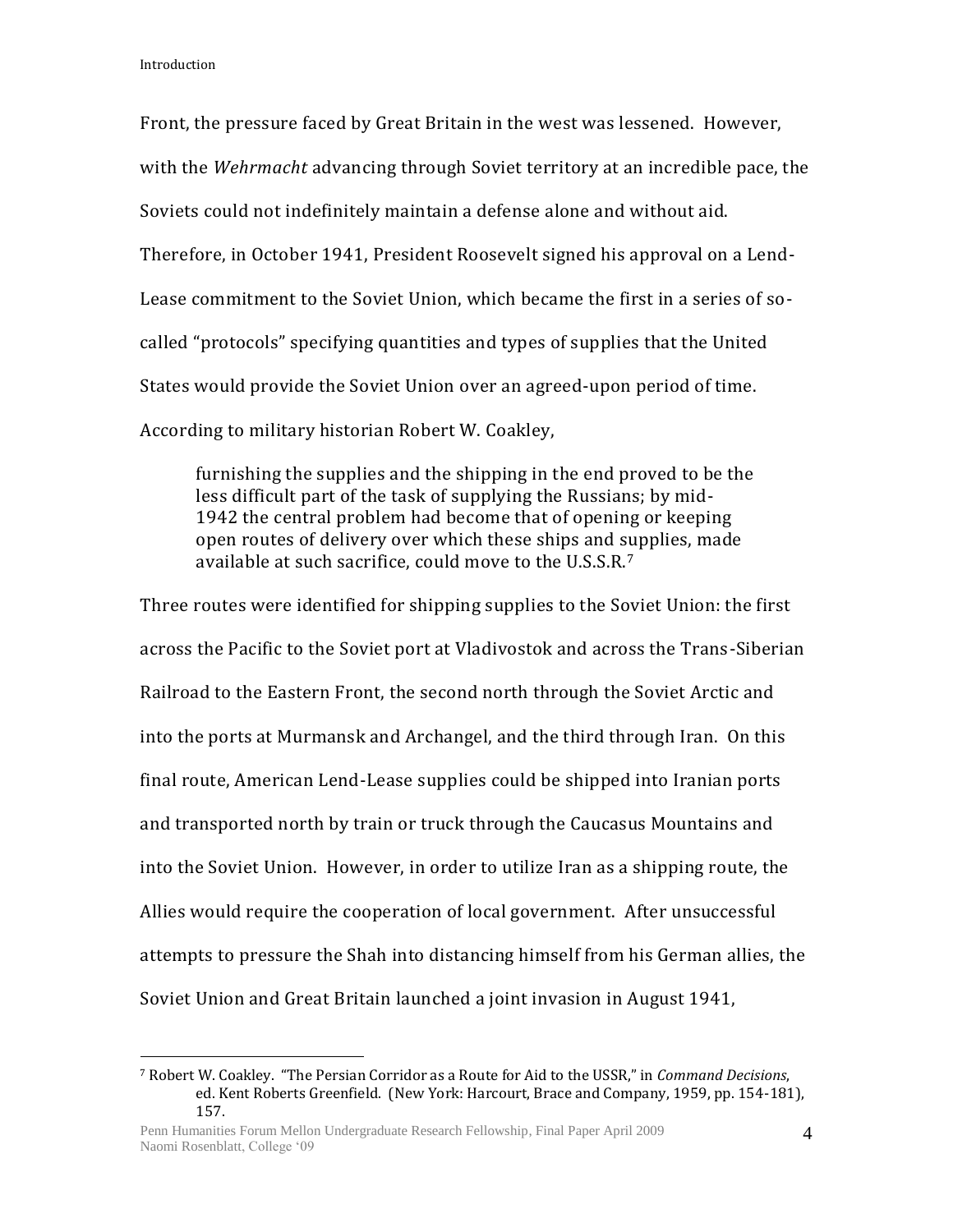Front, the pressure faced by Great Britain in the west was lessened. However, with the *Wehrmacht* advancing through Soviet territory at an incredible pace, the Soviets could not indefinitely maintain a defense alone and without aid. Therefore, in October 1941, President Roosevelt signed his approval on a Lend-Lease commitment to the Soviet Union, which became the first in a series of so-called "protocols" specifying quantities and types of supplies that the United States would provide the Soviet Union over an agreed-upon period of time. According to military historian Robert W. Coakley,

> furnishing the supplies and the shipping in the end proved to be the less difficult part of the task of supplying the Russians; by mid-1942 the central problem had become that of opening or keeping open routes of delivery over which these ships and supplies, made available at such sacrifice, could move to the U.S.S.R.[7]

Three routes were identified for shipping supplies to the Soviet Union: the first across the Pacific to the Soviet port at Vladivostok and across the Trans-Siberian Railroad to the Eastern Front, the second north through the Soviet Arctic and into the ports at Murmansk and Archangel, and the third through Iran. On this final route, American Lend-Lease supplies could be shipped into Iranian ports and transported north by train or truck through the Caucasus Mountains and into the Soviet Union. However, in order to utilize Iran as a shipping route, the Allies would require the cooperation of local government. After unsuccessful attempts to pressure the Shah into distancing himself from his German allies, the Soviet Union and Great Britain launched a joint invasion in August 1941,

---

[7] Robert W. Coakley. "The Persian Corridor as a Route for Aid to the USSR," in *Command Decisions*, ed. Kent Roberts Greenfield. (New York: Harcourt, Brace and Company, 1959, pp. 154-181), 157.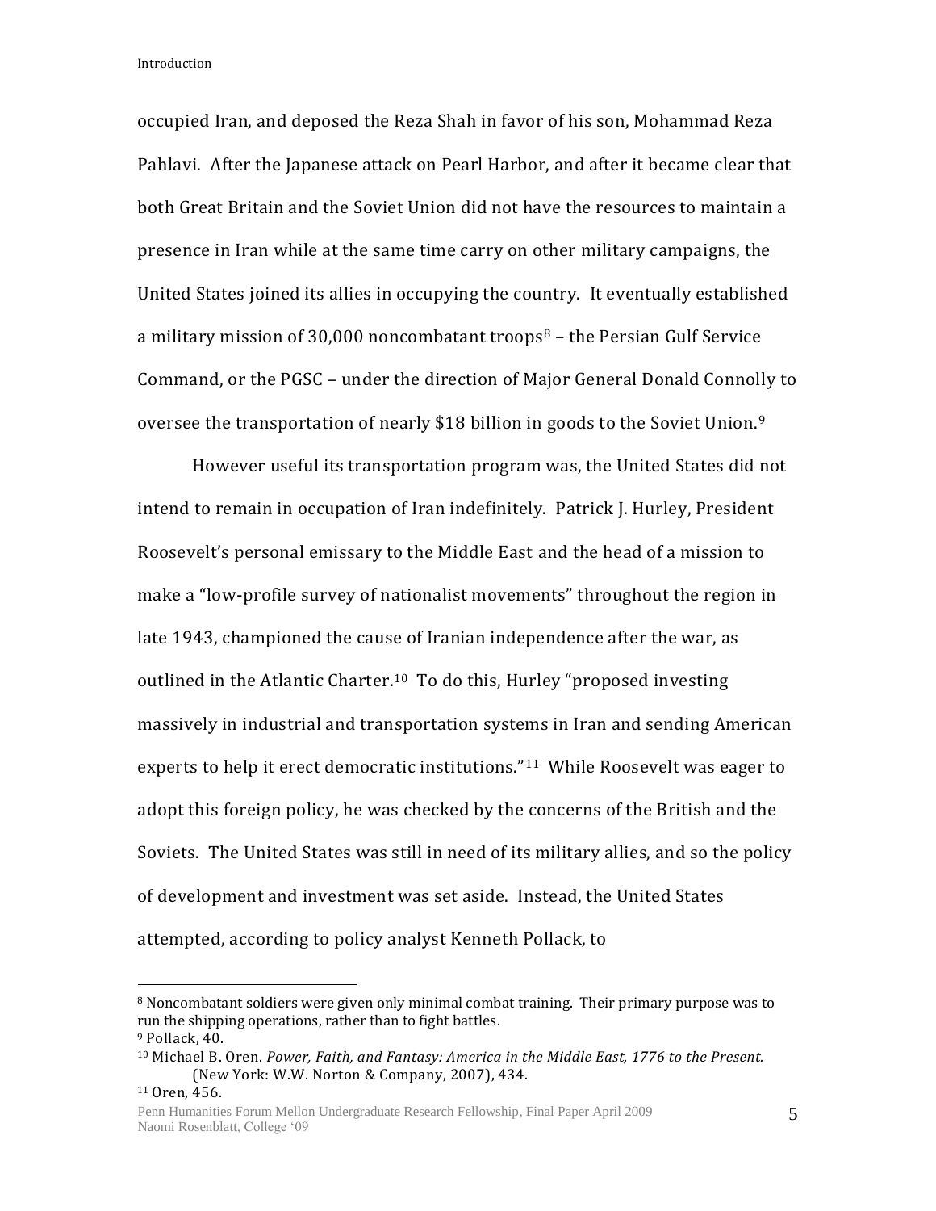occupied Iran, and deposed the Reza Shah in favor of his son, Mohammad Reza Pahlavi. After the Japanese attack on Pearl Harbor, and after it became clear that both Great Britain and the Soviet Union did not have the resources to maintain a presence in Iran while at the same time carry on other military campaigns, the United States joined its allies in occupying the country. It eventually established a military mission of 30,000 noncombatant troops[8] – the Persian Gulf Service Command, or the PGSC – under the direction of Major General Donald Connolly to oversee the transportation of nearly $18 billion in goods to the Soviet Union.[9]

However useful its transportation program was, the United States did not intend to remain in occupation of Iran indefinitely. Patrick J. Hurley, President Roosevelt's personal emissary to the Middle East and the head of a mission to make a "low-profile survey of nationalist movements" throughout the region in late 1943, championed the cause of Iranian independence after the war, as outlined in the Atlantic Charter.[10] To do this, Hurley "proposed investing massively in industrial and transportation systems in Iran and sending American experts to help it erect democratic institutions."[11] While Roosevelt was eager to adopt this foreign policy, he was checked by the concerns of the British and the Soviets. The United States was still in need of its military allies, and so the policy of development and investment was set aside. Instead, the United States attempted, according to policy analyst Kenneth Pollack, to

---

[8] Noncombatant soldiers were given only minimal combat training. Their primary purpose was to run the shipping operations, rather than to fight battles.

[9] Pollack, 40.

[10] Michael B. Oren. *Power, Faith, and Fantasy: America in the Middle East, 1776 to the Present.* (New York: W.W. Norton & Company, 2007), 434.

[11] Oren, 456.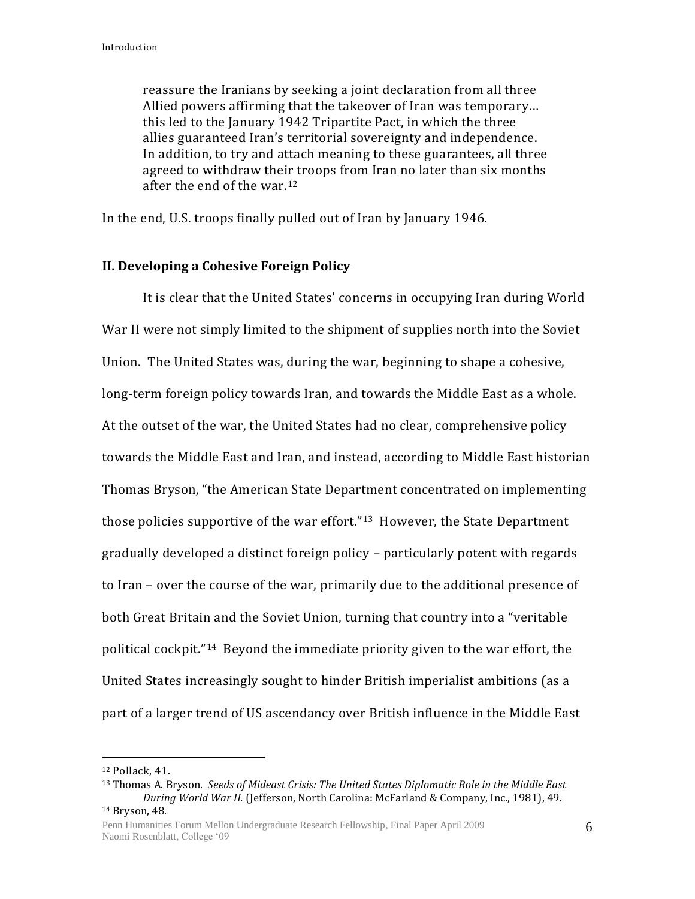reassure the Iranians by seeking a joint declaration from all three Allied powers affirming that the takeover of Iran was temporary… this led to the January 1942 Tripartite Pact, in which the three allies guaranteed Iran's territorial sovereignty and independence. In addition, to try and attach meaning to these guarantees, all three agreed to withdraw their troops from Iran no later than six months after the end of the war.[12]

In the end, U.S. troops finally pulled out of Iran by January 1946.

## II. Developing a Cohesive Foreign Policy

It is clear that the United States' concerns in occupying Iran during World War II were not simply limited to the shipment of supplies north into the Soviet Union. The United States was, during the war, beginning to shape a cohesive, long-term foreign policy towards Iran, and towards the Middle East as a whole. At the outset of the war, the United States had no clear, comprehensive policy towards the Middle East and Iran, and instead, according to Middle East historian Thomas Bryson, "the American State Department concentrated on implementing those policies supportive of the war effort."[13] However, the State Department gradually developed a distinct foreign policy – particularly potent with regards to Iran – over the course of the war, primarily due to the additional presence of both Great Britain and the Soviet Union, turning that country into a "veritable political cockpit."[14] Beyond the immediate priority given to the war effort, the United States increasingly sought to hinder British imperialist ambitions (as a part of a larger trend of US ascendancy over British influence in the Middle East

---

[12] Pollack, 41.

[13] Thomas A. Bryson. *Seeds of Mideast Crisis: The United States Diplomatic Role in the Middle East During World War II.* (Jefferson, North Carolina: McFarland & Company, Inc., 1981), 49.

[14] Bryson, 48.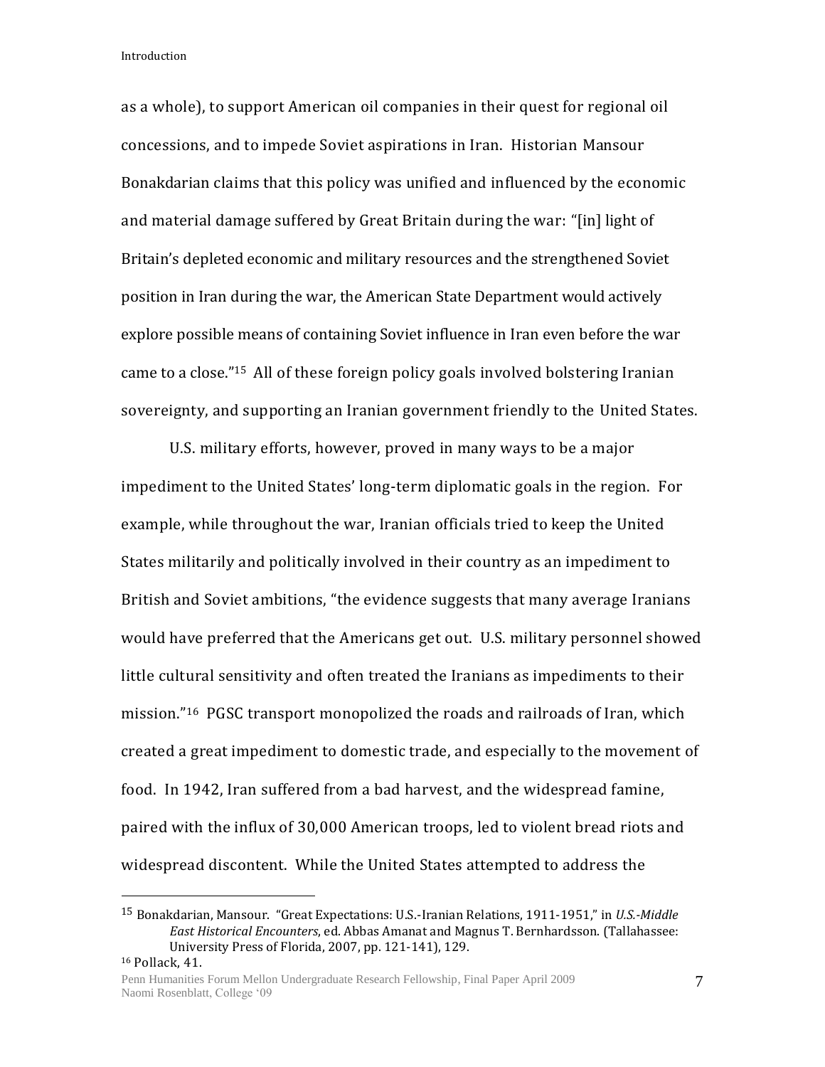as a whole), to support American oil companies in their quest for regional oil concessions, and to impede Soviet aspirations in Iran. Historian Mansour Bonakdarian claims that this policy was unified and influenced by the economic and material damage suffered by Great Britain during the war: "[in] light of Britain's depleted economic and military resources and the strengthened Soviet position in Iran during the war, the American State Department would actively explore possible means of containing Soviet influence in Iran even before the war came to a close."[15] All of these foreign policy goals involved bolstering Iranian sovereignty, and supporting an Iranian government friendly to the United States.

U.S. military efforts, however, proved in many ways to be a major impediment to the United States' long-term diplomatic goals in the region. For example, while throughout the war, Iranian officials tried to keep the United States militarily and politically involved in their country as an impediment to British and Soviet ambitions, "the evidence suggests that many average Iranians would have preferred that the Americans get out. U.S. military personnel showed little cultural sensitivity and often treated the Iranians as impediments to their mission."[16] PGSC transport monopolized the roads and railroads of Iran, which created a great impediment to domestic trade, and especially to the movement of food. In 1942, Iran suffered from a bad harvest, and the widespread famine, paired with the influx of 30,000 American troops, led to violent bread riots and widespread discontent. While the United States attempted to address the

---

[15] Bonakdarian, Mansour. "Great Expectations: U.S.-Iranian Relations, 1911-1951," in *U.S.-Middle East Historical Encounters*, ed. Abbas Amanat and Magnus T. Bernhardsson. (Tallahassee: University Press of Florida, 2007, pp. 121-141), 129.

[16] Pollack, 41.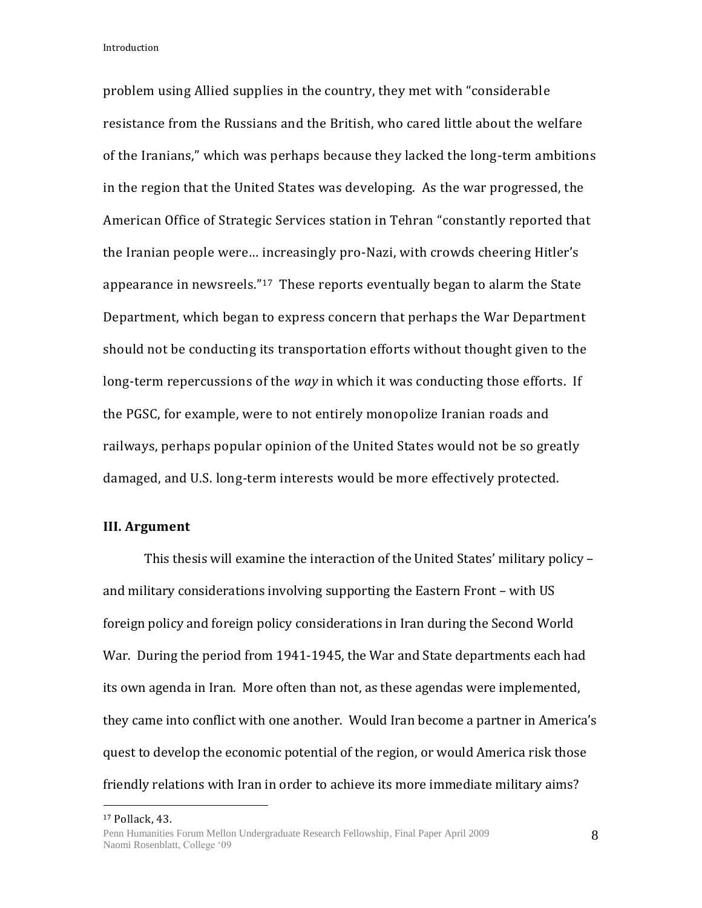problem using Allied supplies in the country, they met with "considerable resistance from the Russians and the British, who cared little about the welfare of the Iranians," which was perhaps because they lacked the long-term ambitions in the region that the United States was developing. As the war progressed, the American Office of Strategic Services station in Tehran "constantly reported that the Iranian people were… increasingly pro-Nazi, with crowds cheering Hitler's appearance in newsreels."[17] These reports eventually began to alarm the State Department, which began to express concern that perhaps the War Department should not be conducting its transportation efforts without thought given to the long-term repercussions of the *way* in which it was conducting those efforts. If the PGSC, for example, were to not entirely monopolize Iranian roads and railways, perhaps popular opinion of the United States would not be so greatly damaged, and U.S. long-term interests would be more effectively protected.

**III. Argument**

This thesis will examine the interaction of the United States' military policy – and military considerations involving supporting the Eastern Front – with US foreign policy and foreign policy considerations in Iran during the Second World War. During the period from 1941-1945, the War and State departments each had its own agenda in Iran. More often than not, as these agendas were implemented, they came into conflict with one another. Would Iran become a partner in America's quest to develop the economic potential of the region, or would America risk those friendly relations with Iran in order to achieve its more immediate military aims?

---

[17] Pollack, 43.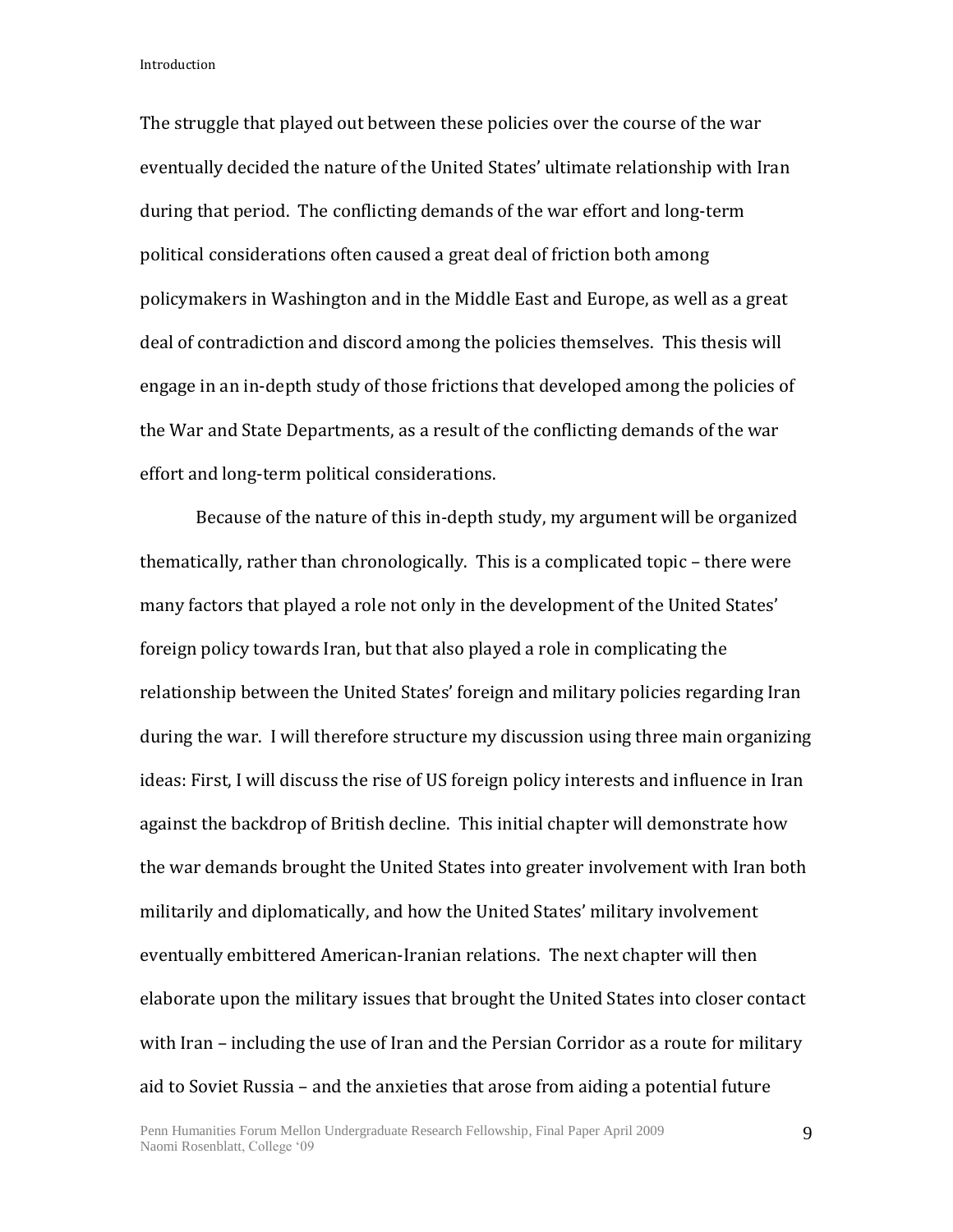The struggle that played out between these policies over the course of the war eventually decided the nature of the United States' ultimate relationship with Iran during that period. The conflicting demands of the war effort and long-term political considerations often caused a great deal of friction both among policymakers in Washington and in the Middle East and Europe, as well as a great deal of contradiction and discord among the policies themselves. This thesis will engage in an in-depth study of those frictions that developed among the policies of the War and State Departments, as a result of the conflicting demands of the war effort and long-term political considerations.

Because of the nature of this in-depth study, my argument will be organized thematically, rather than chronologically. This is a complicated topic – there were many factors that played a role not only in the development of the United States' foreign policy towards Iran, but that also played a role in complicating the relationship between the United States' foreign and military policies regarding Iran during the war. I will therefore structure my discussion using three main organizing ideas: First, I will discuss the rise of US foreign policy interests and influence in Iran against the backdrop of British decline. This initial chapter will demonstrate how the war demands brought the United States into greater involvement with Iran both militarily and diplomatically, and how the United States' military involvement eventually embittered American-Iranian relations. The next chapter will then elaborate upon the military issues that brought the United States into closer contact with Iran – including the use of Iran and the Persian Corridor as a route for military aid to Soviet Russia – and the anxieties that arose from aiding a potential future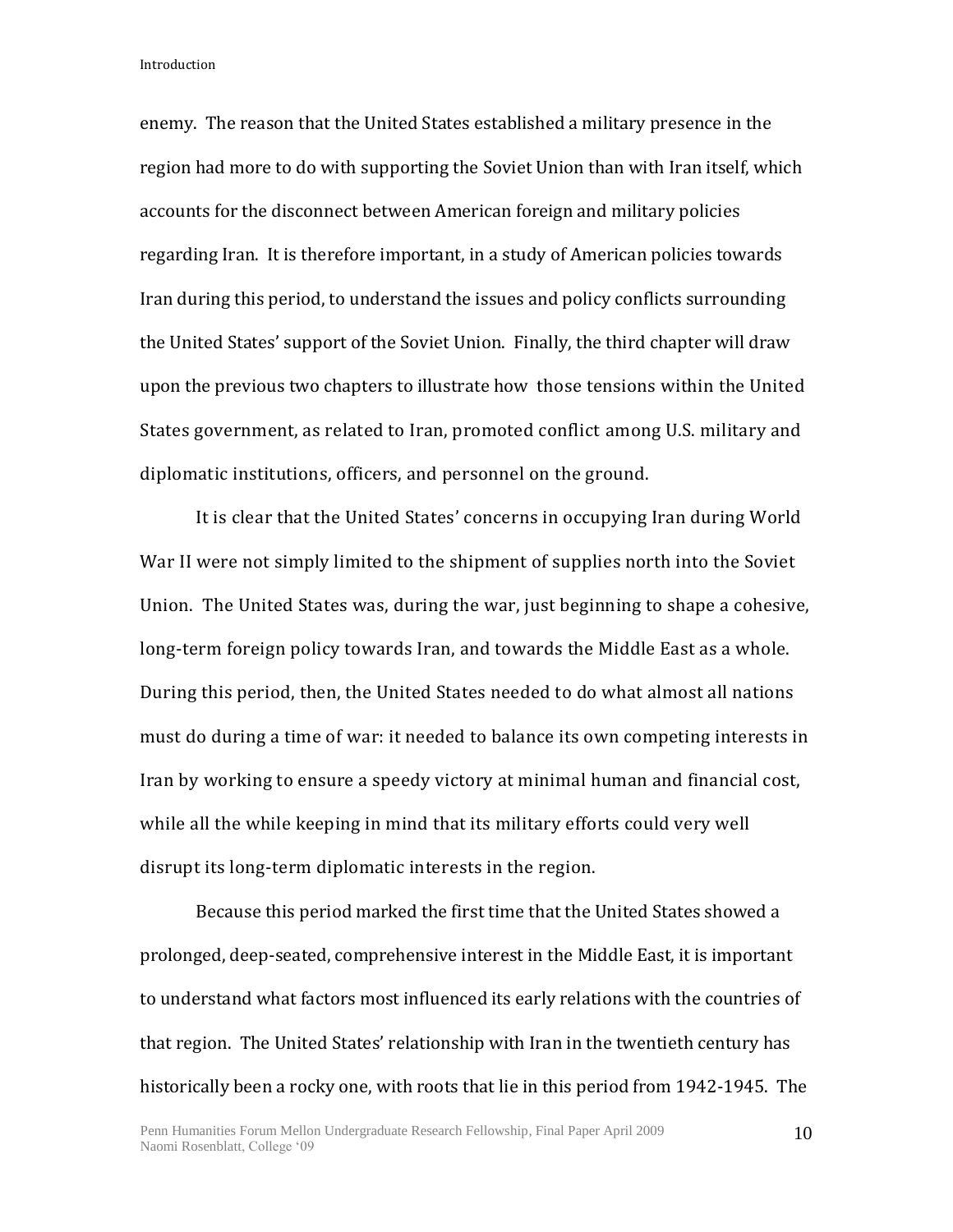enemy. The reason that the United States established a military presence in the region had more to do with supporting the Soviet Union than with Iran itself, which accounts for the disconnect between American foreign and military policies regarding Iran. It is therefore important, in a study of American policies towards Iran during this period, to understand the issues and policy conflicts surrounding the United States' support of the Soviet Union. Finally, the third chapter will draw upon the previous two chapters to illustrate how those tensions within the United States government, as related to Iran, promoted conflict among U.S. military and diplomatic institutions, officers, and personnel on the ground.

It is clear that the United States' concerns in occupying Iran during World War II were not simply limited to the shipment of supplies north into the Soviet Union. The United States was, during the war, just beginning to shape a cohesive, long-term foreign policy towards Iran, and towards the Middle East as a whole. During this period, then, the United States needed to do what almost all nations must do during a time of war: it needed to balance its own competing interests in Iran by working to ensure a speedy victory at minimal human and financial cost, while all the while keeping in mind that its military efforts could very well disrupt its long-term diplomatic interests in the region.

Because this period marked the first time that the United States showed a prolonged, deep-seated, comprehensive interest in the Middle East, it is important to understand what factors most influenced its early relations with the countries of that region. The United States' relationship with Iran in the twentieth century has historically been a rocky one, with roots that lie in this period from 1942-1945. The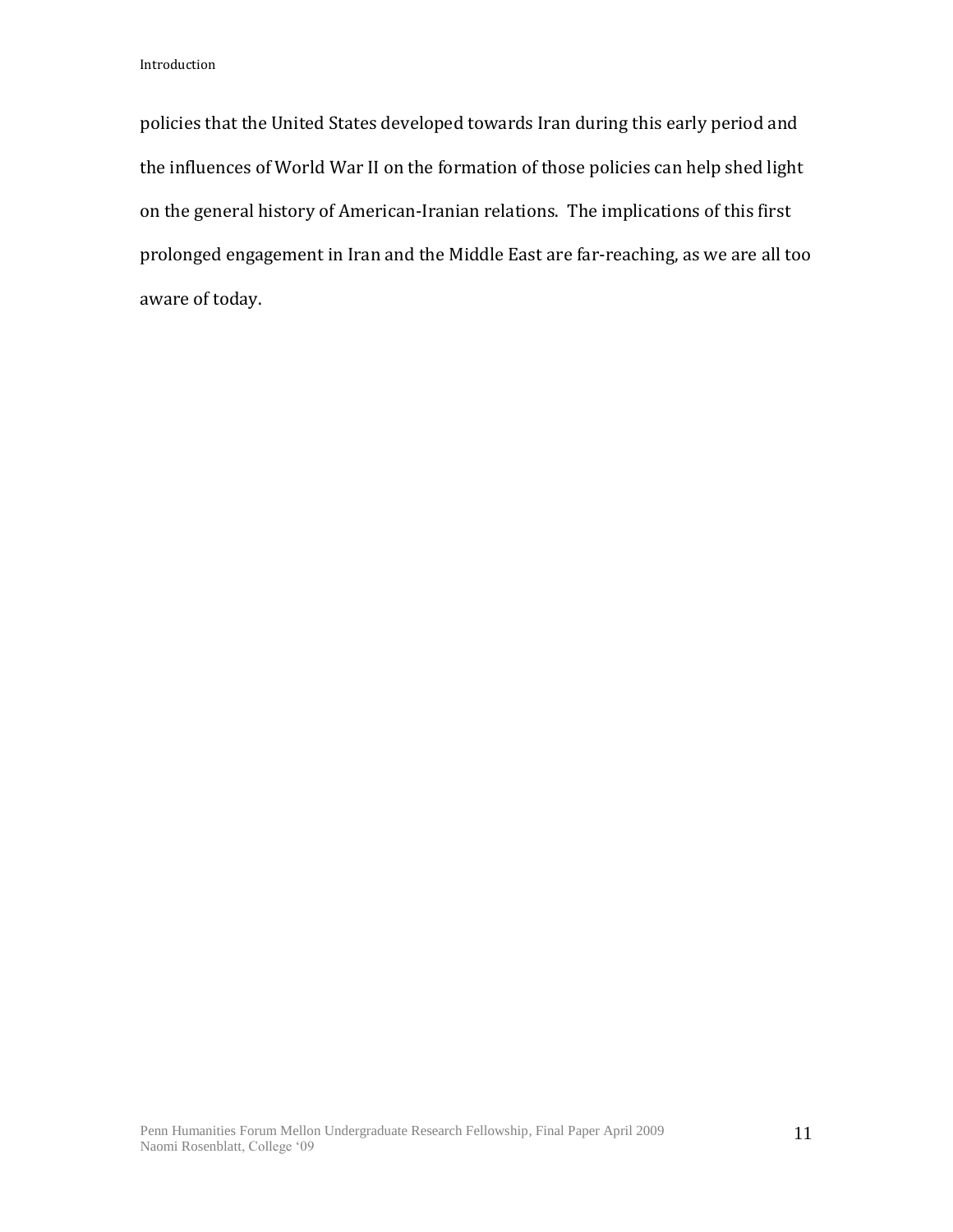policies that the United States developed towards Iran during this early period and the influences of World War II on the formation of those policies can help shed light on the general history of American-Iranian relations. The implications of this first prolonged engagement in Iran and the Middle East are far-reaching, as we are all too aware of today.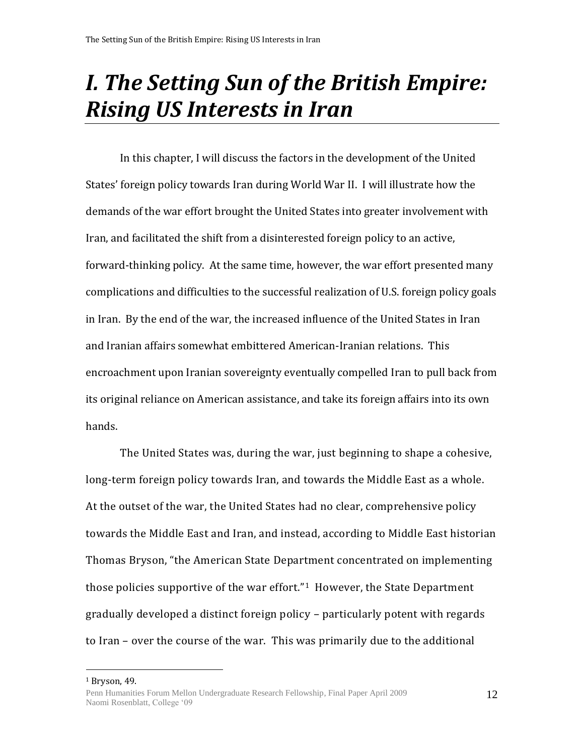# *I. The Setting Sun of the British Empire: Rising US Interests in Iran*

In this chapter, I will discuss the factors in the development of the United States' foreign policy towards Iran during World War II. I will illustrate how the demands of the war effort brought the United States into greater involvement with Iran, and facilitated the shift from a disinterested foreign policy to an active, forward-thinking policy. At the same time, however, the war effort presented many complications and difficulties to the successful realization of U.S. foreign policy goals in Iran. By the end of the war, the increased influence of the United States in Iran and Iranian affairs somewhat embittered American-Iranian relations. This encroachment upon Iranian sovereignty eventually compelled Iran to pull back from its original reliance on American assistance, and take its foreign affairs into its own hands.

The United States was, during the war, just beginning to shape a cohesive, long-term foreign policy towards Iran, and towards the Middle East as a whole. At the outset of the war, the United States had no clear, comprehensive policy towards the Middle East and Iran, and instead, according to Middle East historian Thomas Bryson, "the American State Department concentrated on implementing those policies supportive of the war effort."[1] However, the State Department gradually developed a distinct foreign policy – particularly potent with regards to Iran – over the course of the war. This was primarily due to the additional

[1] Bryson, 49.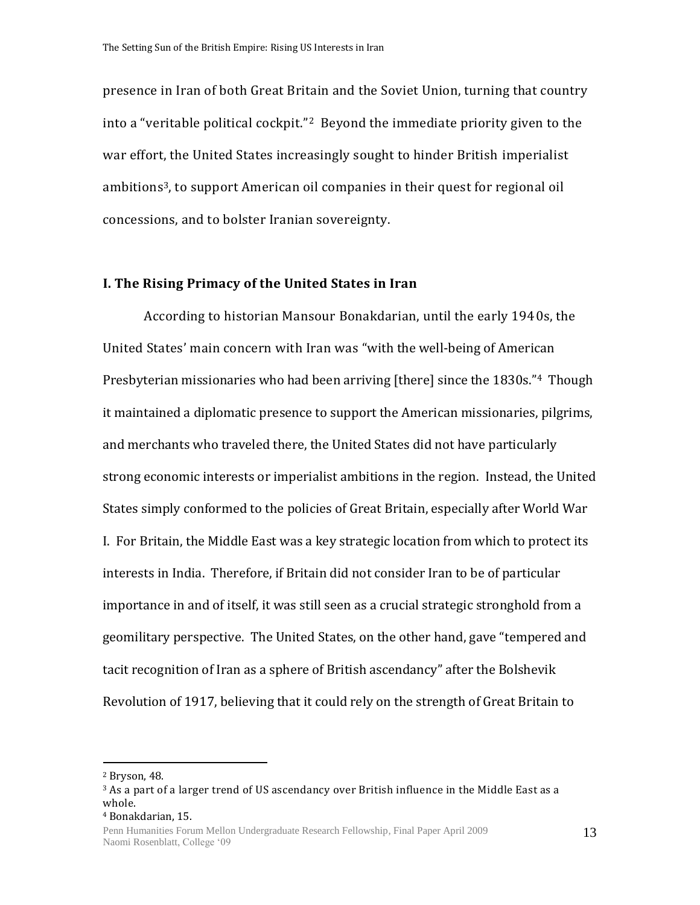presence in Iran of both Great Britain and the Soviet Union, turning that country into a "veritable political cockpit."[2] Beyond the immediate priority given to the war effort, the United States increasingly sought to hinder British imperialist ambitions[3], to support American oil companies in their quest for regional oil concessions, and to bolster Iranian sovereignty.

## I. The Rising Primacy of the United States in Iran

According to historian Mansour Bonakdarian, until the early 1940s, the United States' main concern with Iran was "with the well-being of American Presbyterian missionaries who had been arriving [there] since the 1830s."[4] Though it maintained a diplomatic presence to support the American missionaries, pilgrims, and merchants who traveled there, the United States did not have particularly strong economic interests or imperialist ambitions in the region. Instead, the United States simply conformed to the policies of Great Britain, especially after World War I. For Britain, the Middle East was a key strategic location from which to protect its interests in India. Therefore, if Britain did not consider Iran to be of particular importance in and of itself, it was still seen as a crucial strategic stronghold from a geomilitary perspective. The United States, on the other hand, gave "tempered and tacit recognition of Iran as a sphere of British ascendancy" after the Bolshevik Revolution of 1917, believing that it could rely on the strength of Great Britain to

[2] Bryson, 48.

[3] As a part of a larger trend of US ascendancy over British influence in the Middle East as a whole.

[4] Bonakdarian, 15.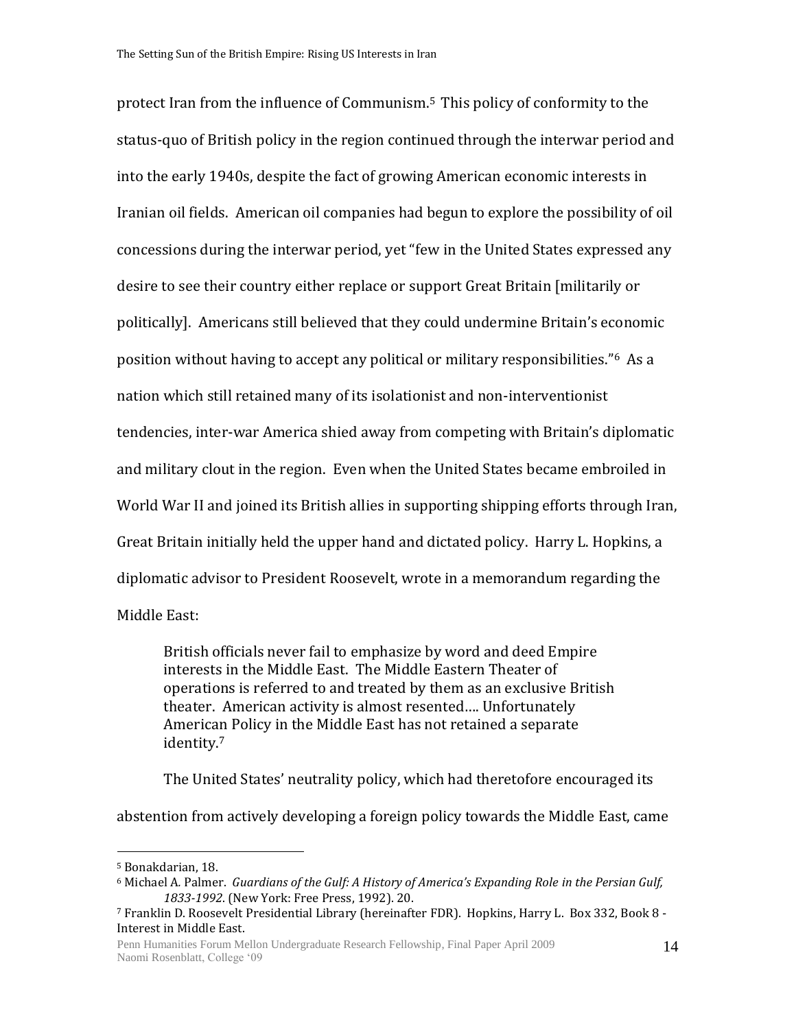protect Iran from the influence of Communism.[5] This policy of conformity to the status-quo of British policy in the region continued through the interwar period and into the early 1940s, despite the fact of growing American economic interests in Iranian oil fields. American oil companies had begun to explore the possibility of oil concessions during the interwar period, yet "few in the United States expressed any desire to see their country either replace or support Great Britain [militarily or politically]. Americans still believed that they could undermine Britain's economic position without having to accept any political or military responsibilities."[6] As a nation which still retained many of its isolationist and non-interventionist tendencies, inter-war America shied away from competing with Britain's diplomatic and military clout in the region. Even when the United States became embroiled in World War II and joined its British allies in supporting shipping efforts through Iran, Great Britain initially held the upper hand and dictated policy. Harry L. Hopkins, a diplomatic advisor to President Roosevelt, wrote in a memorandum regarding the Middle East:

> British officials never fail to emphasize by word and deed Empire interests in the Middle East. The Middle Eastern Theater of operations is referred to and treated by them as an exclusive British theater. American activity is almost resented…. Unfortunately American Policy in the Middle East has not retained a separate identity.[7]

The United States' neutrality policy, which had theretofore encouraged its abstention from actively developing a foreign policy towards the Middle East, came

---

[5] Bonakdarian, 18.

[6] Michael A. Palmer. *Guardians of the Gulf: A History of America's Expanding Role in the Persian Gulf, 1833-1992*. (New York: Free Press, 1992). 20.

[7] Franklin D. Roosevelt Presidential Library (hereinafter FDR). Hopkins, Harry L. Box 332, Book 8 - Interest in Middle East.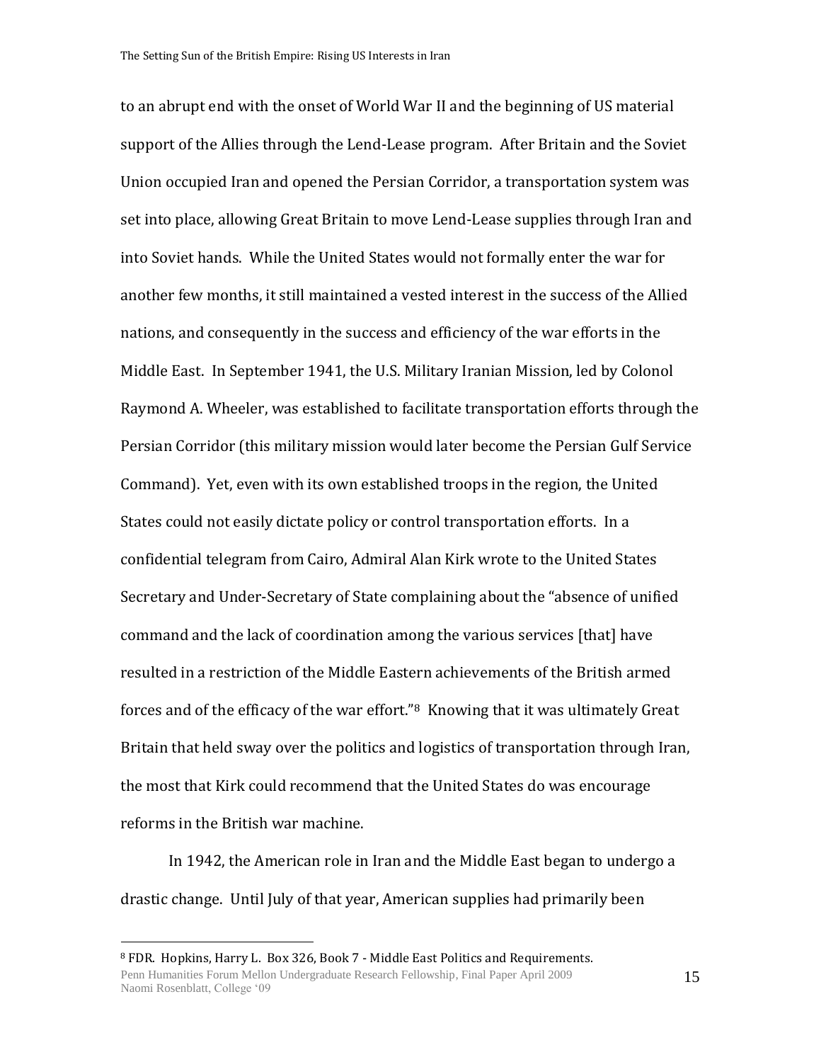to an abrupt end with the onset of World War II and the beginning of US material support of the Allies through the Lend-Lease program. After Britain and the Soviet Union occupied Iran and opened the Persian Corridor, a transportation system was set into place, allowing Great Britain to move Lend-Lease supplies through Iran and into Soviet hands. While the United States would not formally enter the war for another few months, it still maintained a vested interest in the success of the Allied nations, and consequently in the success and efficiency of the war efforts in the Middle East. In September 1941, the U.S. Military Iranian Mission, led by Colonol Raymond A. Wheeler, was established to facilitate transportation efforts through the Persian Corridor (this military mission would later become the Persian Gulf Service Command). Yet, even with its own established troops in the region, the United States could not easily dictate policy or control transportation efforts. In a confidential telegram from Cairo, Admiral Alan Kirk wrote to the United States Secretary and Under-Secretary of State complaining about the "absence of unified command and the lack of coordination among the various services [that] have resulted in a restriction of the Middle Eastern achievements of the British armed forces and of the efficacy of the war effort."[8] Knowing that it was ultimately Great Britain that held sway over the politics and logistics of transportation through Iran, the most that Kirk could recommend that the United States do was encourage reforms in the British war machine.

In 1942, the American role in Iran and the Middle East began to undergo a drastic change. Until July of that year, American supplies had primarily been

---

[8] FDR. Hopkins, Harry L. Box 326, Book 7 - Middle East Politics and Requirements.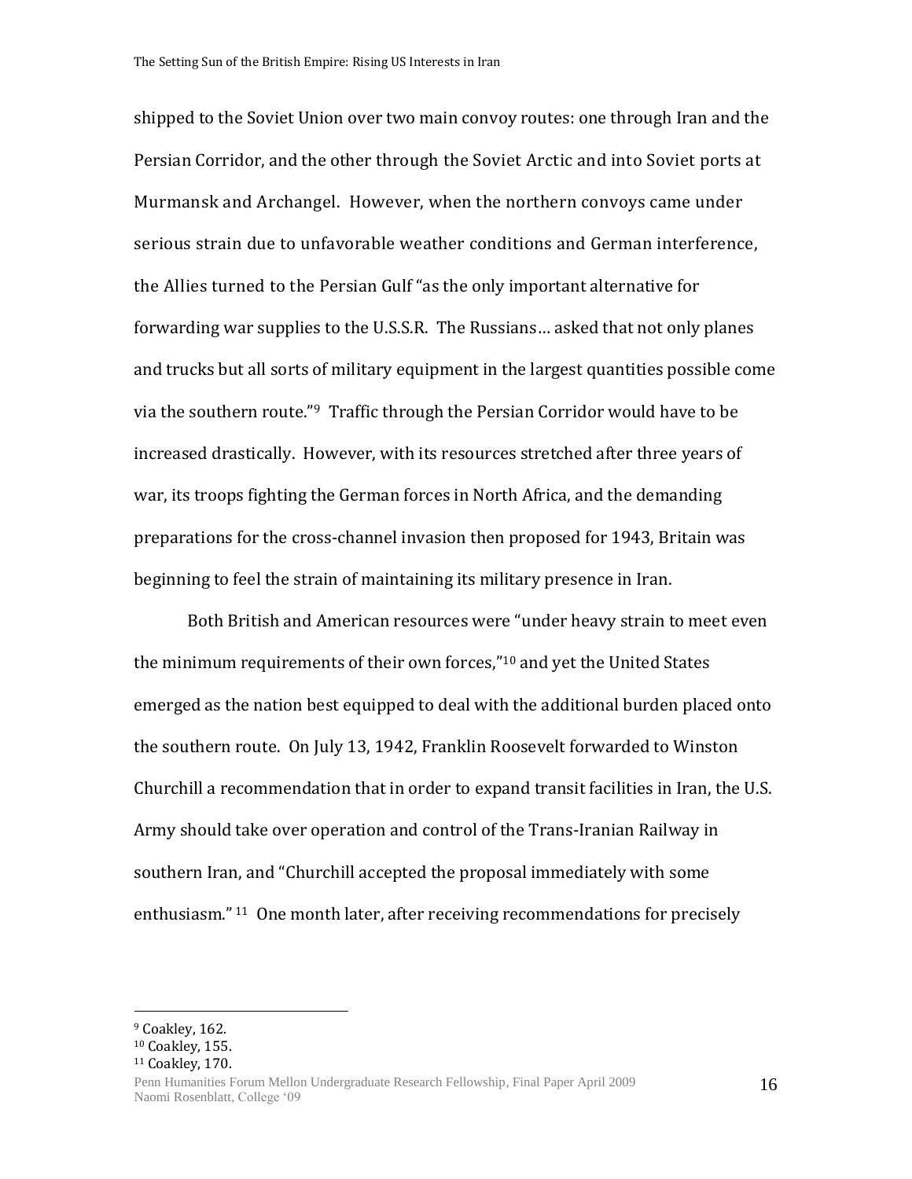shipped to the Soviet Union over two main convoy routes: one through Iran and the Persian Corridor, and the other through the Soviet Arctic and into Soviet ports at Murmansk and Archangel. However, when the northern convoys came under serious strain due to unfavorable weather conditions and German interference, the Allies turned to the Persian Gulf "as the only important alternative for forwarding war supplies to the U.S.S.R. The Russians… asked that not only planes and trucks but all sorts of military equipment in the largest quantities possible come via the southern route."[9] Traffic through the Persian Corridor would have to be increased drastically. However, with its resources stretched after three years of war, its troops fighting the German forces in North Africa, and the demanding preparations for the cross-channel invasion then proposed for 1943, Britain was beginning to feel the strain of maintaining its military presence in Iran.

Both British and American resources were "under heavy strain to meet even the minimum requirements of their own forces,"[10] and yet the United States emerged as the nation best equipped to deal with the additional burden placed onto the southern route. On July 13, 1942, Franklin Roosevelt forwarded to Winston Churchill a recommendation that in order to expand transit facilities in Iran, the U.S. Army should take over operation and control of the Trans-Iranian Railway in southern Iran, and "Churchill accepted the proposal immediately with some enthusiasm."[11] One month later, after receiving recommendations for precisely

---

[9] Coakley, 162.
[10] Coakley, 155.
[11] Coakley, 170.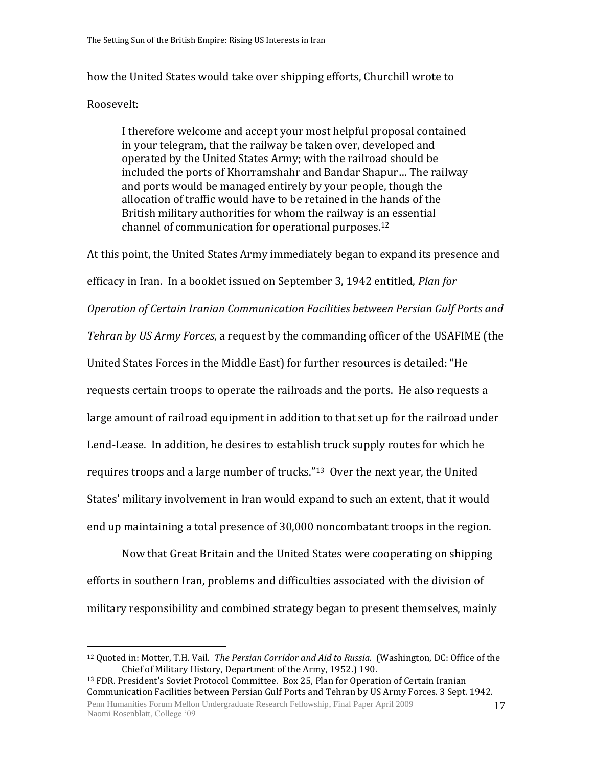how the United States would take over shipping efforts, Churchill wrote to Roosevelt:

> I therefore welcome and accept your most helpful proposal contained in your telegram, that the railway be taken over, developed and operated by the United States Army; with the railroad should be included the ports of Khorramshahr and Bandar Shapur… The railway and ports would be managed entirely by your people, though the allocation of traffic would have to be retained in the hands of the British military authorities for whom the railway is an essential channel of communication for operational purposes.[12]

At this point, the United States Army immediately began to expand its presence and efficacy in Iran. In a booklet issued on September 3, 1942 entitled, *Plan for Operation of Certain Iranian Communication Facilities between Persian Gulf Ports and Tehran by US Army Forces*, a request by the commanding officer of the USAFIME (the United States Forces in the Middle East) for further resources is detailed: "He requests certain troops to operate the railroads and the ports. He also requests a large amount of railroad equipment in addition to that set up for the railroad under Lend-Lease. In addition, he desires to establish truck supply routes for which he requires troops and a large number of trucks."[13] Over the next year, the United States' military involvement in Iran would expand to such an extent, that it would end up maintaining a total presence of 30,000 noncombatant troops in the region.

Now that Great Britain and the United States were cooperating on shipping efforts in southern Iran, problems and difficulties associated with the division of military responsibility and combined strategy began to present themselves, mainly

---

[12] Quoted in: Motter, T.H. Vail. *The Persian Corridor and Aid to Russia*. (Washington, DC: Office of the Chief of Military History, Department of the Army, 1952.) 190.

[13] FDR. President's Soviet Protocol Committee. Box 25, Plan for Operation of Certain Iranian Communication Facilities between Persian Gulf Ports and Tehran by US Army Forces. 3 Sept. 1942.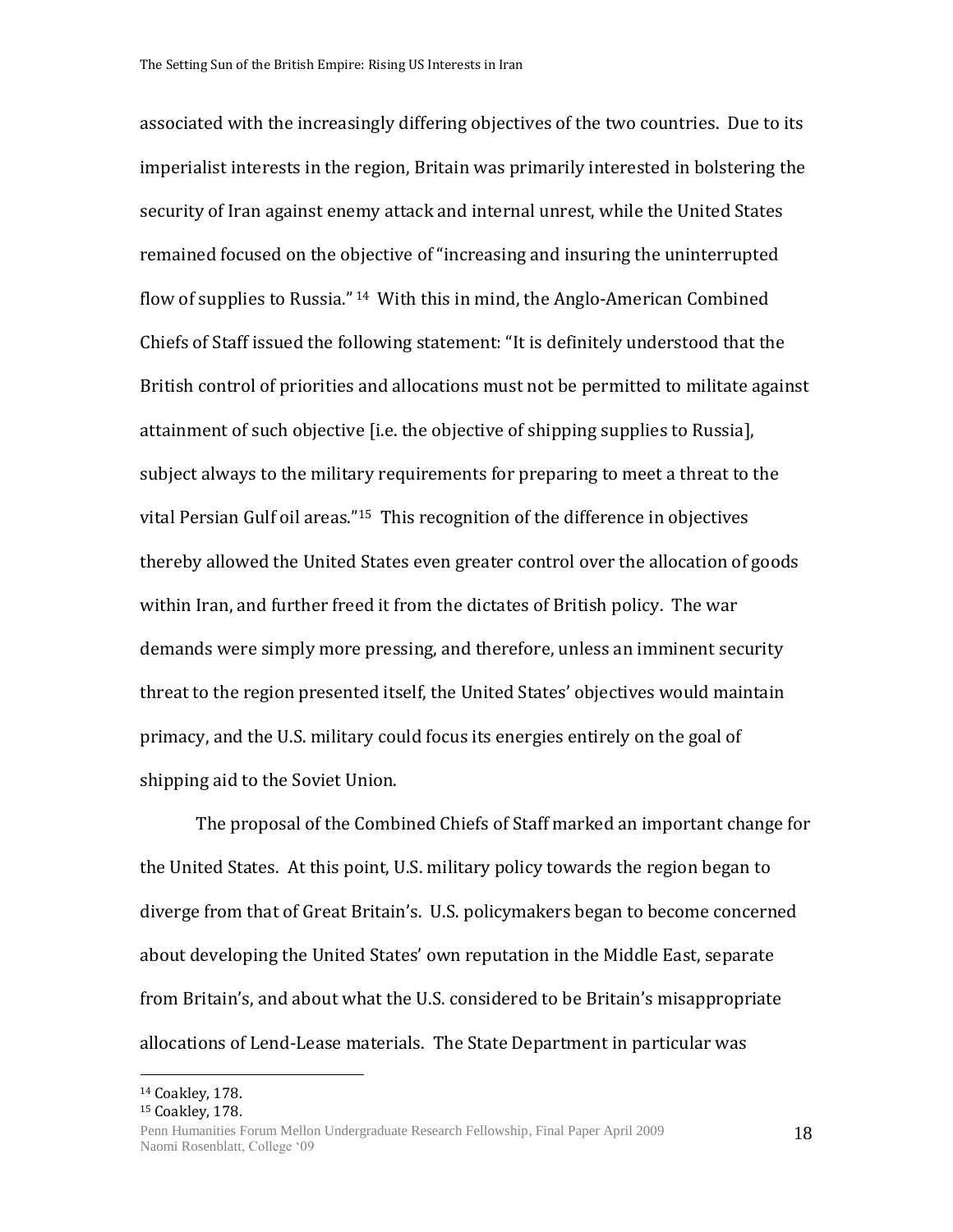associated with the increasingly differing objectives of the two countries. Due to its imperialist interests in the region, Britain was primarily interested in bolstering the security of Iran against enemy attack and internal unrest, while the United States remained focused on the objective of "increasing and insuring the uninterrupted flow of supplies to Russia." [14] With this in mind, the Anglo-American Combined Chiefs of Staff issued the following statement: "It is definitely understood that the British control of priorities and allocations must not be permitted to militate against attainment of such objective [i.e. the objective of shipping supplies to Russia], subject always to the military requirements for preparing to meet a threat to the vital Persian Gulf oil areas."[15] This recognition of the difference in objectives thereby allowed the United States even greater control over the allocation of goods within Iran, and further freed it from the dictates of British policy. The war demands were simply more pressing, and therefore, unless an imminent security threat to the region presented itself, the United States' objectives would maintain primacy, and the U.S. military could focus its energies entirely on the goal of shipping aid to the Soviet Union.

The proposal of the Combined Chiefs of Staff marked an important change for the United States. At this point, U.S. military policy towards the region began to diverge from that of Great Britain's. U.S. policymakers began to become concerned about developing the United States' own reputation in the Middle East, separate from Britain's, and about what the U.S. considered to be Britain's misappropriate allocations of Lend-Lease materials. The State Department in particular was

---

[14] Coakley, 178.
[15] Coakley, 178.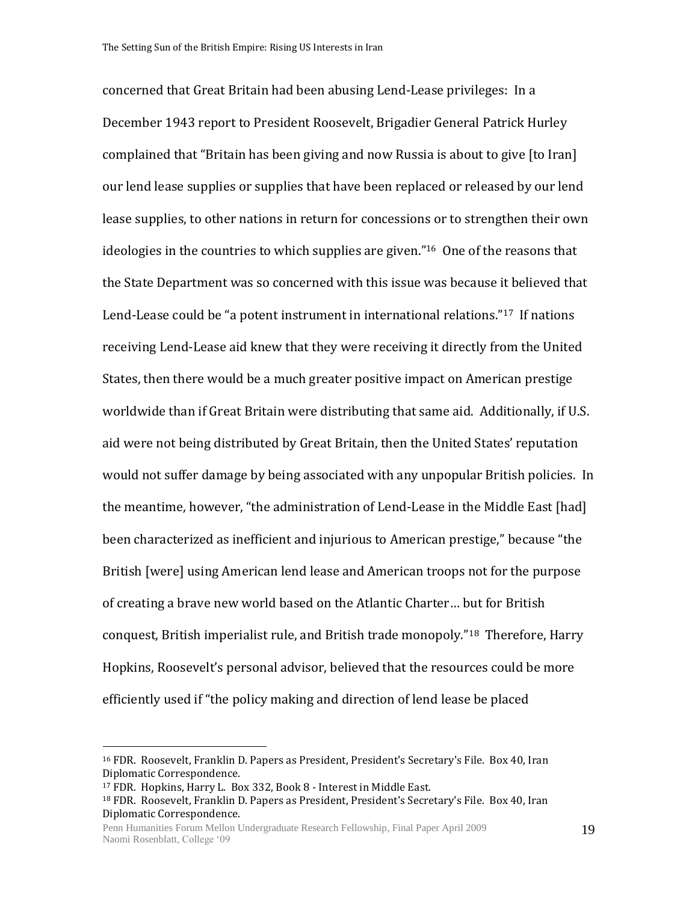concerned that Great Britain had been abusing Lend-Lease privileges: In a December 1943 report to President Roosevelt, Brigadier General Patrick Hurley complained that "Britain has been giving and now Russia is about to give [to Iran] our lend lease supplies or supplies that have been replaced or released by our lend lease supplies, to other nations in return for concessions or to strengthen their own ideologies in the countries to which supplies are given."[16] One of the reasons that the State Department was so concerned with this issue was because it believed that Lend-Lease could be "a potent instrument in international relations."[17] If nations receiving Lend-Lease aid knew that they were receiving it directly from the United States, then there would be a much greater positive impact on American prestige worldwide than if Great Britain were distributing that same aid. Additionally, if U.S. aid were not being distributed by Great Britain, then the United States' reputation would not suffer damage by being associated with any unpopular British policies. In the meantime, however, "the administration of Lend-Lease in the Middle East [had] been characterized as inefficient and injurious to American prestige," because "the British [were] using American lend lease and American troops not for the purpose of creating a brave new world based on the Atlantic Charter… but for British conquest, British imperialist rule, and British trade monopoly."[18] Therefore, Harry Hopkins, Roosevelt's personal advisor, believed that the resources could be more efficiently used if "the policy making and direction of lend lease be placed

---

[16] FDR. Roosevelt, Franklin D. Papers as President, President's Secretary's File. Box 40, Iran Diplomatic Correspondence.

[17] FDR. Hopkins, Harry L. Box 332, Book 8 - Interest in Middle East.

[18] FDR. Roosevelt, Franklin D. Papers as President, President's Secretary's File. Box 40, Iran Diplomatic Correspondence.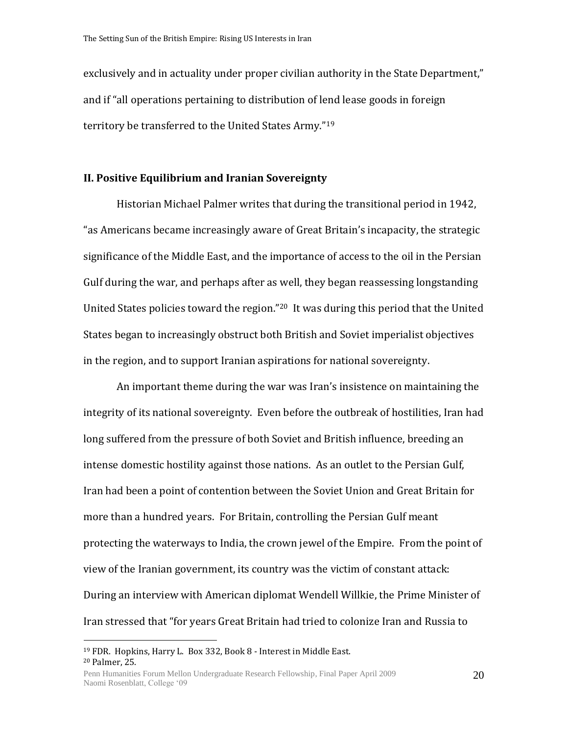exclusively and in actuality under proper civilian authority in the State Department," and if "all operations pertaining to distribution of lend lease goods in foreign territory be transferred to the United States Army."[19]

## II. Positive Equilibrium and Iranian Sovereignty

Historian Michael Palmer writes that during the transitional period in 1942, "as Americans became increasingly aware of Great Britain's incapacity, the strategic significance of the Middle East, and the importance of access to the oil in the Persian Gulf during the war, and perhaps after as well, they began reassessing longstanding United States policies toward the region."[20] It was during this period that the United States began to increasingly obstruct both British and Soviet imperialist objectives in the region, and to support Iranian aspirations for national sovereignty.

An important theme during the war was Iran's insistence on maintaining the integrity of its national sovereignty. Even before the outbreak of hostilities, Iran had long suffered from the pressure of both Soviet and British influence, breeding an intense domestic hostility against those nations. As an outlet to the Persian Gulf, Iran had been a point of contention between the Soviet Union and Great Britain for more than a hundred years. For Britain, controlling the Persian Gulf meant protecting the waterways to India, the crown jewel of the Empire. From the point of view of the Iranian government, its country was the victim of constant attack: During an interview with American diplomat Wendell Willkie, the Prime Minister of Iran stressed that "for years Great Britain had tried to colonize Iran and Russia to

---

[19] FDR. Hopkins, Harry L. Box 332, Book 8 - Interest in Middle East.
[20] Palmer, 25.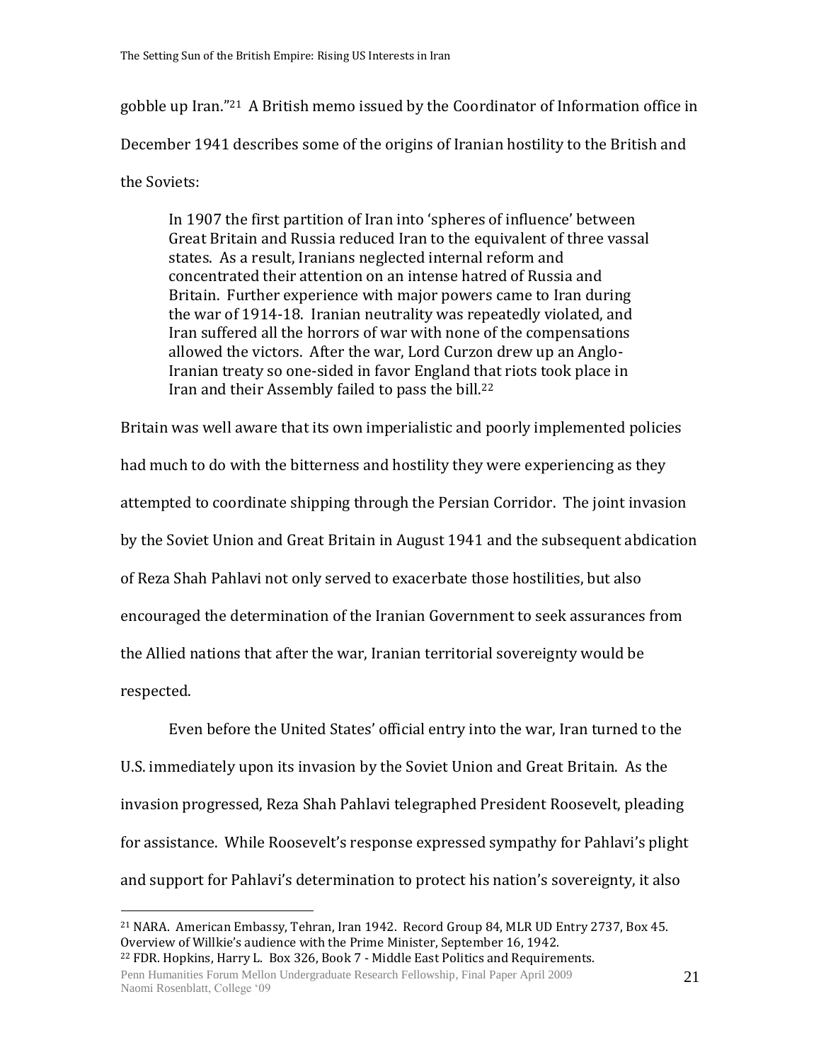gobble up Iran."[21] A British memo issued by the Coordinator of Information office in December 1941 describes some of the origins of Iranian hostility to the British and the Soviets:

> In 1907 the first partition of Iran into 'spheres of influence' between Great Britain and Russia reduced Iran to the equivalent of three vassal states. As a result, Iranians neglected internal reform and concentrated their attention on an intense hatred of Russia and Britain. Further experience with major powers came to Iran during the war of 1914-18. Iranian neutrality was repeatedly violated, and Iran suffered all the horrors of war with none of the compensations allowed the victors. After the war, Lord Curzon drew up an Anglo-Iranian treaty so one-sided in favor England that riots took place in Iran and their Assembly failed to pass the bill.[22]

Britain was well aware that its own imperialistic and poorly implemented policies had much to do with the bitterness and hostility they were experiencing as they attempted to coordinate shipping through the Persian Corridor. The joint invasion by the Soviet Union and Great Britain in August 1941 and the subsequent abdication of Reza Shah Pahlavi not only served to exacerbate those hostilities, but also encouraged the determination of the Iranian Government to seek assurances from the Allied nations that after the war, Iranian territorial sovereignty would be respected.

Even before the United States' official entry into the war, Iran turned to the U.S. immediately upon its invasion by the Soviet Union and Great Britain. As the invasion progressed, Reza Shah Pahlavi telegraphed President Roosevelt, pleading for assistance. While Roosevelt's response expressed sympathy for Pahlavi's plight and support for Pahlavi's determination to protect his nation's sovereignty, it also

---

[21] NARA. American Embassy, Tehran, Iran 1942. Record Group 84, MLR UD Entry 2737, Box 45. Overview of Willkie's audience with the Prime Minister, September 16, 1942.

[22] FDR. Hopkins, Harry L. Box 326, Book 7 - Middle East Politics and Requirements.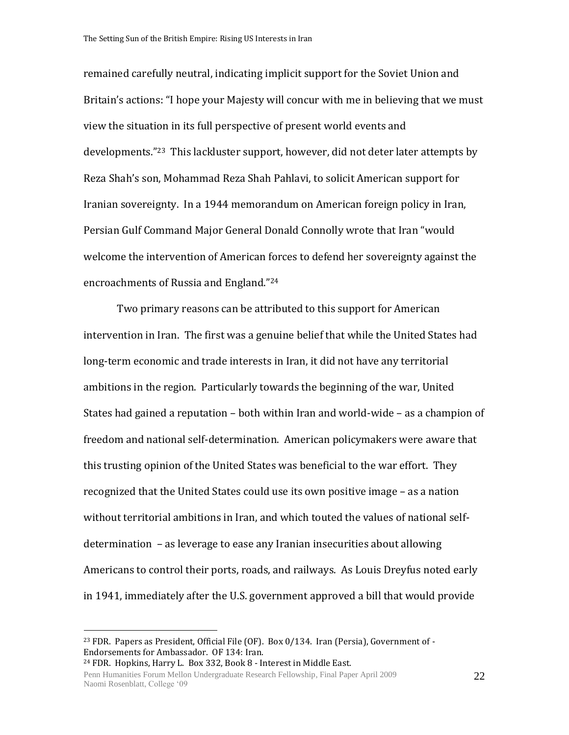remained carefully neutral, indicating implicit support for the Soviet Union and Britain's actions: "I hope your Majesty will concur with me in believing that we must view the situation in its full perspective of present world events and developments."[23] This lackluster support, however, did not deter later attempts by Reza Shah's son, Mohammad Reza Shah Pahlavi, to solicit American support for Iranian sovereignty. In a 1944 memorandum on American foreign policy in Iran, Persian Gulf Command Major General Donald Connolly wrote that Iran "would welcome the intervention of American forces to defend her sovereignty against the encroachments of Russia and England."[24]

Two primary reasons can be attributed to this support for American intervention in Iran. The first was a genuine belief that while the United States had long-term economic and trade interests in Iran, it did not have any territorial ambitions in the region. Particularly towards the beginning of the war, United States had gained a reputation – both within Iran and world-wide – as a champion of freedom and national self-determination. American policymakers were aware that this trusting opinion of the United States was beneficial to the war effort. They recognized that the United States could use its own positive image – as a nation without territorial ambitions in Iran, and which touted the values of national self-determination – as leverage to ease any Iranian insecurities about allowing Americans to control their ports, roads, and railways. As Louis Dreyfus noted early in 1941, immediately after the U.S. government approved a bill that would provide

---

[23] FDR. Papers as President, Official File (OF). Box 0/134. Iran (Persia), Government of - Endorsements for Ambassador. OF 134: Iran.

[24] FDR. Hopkins, Harry L. Box 332, Book 8 - Interest in Middle East.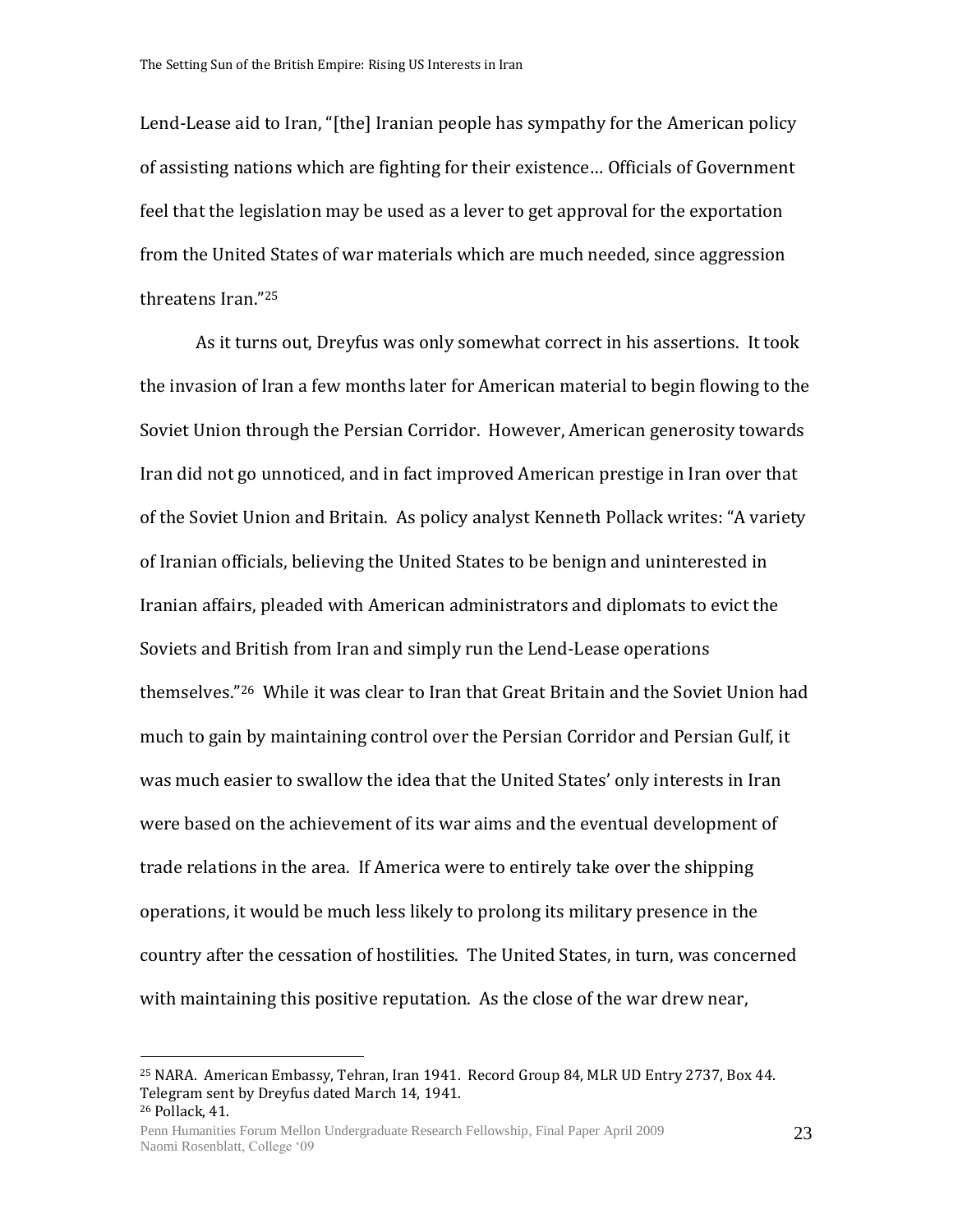Lend-Lease aid to Iran, "[the] Iranian people has sympathy for the American policy of assisting nations which are fighting for their existence… Officials of Government feel that the legislation may be used as a lever to get approval for the exportation from the United States of war materials which are much needed, since aggression threatens Iran."[25]

As it turns out, Dreyfus was only somewhat correct in his assertions. It took the invasion of Iran a few months later for American material to begin flowing to the Soviet Union through the Persian Corridor. However, American generosity towards Iran did not go unnoticed, and in fact improved American prestige in Iran over that of the Soviet Union and Britain. As policy analyst Kenneth Pollack writes: "A variety of Iranian officials, believing the United States to be benign and uninterested in Iranian affairs, pleaded with American administrators and diplomats to evict the Soviets and British from Iran and simply run the Lend-Lease operations themselves."[26] While it was clear to Iran that Great Britain and the Soviet Union had much to gain by maintaining control over the Persian Corridor and Persian Gulf, it was much easier to swallow the idea that the United States' only interests in Iran were based on the achievement of its war aims and the eventual development of trade relations in the area. If America were to entirely take over the shipping operations, it would be much less likely to prolong its military presence in the country after the cessation of hostilities. The United States, in turn, was concerned with maintaining this positive reputation. As the close of the war drew near,

---

[25] NARA. American Embassy, Tehran, Iran 1941. Record Group 84, MLR UD Entry 2737, Box 44. Telegram sent by Dreyfus dated March 14, 1941.

[26] Pollack, 41.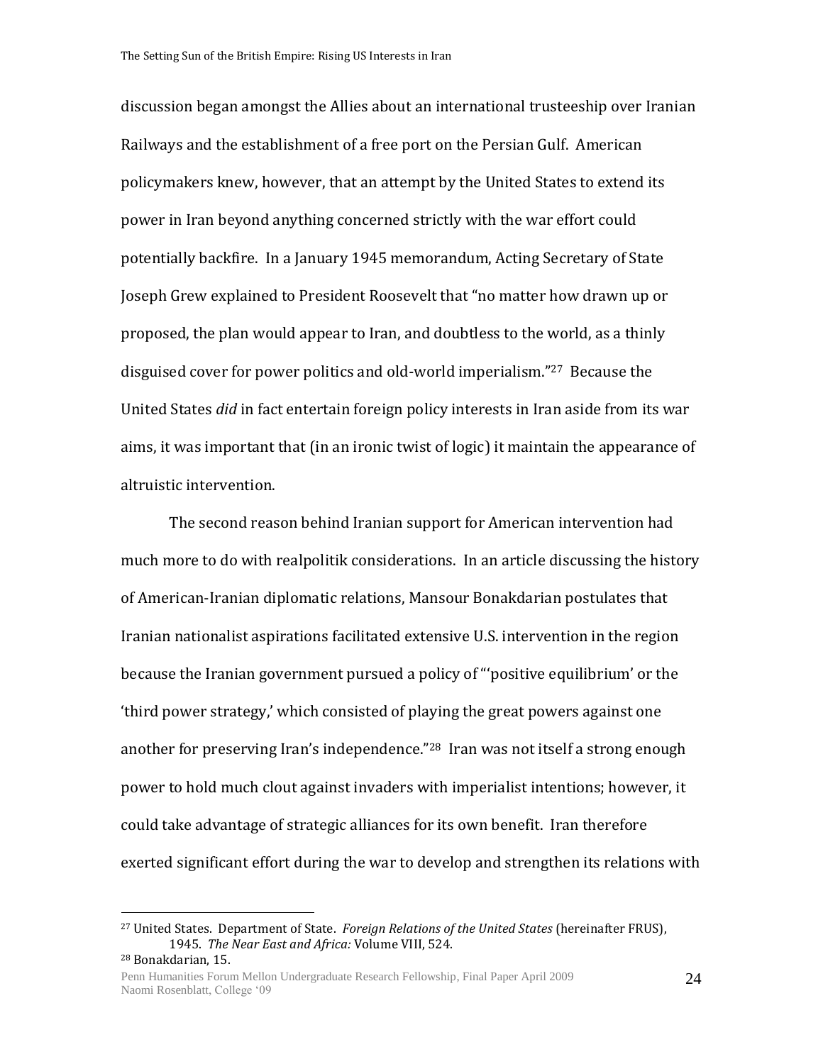discussion began amongst the Allies about an international trusteeship over Iranian Railways and the establishment of a free port on the Persian Gulf. American policymakers knew, however, that an attempt by the United States to extend its power in Iran beyond anything concerned strictly with the war effort could potentially backfire. In a January 1945 memorandum, Acting Secretary of State Joseph Grew explained to President Roosevelt that "no matter how drawn up or proposed, the plan would appear to Iran, and doubtless to the world, as a thinly disguised cover for power politics and old-world imperialism."[27] Because the United States *did* in fact entertain foreign policy interests in Iran aside from its war aims, it was important that (in an ironic twist of logic) it maintain the appearance of altruistic intervention.

The second reason behind Iranian support for American intervention had much more to do with realpolitik considerations. In an article discussing the history of American-Iranian diplomatic relations, Mansour Bonakdarian postulates that Iranian nationalist aspirations facilitated extensive U.S. intervention in the region because the Iranian government pursued a policy of "'positive equilibrium' or the 'third power strategy,' which consisted of playing the great powers against one another for preserving Iran's independence."[28] Iran was not itself a strong enough power to hold much clout against invaders with imperialist intentions; however, it could take advantage of strategic alliances for its own benefit. Iran therefore exerted significant effort during the war to develop and strengthen its relations with

---

[27] United States. Department of State. *Foreign Relations of the United States* (hereinafter FRUS), 1945. *The Near East and Africa:* Volume VIII, 524.

[28] Bonakdarian, 15.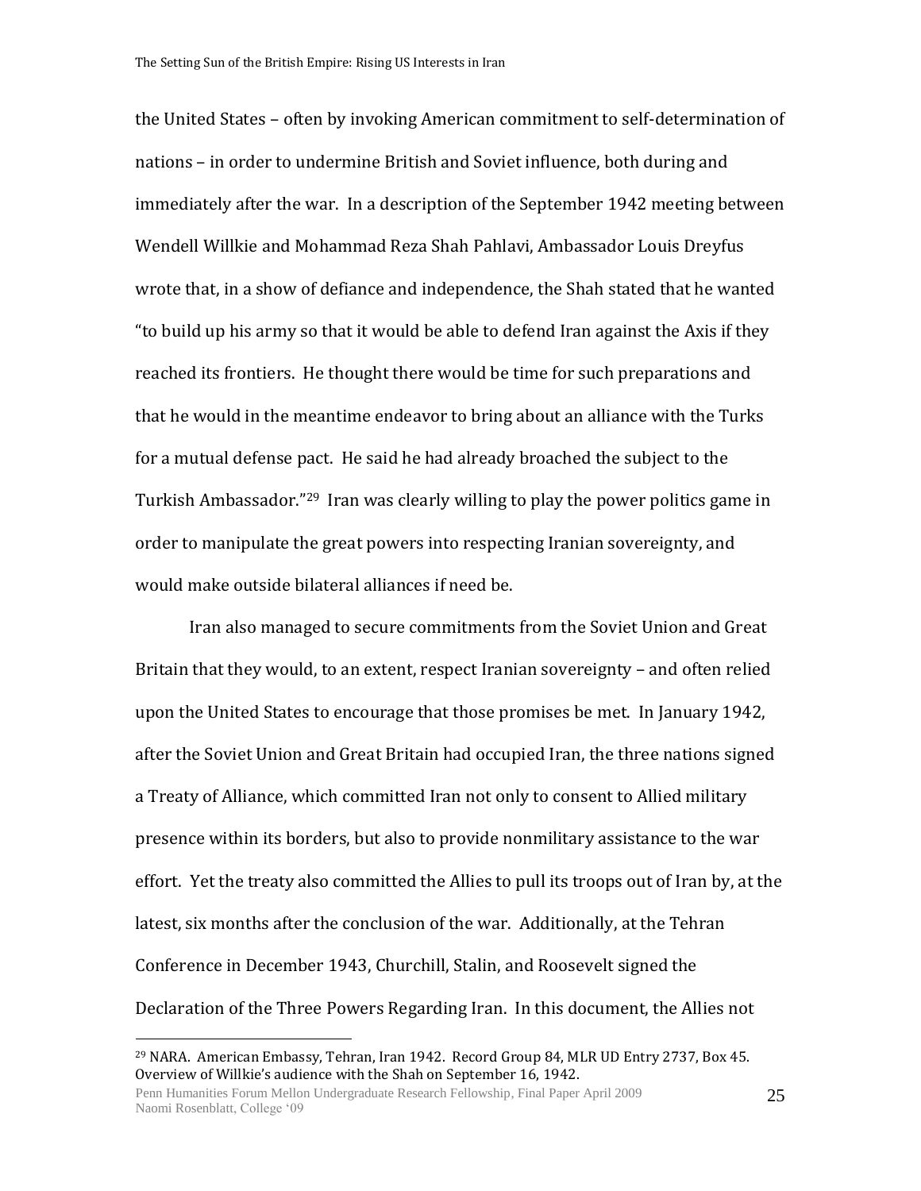the United States – often by invoking American commitment to self-determination of nations – in order to undermine British and Soviet influence, both during and immediately after the war. In a description of the September 1942 meeting between Wendell Willkie and Mohammad Reza Shah Pahlavi, Ambassador Louis Dreyfus wrote that, in a show of defiance and independence, the Shah stated that he wanted "to build up his army so that it would be able to defend Iran against the Axis if they reached its frontiers. He thought there would be time for such preparations and that he would in the meantime endeavor to bring about an alliance with the Turks for a mutual defense pact. He said he had already broached the subject to the Turkish Ambassador."[29] Iran was clearly willing to play the power politics game in order to manipulate the great powers into respecting Iranian sovereignty, and would make outside bilateral alliances if need be.

Iran also managed to secure commitments from the Soviet Union and Great Britain that they would, to an extent, respect Iranian sovereignty – and often relied upon the United States to encourage that those promises be met. In January 1942, after the Soviet Union and Great Britain had occupied Iran, the three nations signed a Treaty of Alliance, which committed Iran not only to consent to Allied military presence within its borders, but also to provide nonmilitary assistance to the war effort. Yet the treaty also committed the Allies to pull its troops out of Iran by, at the latest, six months after the conclusion of the war. Additionally, at the Tehran Conference in December 1943, Churchill, Stalin, and Roosevelt signed the Declaration of the Three Powers Regarding Iran. In this document, the Allies not

---

[29] NARA. American Embassy, Tehran, Iran 1942. Record Group 84, MLR UD Entry 2737, Box 45. Overview of Willkie's audience with the Shah on September 16, 1942.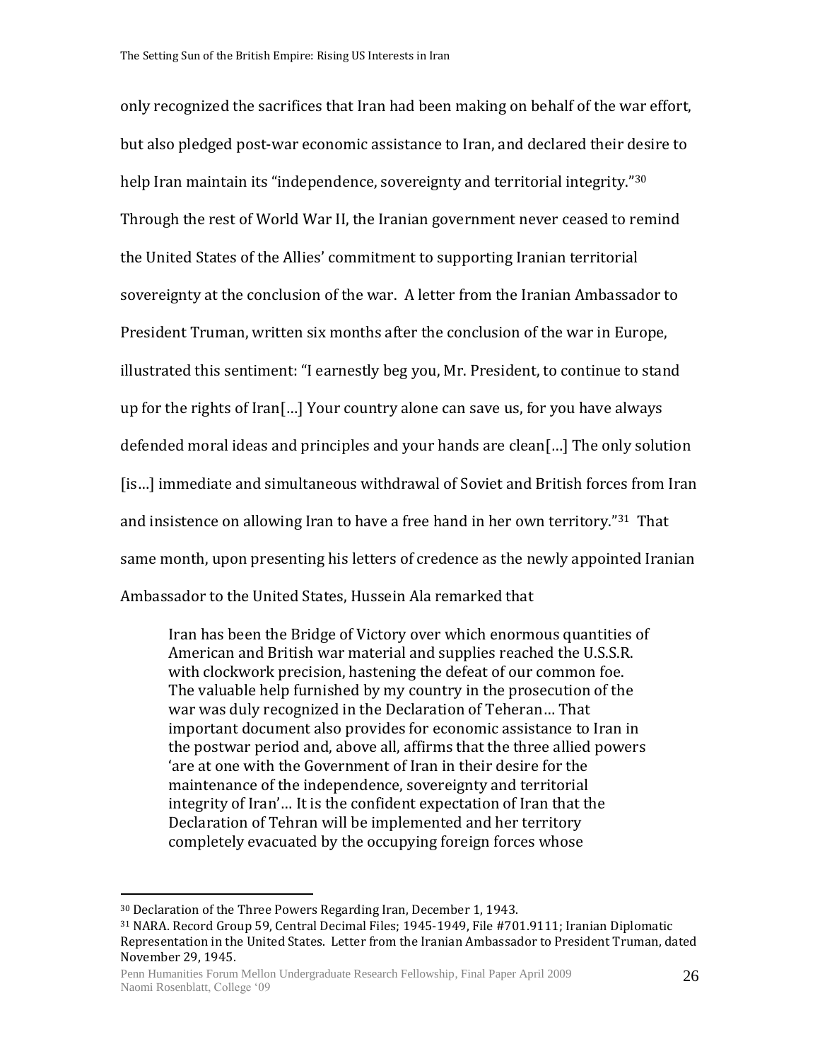only recognized the sacrifices that Iran had been making on behalf of the war effort, but also pledged post-war economic assistance to Iran, and declared their desire to help Iran maintain its "independence, sovereignty and territorial integrity."[30] Through the rest of World War II, the Iranian government never ceased to remind the United States of the Allies' commitment to supporting Iranian territorial sovereignty at the conclusion of the war. A letter from the Iranian Ambassador to President Truman, written six months after the conclusion of the war in Europe, illustrated this sentiment: "I earnestly beg you, Mr. President, to continue to stand up for the rights of Iran[…] Your country alone can save us, for you have always defended moral ideas and principles and your hands are clean[…] The only solution [is…] immediate and simultaneous withdrawal of Soviet and British forces from Iran and insistence on allowing Iran to have a free hand in her own territory."[31] That same month, upon presenting his letters of credence as the newly appointed Iranian Ambassador to the United States, Hussein Ala remarked that

> Iran has been the Bridge of Victory over which enormous quantities of American and British war material and supplies reached the U.S.S.R. with clockwork precision, hastening the defeat of our common foe. The valuable help furnished by my country in the prosecution of the war was duly recognized in the Declaration of Teheran… That important document also provides for economic assistance to Iran in the postwar period and, above all, affirms that the three allied powers 'are at one with the Government of Iran in their desire for the maintenance of the independence, sovereignty and territorial integrity of Iran'… It is the confident expectation of Iran that the Declaration of Tehran will be implemented and her territory completely evacuated by the occupying foreign forces whose

---

[30] Declaration of the Three Powers Regarding Iran, December 1, 1943.

[31] NARA. Record Group 59, Central Decimal Files; 1945-1949, File #701.9111; Iranian Diplomatic Representation in the United States. Letter from the Iranian Ambassador to President Truman, dated November 29, 1945.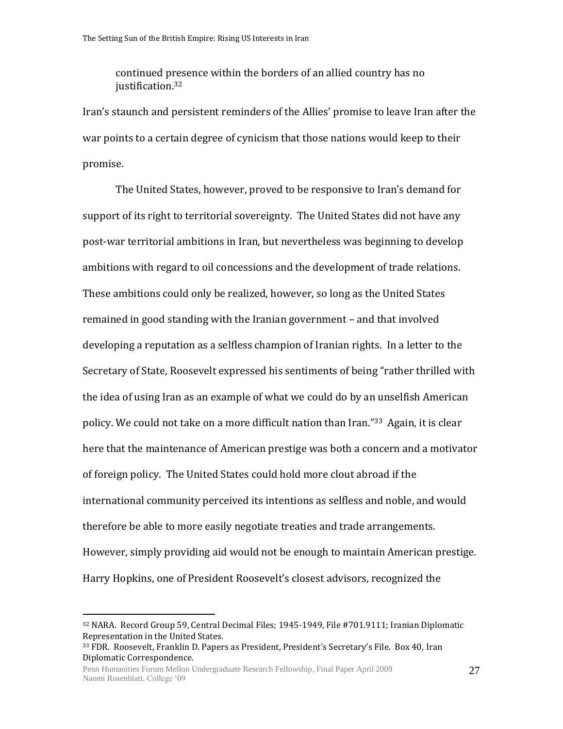continued presence within the borders of an allied country has no justification.[32]

Iran's staunch and persistent reminders of the Allies' promise to leave Iran after the war points to a certain degree of cynicism that those nations would keep to their promise.

The United States, however, proved to be responsive to Iran's demand for support of its right to territorial sovereignty. The United States did not have any post-war territorial ambitions in Iran, but nevertheless was beginning to develop ambitions with regard to oil concessions and the development of trade relations. These ambitions could only be realized, however, so long as the United States remained in good standing with the Iranian government – and that involved developing a reputation as a selfless champion of Iranian rights. In a letter to the Secretary of State, Roosevelt expressed his sentiments of being "rather thrilled with the idea of using Iran as an example of what we could do by an unselfish American policy. We could not take on a more difficult nation than Iran."[33] Again, it is clear here that the maintenance of American prestige was both a concern and a motivator of foreign policy. The United States could hold more clout abroad if the international community perceived its intentions as selfless and noble, and would therefore be able to more easily negotiate treaties and trade arrangements. However, simply providing aid would not be enough to maintain American prestige. Harry Hopkins, one of President Roosevelt's closest advisors, recognized the

---

[32] NARA. Record Group 59, Central Decimal Files; 1945-1949, File #701.9111; Iranian Diplomatic Representation in the United States.

[33] FDR. Roosevelt, Franklin D. Papers as President, President's Secretary's File. Box 40, Iran Diplomatic Correspondence.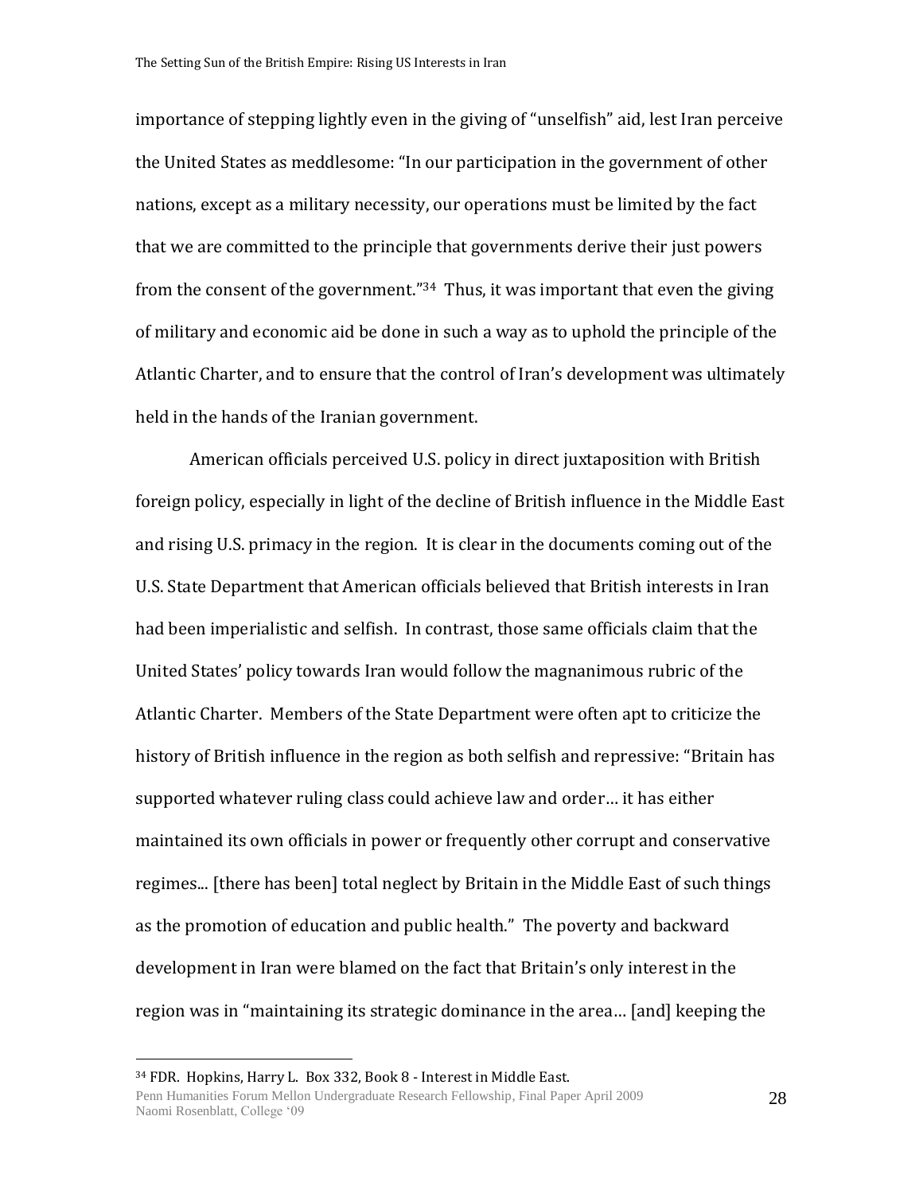importance of stepping lightly even in the giving of "unselfish" aid, lest Iran perceive the United States as meddlesome: "In our participation in the government of other nations, except as a military necessity, our operations must be limited by the fact that we are committed to the principle that governments derive their just powers from the consent of the government."[34] Thus, it was important that even the giving of military and economic aid be done in such a way as to uphold the principle of the Atlantic Charter, and to ensure that the control of Iran's development was ultimately held in the hands of the Iranian government.

American officials perceived U.S. policy in direct juxtaposition with British foreign policy, especially in light of the decline of British influence in the Middle East and rising U.S. primacy in the region. It is clear in the documents coming out of the U.S. State Department that American officials believed that British interests in Iran had been imperialistic and selfish. In contrast, those same officials claim that the United States' policy towards Iran would follow the magnanimous rubric of the Atlantic Charter. Members of the State Department were often apt to criticize the history of British influence in the region as both selfish and repressive: "Britain has supported whatever ruling class could achieve law and order… it has either maintained its own officials in power or frequently other corrupt and conservative regimes... [there has been] total neglect by Britain in the Middle East of such things as the promotion of education and public health." The poverty and backward development in Iran were blamed on the fact that Britain's only interest in the region was in "maintaining its strategic dominance in the area… [and] keeping the

---

[34] FDR. Hopkins, Harry L. Box 332, Book 8 - Interest in Middle East.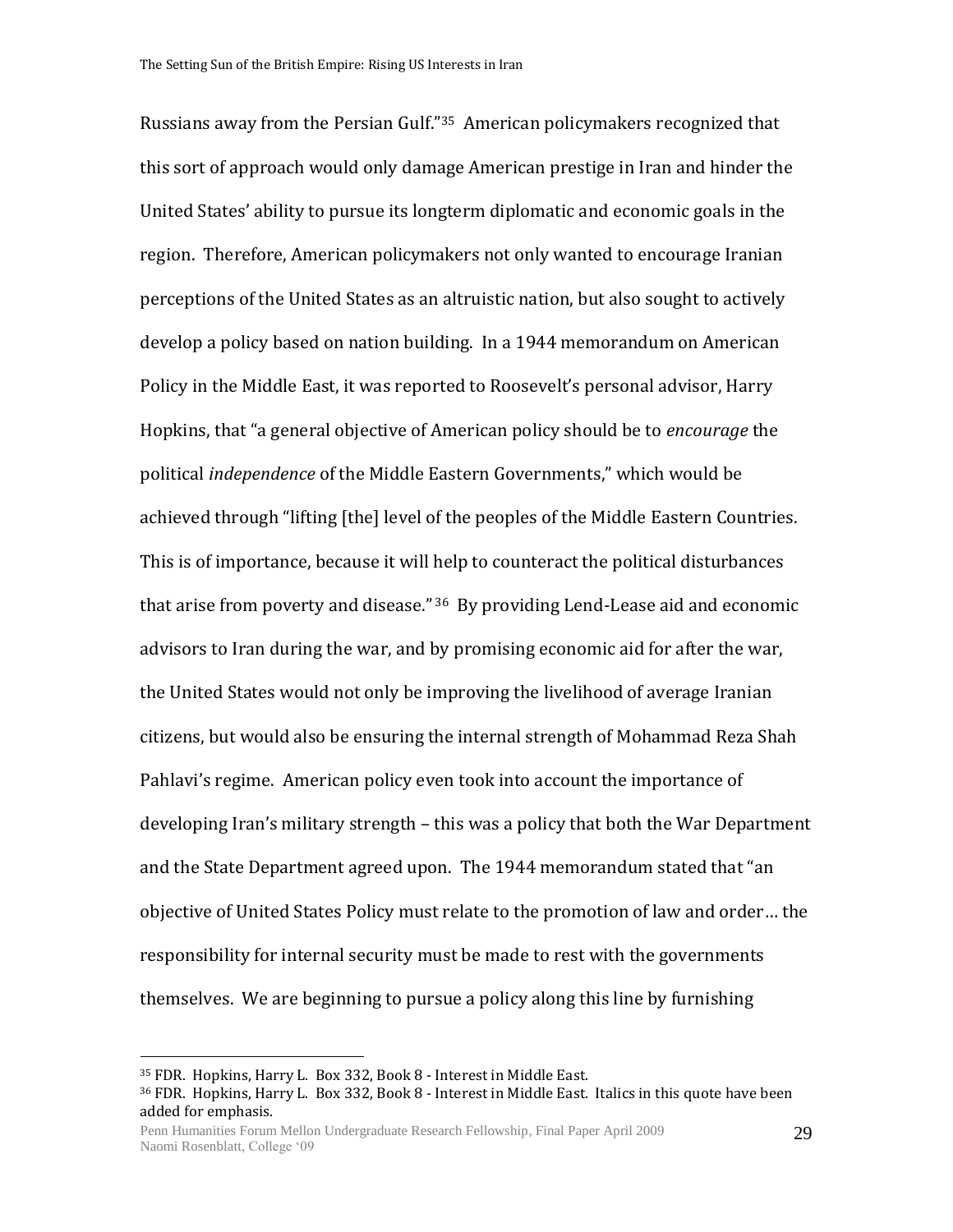Russians away from the Persian Gulf."[35] American policymakers recognized that this sort of approach would only damage American prestige in Iran and hinder the United States' ability to pursue its longterm diplomatic and economic goals in the region. Therefore, American policymakers not only wanted to encourage Iranian perceptions of the United States as an altruistic nation, but also sought to actively develop a policy based on nation building. In a 1944 memorandum on American Policy in the Middle East, it was reported to Roosevelt's personal advisor, Harry Hopkins, that "a general objective of American policy should be to *encourage* the political *independence* of the Middle Eastern Governments," which would be achieved through "lifting [the] level of the peoples of the Middle Eastern Countries. This is of importance, because it will help to counteract the political disturbances that arise from poverty and disease."[36] By providing Lend-Lease aid and economic advisors to Iran during the war, and by promising economic aid for after the war, the United States would not only be improving the livelihood of average Iranian citizens, but would also be ensuring the internal strength of Mohammad Reza Shah Pahlavi's regime. American policy even took into account the importance of developing Iran's military strength – this was a policy that both the War Department and the State Department agreed upon. The 1944 memorandum stated that "an objective of United States Policy must relate to the promotion of law and order… the responsibility for internal security must be made to rest with the governments themselves. We are beginning to pursue a policy along this line by furnishing

---

[35] FDR. Hopkins, Harry L. Box 332, Book 8 - Interest in Middle East.

[36] FDR. Hopkins, Harry L. Box 332, Book 8 - Interest in Middle East. Italics in this quote have been added for emphasis.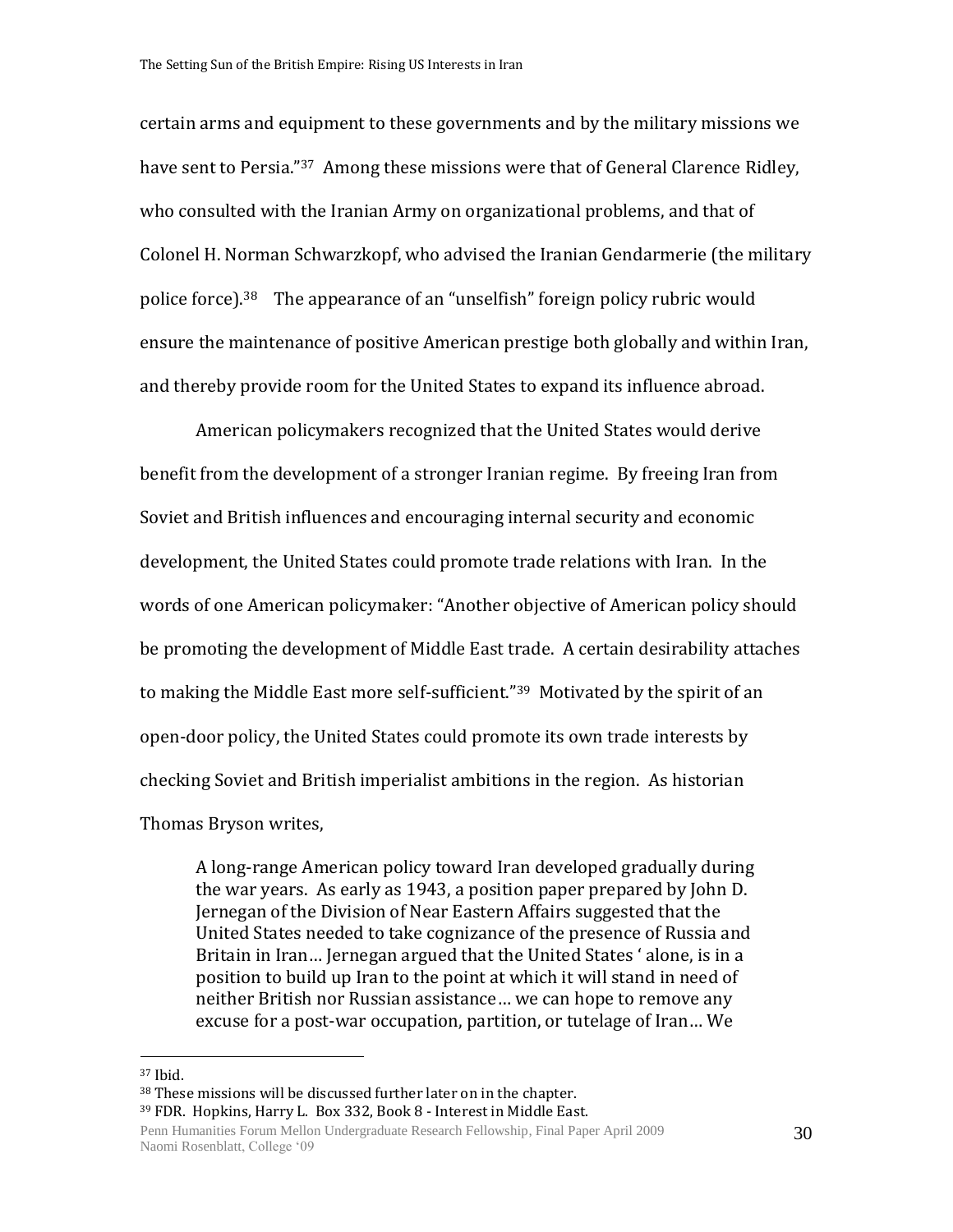certain arms and equipment to these governments and by the military missions we have sent to Persia."[37] Among these missions were that of General Clarence Ridley, who consulted with the Iranian Army on organizational problems, and that of Colonel H. Norman Schwarzkopf, who advised the Iranian Gendarmerie (the military police force).[38] The appearance of an "unselfish" foreign policy rubric would ensure the maintenance of positive American prestige both globally and within Iran, and thereby provide room for the United States to expand its influence abroad.

American policymakers recognized that the United States would derive benefit from the development of a stronger Iranian regime. By freeing Iran from Soviet and British influences and encouraging internal security and economic development, the United States could promote trade relations with Iran. In the words of one American policymaker: "Another objective of American policy should be promoting the development of Middle East trade. A certain desirability attaches to making the Middle East more self-sufficient."[39] Motivated by the spirit of an open-door policy, the United States could promote its own trade interests by checking Soviet and British imperialist ambitions in the region. As historian Thomas Bryson writes,

> A long-range American policy toward Iran developed gradually during the war years. As early as 1943, a position paper prepared by John D. Jernegan of the Division of Near Eastern Affairs suggested that the United States needed to take cognizance of the presence of Russia and Britain in Iran… Jernegan argued that the United States ' alone, is in a position to build up Iran to the point at which it will stand in need of neither British nor Russian assistance… we can hope to remove any excuse for a post-war occupation, partition, or tutelage of Iran… We

---

[37] Ibid.

[38] These missions will be discussed further later on in the chapter.

[39] FDR. Hopkins, Harry L. Box 332, Book 8 - Interest in Middle East.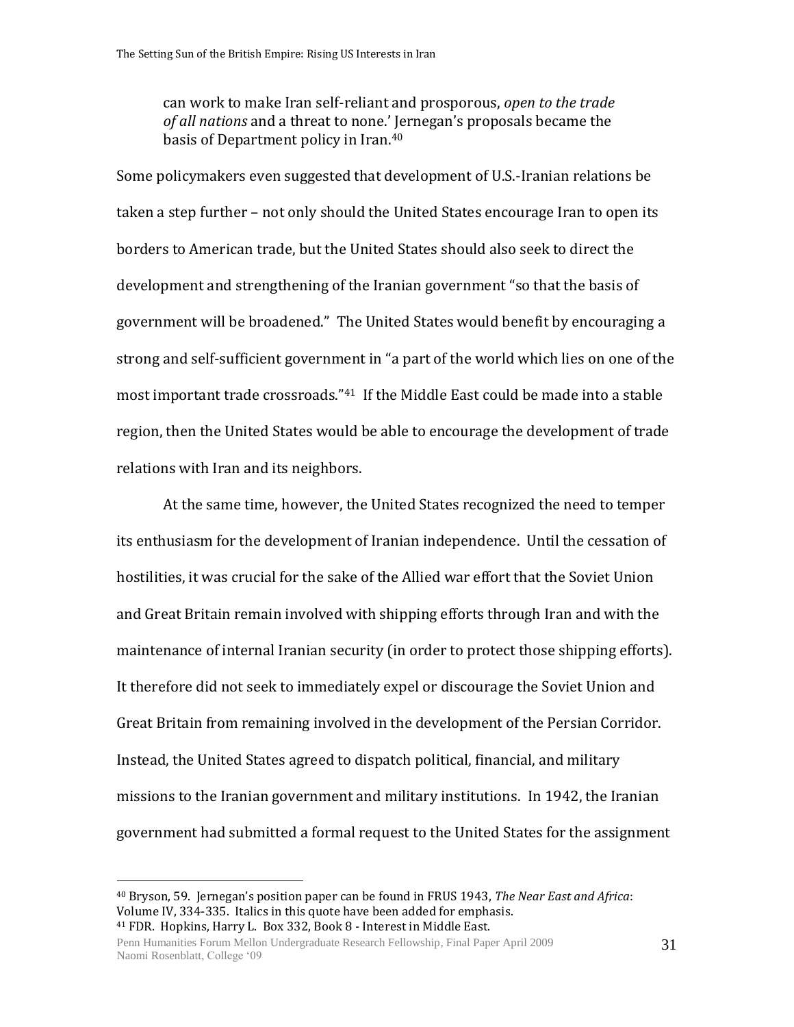> can work to make Iran self-reliant and prosporous, *open to the trade of all nations* and a threat to none.' Jernegan's proposals became the basis of Department policy in Iran.[40]

Some policymakers even suggested that development of U.S.-Iranian relations be taken a step further – not only should the United States encourage Iran to open its borders to American trade, but the United States should also seek to direct the development and strengthening of the Iranian government "so that the basis of government will be broadened." The United States would benefit by encouraging a strong and self-sufficient government in "a part of the world which lies on one of the most important trade crossroads."[41] If the Middle East could be made into a stable region, then the United States would be able to encourage the development of trade relations with Iran and its neighbors.

At the same time, however, the United States recognized the need to temper its enthusiasm for the development of Iranian independence. Until the cessation of hostilities, it was crucial for the sake of the Allied war effort that the Soviet Union and Great Britain remain involved with shipping efforts through Iran and with the maintenance of internal Iranian security (in order to protect those shipping efforts). It therefore did not seek to immediately expel or discourage the Soviet Union and Great Britain from remaining involved in the development of the Persian Corridor. Instead, the United States agreed to dispatch political, financial, and military missions to the Iranian government and military institutions. In 1942, the Iranian government had submitted a formal request to the United States for the assignment

---

[40] Bryson, 59. Jernegan's position paper can be found in FRUS 1943, *The Near East and Africa*: Volume IV, 334-335. Italics in this quote have been added for emphasis.

[41] FDR. Hopkins, Harry L. Box 332, Book 8 - Interest in Middle East.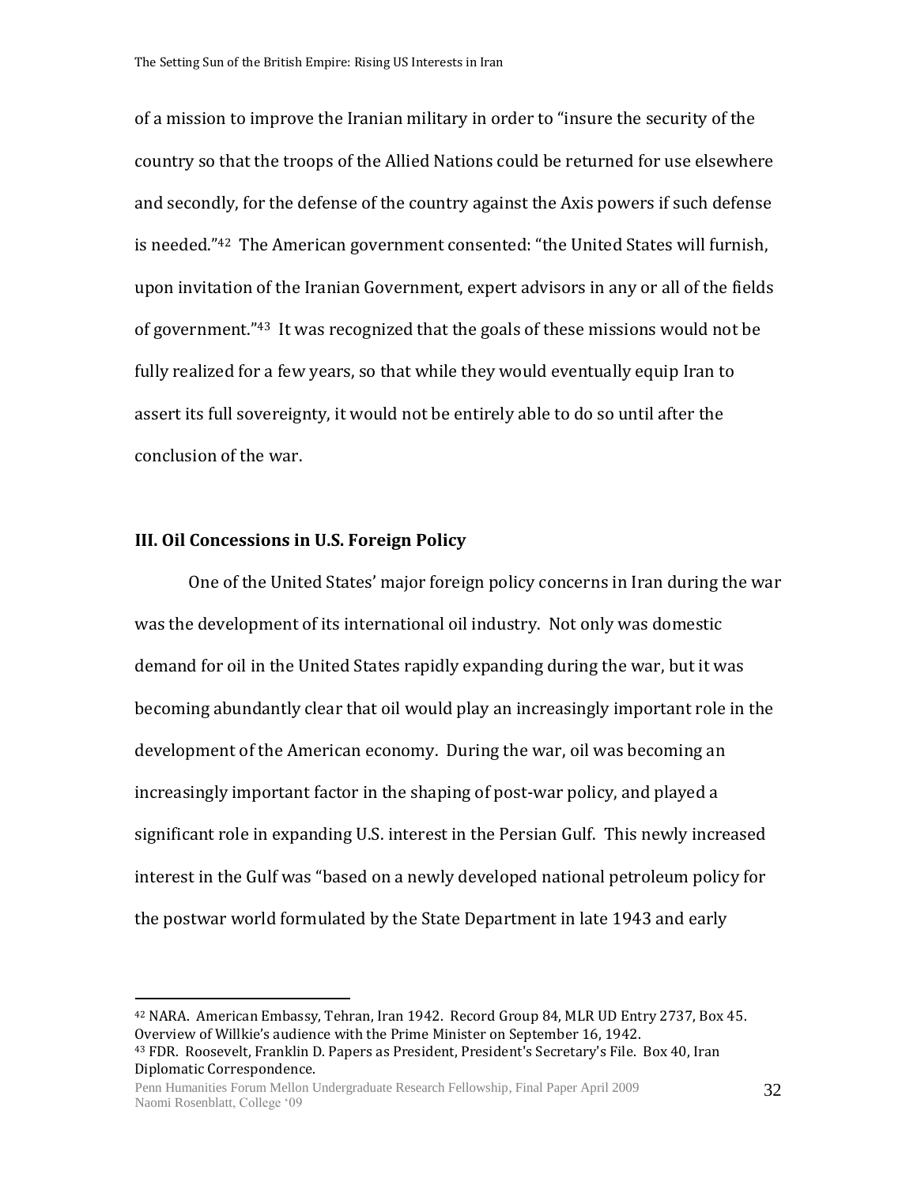of a mission to improve the Iranian military in order to "insure the security of the country so that the troops of the Allied Nations could be returned for use elsewhere and secondly, for the defense of the country against the Axis powers if such defense is needed."[42] The American government consented: "the United States will furnish, upon invitation of the Iranian Government, expert advisors in any or all of the fields of government."[43] It was recognized that the goals of these missions would not be fully realized for a few years, so that while they would eventually equip Iran to assert its full sovereignty, it would not be entirely able to do so until after the conclusion of the war.

### III. Oil Concessions in U.S. Foreign Policy

One of the United States' major foreign policy concerns in Iran during the war was the development of its international oil industry. Not only was domestic demand for oil in the United States rapidly expanding during the war, but it was becoming abundantly clear that oil would play an increasingly important role in the development of the American economy. During the war, oil was becoming an increasingly important factor in the shaping of post-war policy, and played a significant role in expanding U.S. interest in the Persian Gulf. This newly increased interest in the Gulf was "based on a newly developed national petroleum policy for the postwar world formulated by the State Department in late 1943 and early

---

[42] NARA. American Embassy, Tehran, Iran 1942. Record Group 84, MLR UD Entry 2737, Box 45. Overview of Willkie's audience with the Prime Minister on September 16, 1942.

[43] FDR. Roosevelt, Franklin D. Papers as President, President's Secretary's File. Box 40, Iran Diplomatic Correspondence.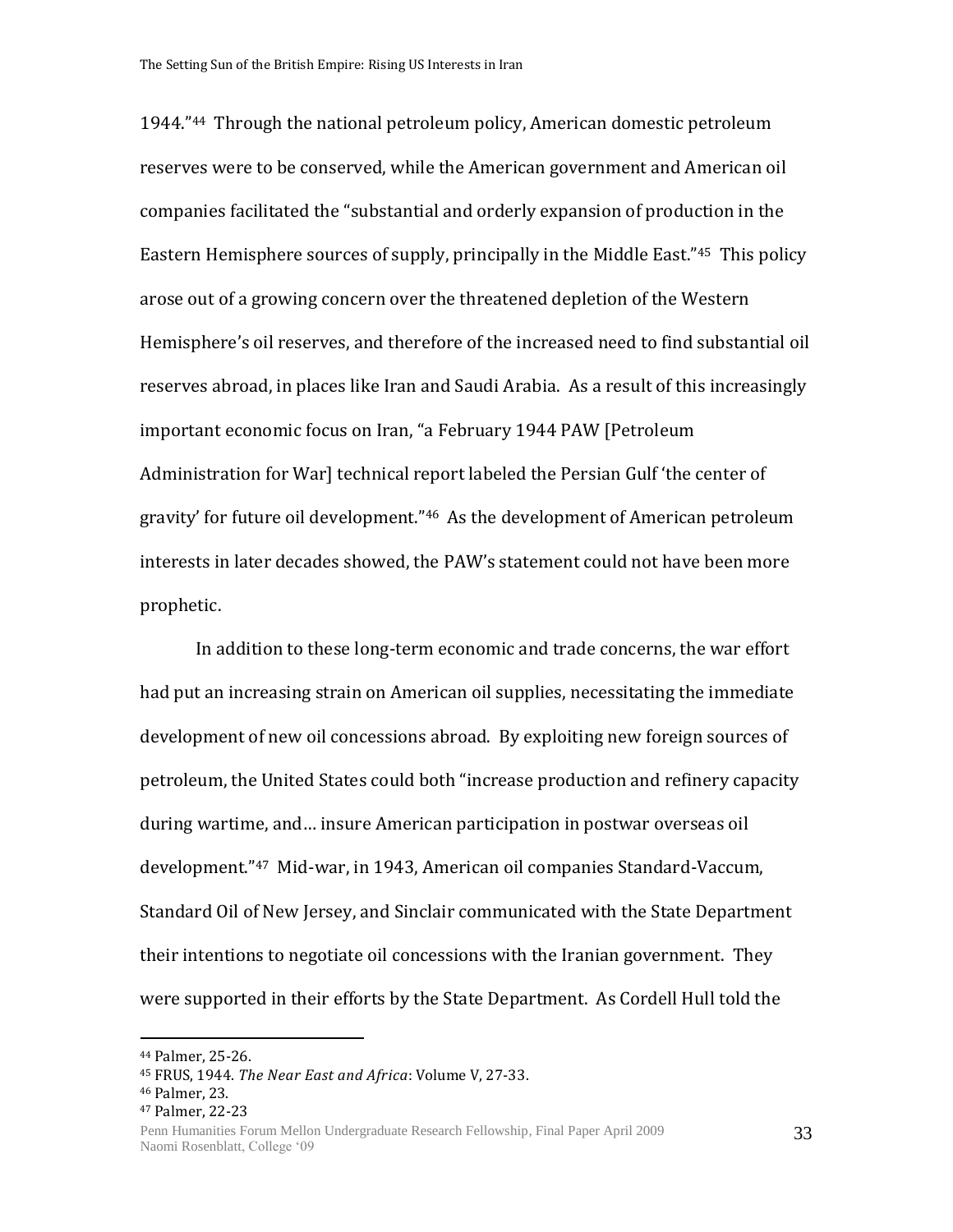1944."[44] Through the national petroleum policy, American domestic petroleum reserves were to be conserved, while the American government and American oil companies facilitated the "substantial and orderly expansion of production in the Eastern Hemisphere sources of supply, principally in the Middle East."[45] This policy arose out of a growing concern over the threatened depletion of the Western Hemisphere's oil reserves, and therefore of the increased need to find substantial oil reserves abroad, in places like Iran and Saudi Arabia. As a result of this increasingly important economic focus on Iran, "a February 1944 PAW [Petroleum Administration for War] technical report labeled the Persian Gulf 'the center of gravity' for future oil development."[46] As the development of American petroleum interests in later decades showed, the PAW's statement could not have been more prophetic.

In addition to these long-term economic and trade concerns, the war effort had put an increasing strain on American oil supplies, necessitating the immediate development of new oil concessions abroad. By exploiting new foreign sources of petroleum, the United States could both "increase production and refinery capacity during wartime, and… insure American participation in postwar overseas oil development."[47] Mid-war, in 1943, American oil companies Standard-Vaccum, Standard Oil of New Jersey, and Sinclair communicated with the State Department their intentions to negotiate oil concessions with the Iranian government. They were supported in their efforts by the State Department. As Cordell Hull told the

---

[44] Palmer, 25-26.

[45] FRUS, 1944. *The Near East and Africa*: Volume V, 27-33.

[46] Palmer, 23.

[47] Palmer, 22-23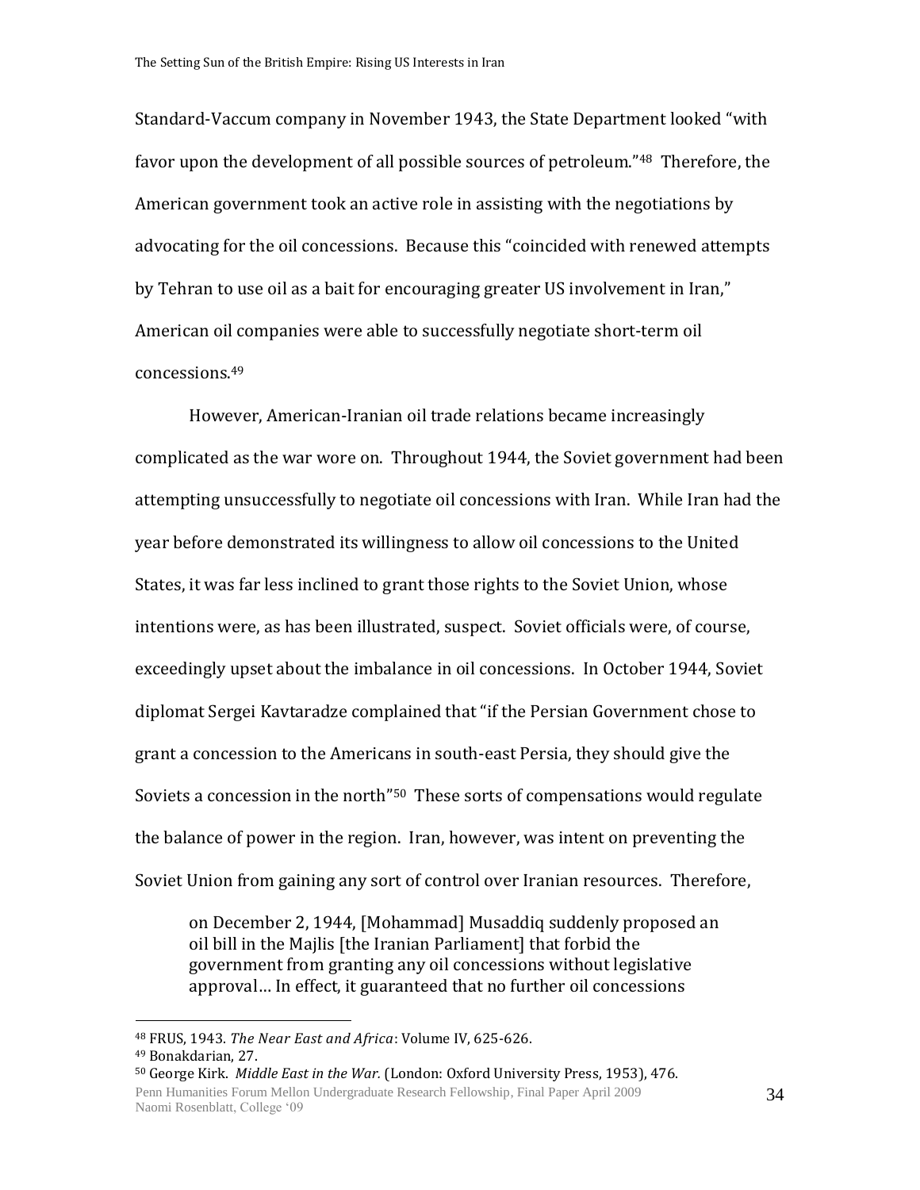Standard-Vaccum company in November 1943, the State Department looked "with favor upon the development of all possible sources of petroleum."[48] Therefore, the American government took an active role in assisting with the negotiations by advocating for the oil concessions. Because this "coincided with renewed attempts by Tehran to use oil as a bait for encouraging greater US involvement in Iran," American oil companies were able to successfully negotiate short-term oil concessions.[49]

However, American-Iranian oil trade relations became increasingly complicated as the war wore on. Throughout 1944, the Soviet government had been attempting unsuccessfully to negotiate oil concessions with Iran. While Iran had the year before demonstrated its willingness to allow oil concessions to the United States, it was far less inclined to grant those rights to the Soviet Union, whose intentions were, as has been illustrated, suspect. Soviet officials were, of course, exceedingly upset about the imbalance in oil concessions. In October 1944, Soviet diplomat Sergei Kavtaradze complained that "if the Persian Government chose to grant a concession to the Americans in south-east Persia, they should give the Soviets a concession in the north"[50] These sorts of compensations would regulate the balance of power in the region. Iran, however, was intent on preventing the Soviet Union from gaining any sort of control over Iranian resources. Therefore,

> on December 2, 1944, [Mohammad] Musaddiq suddenly proposed an oil bill in the Majlis [the Iranian Parliament] that forbid the government from granting any oil concessions without legislative approval… In effect, it guaranteed that no further oil concessions

---

[48] FRUS, 1943. *The Near East and Africa*: Volume IV, 625-626.

[49] Bonakdarian, 27.

[50] George Kirk. *Middle East in the War.* (London: Oxford University Press, 1953), 476.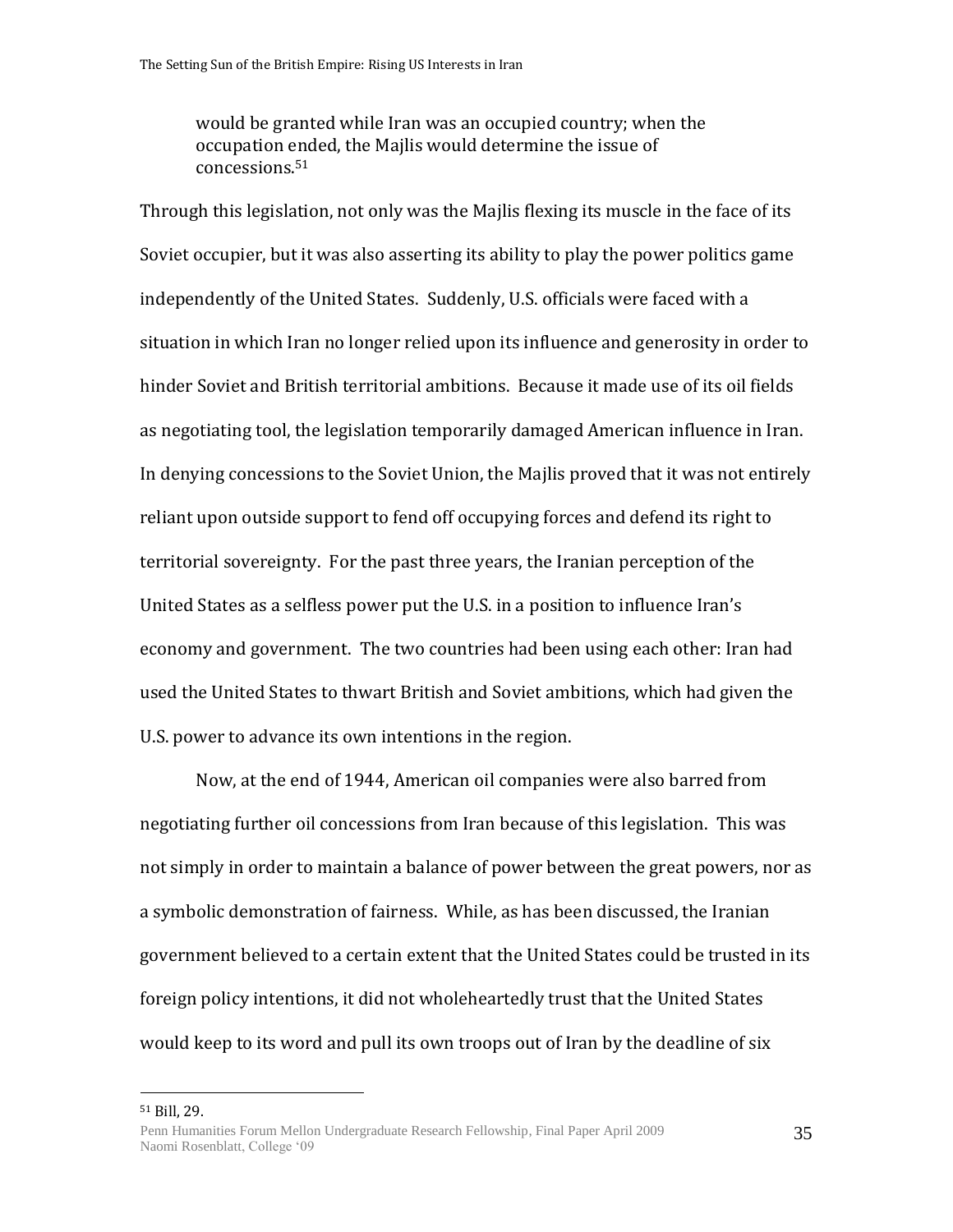> would be granted while Iran was an occupied country; when the occupation ended, the Majlis would determine the issue of concessions.[51]

Through this legislation, not only was the Majlis flexing its muscle in the face of its Soviet occupier, but it was also asserting its ability to play the power politics game independently of the United States. Suddenly, U.S. officials were faced with a situation in which Iran no longer relied upon its influence and generosity in order to hinder Soviet and British territorial ambitions. Because it made use of its oil fields as negotiating tool, the legislation temporarily damaged American influence in Iran. In denying concessions to the Soviet Union, the Majlis proved that it was not entirely reliant upon outside support to fend off occupying forces and defend its right to territorial sovereignty. For the past three years, the Iranian perception of the United States as a selfless power put the U.S. in a position to influence Iran's economy and government. The two countries had been using each other: Iran had used the United States to thwart British and Soviet ambitions, which had given the U.S. power to advance its own intentions in the region.

Now, at the end of 1944, American oil companies were also barred from negotiating further oil concessions from Iran because of this legislation. This was not simply in order to maintain a balance of power between the great powers, nor as a symbolic demonstration of fairness. While, as has been discussed, the Iranian government believed to a certain extent that the United States could be trusted in its foreign policy intentions, it did not wholeheartedly trust that the United States would keep to its word and pull its own troops out of Iran by the deadline of six

[51] Bill, 29.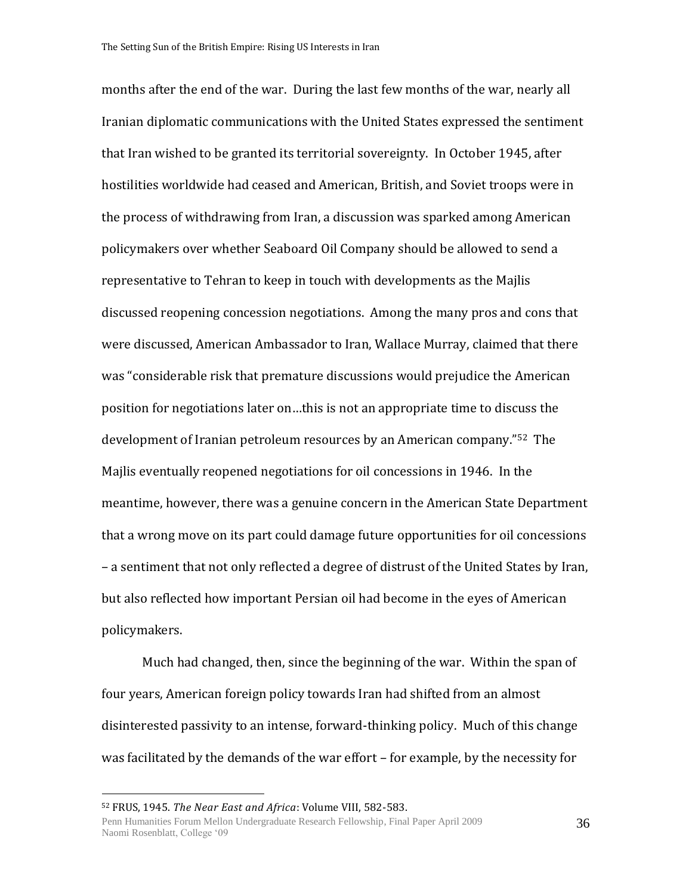months after the end of the war. During the last few months of the war, nearly all Iranian diplomatic communications with the United States expressed the sentiment that Iran wished to be granted its territorial sovereignty. In October 1945, after hostilities worldwide had ceased and American, British, and Soviet troops were in the process of withdrawing from Iran, a discussion was sparked among American policymakers over whether Seaboard Oil Company should be allowed to send a representative to Tehran to keep in touch with developments as the Majlis discussed reopening concession negotiations. Among the many pros and cons that were discussed, American Ambassador to Iran, Wallace Murray, claimed that there was "considerable risk that premature discussions would prejudice the American position for negotiations later on…this is not an appropriate time to discuss the development of Iranian petroleum resources by an American company."[52] The Majlis eventually reopened negotiations for oil concessions in 1946. In the meantime, however, there was a genuine concern in the American State Department that a wrong move on its part could damage future opportunities for oil concessions – a sentiment that not only reflected a degree of distrust of the United States by Iran, but also reflected how important Persian oil had become in the eyes of American policymakers.

Much had changed, then, since the beginning of the war. Within the span of four years, American foreign policy towards Iran had shifted from an almost disinterested passivity to an intense, forward-thinking policy. Much of this change was facilitated by the demands of the war effort – for example, by the necessity for

---

[52] FRUS, 1945. *The Near East and Africa*: Volume VIII, 582-583.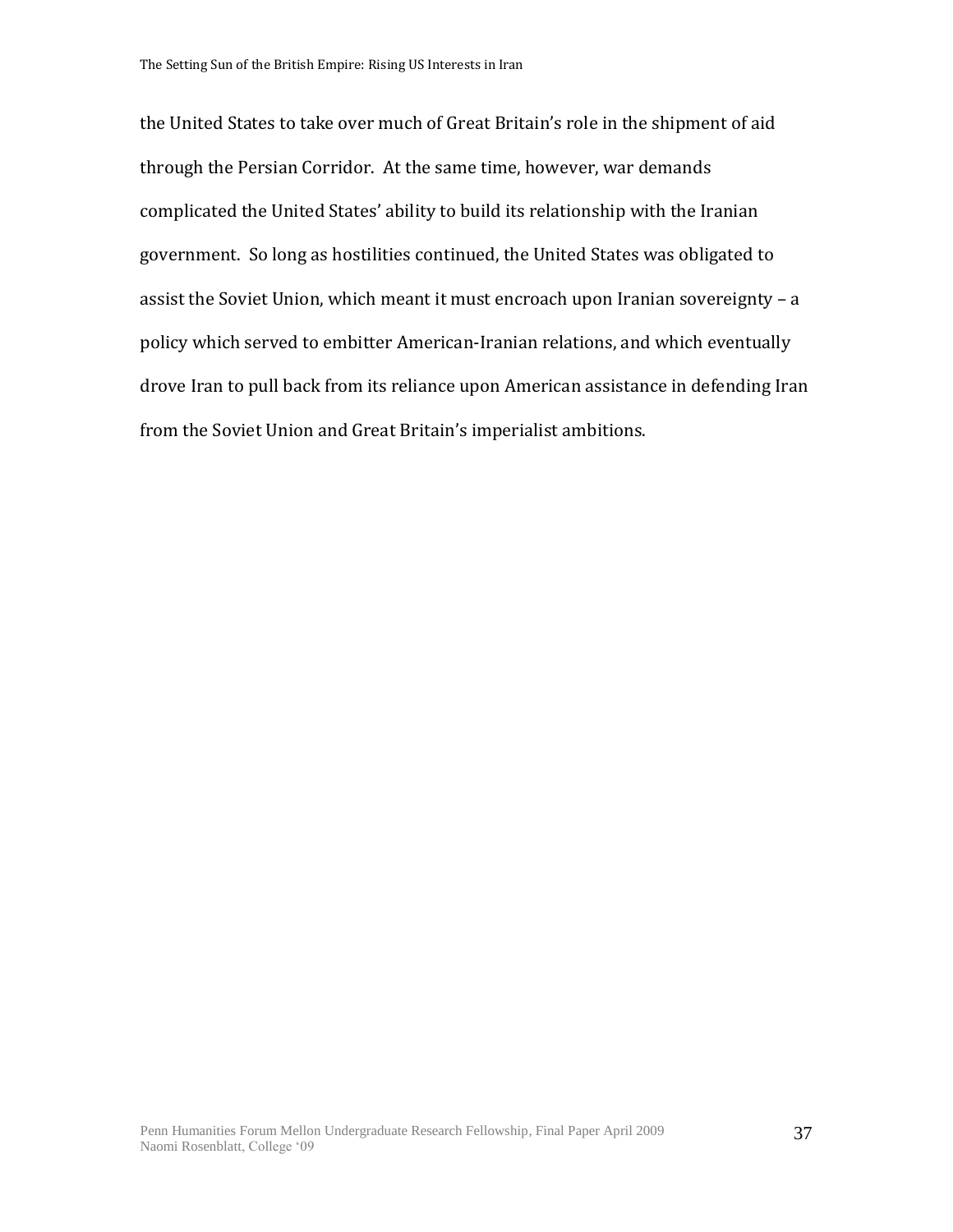the United States to take over much of Great Britain's role in the shipment of aid through the Persian Corridor. At the same time, however, war demands complicated the United States' ability to build its relationship with the Iranian government. So long as hostilities continued, the United States was obligated to assist the Soviet Union, which meant it must encroach upon Iranian sovereignty – a policy which served to embitter American-Iranian relations, and which eventually drove Iran to pull back from its reliance upon American assistance in defending Iran from the Soviet Union and Great Britain's imperialist ambitions.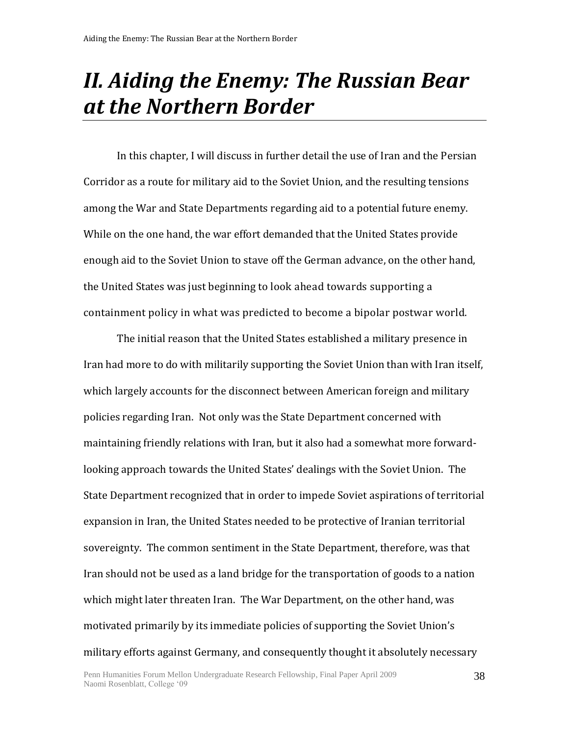# *II. Aiding the Enemy: The Russian Bear at the Northern Border*

In this chapter, I will discuss in further detail the use of Iran and the Persian Corridor as a route for military aid to the Soviet Union, and the resulting tensions among the War and State Departments regarding aid to a potential future enemy. While on the one hand, the war effort demanded that the United States provide enough aid to the Soviet Union to stave off the German advance, on the other hand, the United States was just beginning to look ahead towards supporting a containment policy in what was predicted to become a bipolar postwar world.

The initial reason that the United States established a military presence in Iran had more to do with militarily supporting the Soviet Union than with Iran itself, which largely accounts for the disconnect between American foreign and military policies regarding Iran. Not only was the State Department concerned with maintaining friendly relations with Iran, but it also had a somewhat more forward-looking approach towards the United States' dealings with the Soviet Union. The State Department recognized that in order to impede Soviet aspirations of territorial expansion in Iran, the United States needed to be protective of Iranian territorial sovereignty. The common sentiment in the State Department, therefore, was that Iran should not be used as a land bridge for the transportation of goods to a nation which might later threaten Iran. The War Department, on the other hand, was motivated primarily by its immediate policies of supporting the Soviet Union's military efforts against Germany, and consequently thought it absolutely necessary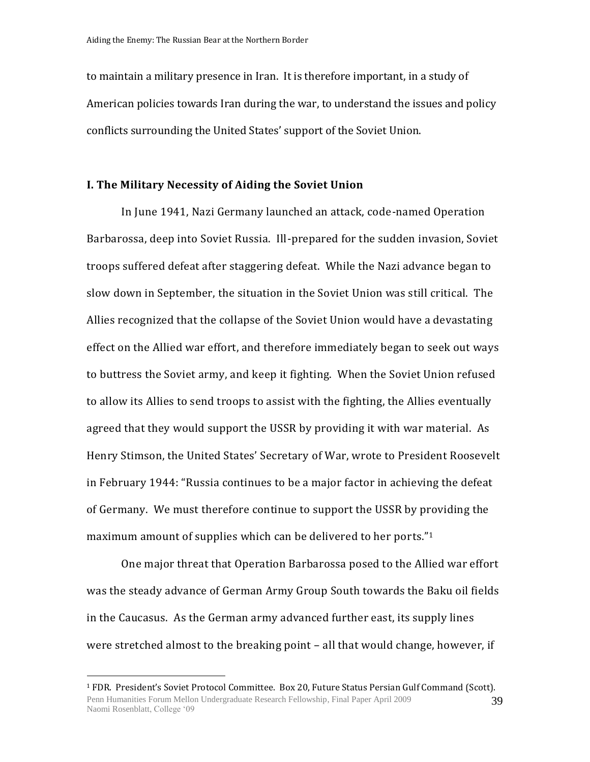to maintain a military presence in Iran. It is therefore important, in a study of American policies towards Iran during the war, to understand the issues and policy conflicts surrounding the United States' support of the Soviet Union.

## I. The Military Necessity of Aiding the Soviet Union

In June 1941, Nazi Germany launched an attack, code-named Operation Barbarossa, deep into Soviet Russia. Ill-prepared for the sudden invasion, Soviet troops suffered defeat after staggering defeat. While the Nazi advance began to slow down in September, the situation in the Soviet Union was still critical. The Allies recognized that the collapse of the Soviet Union would have a devastating effect on the Allied war effort, and therefore immediately began to seek out ways to buttress the Soviet army, and keep it fighting. When the Soviet Union refused to allow its Allies to send troops to assist with the fighting, the Allies eventually agreed that they would support the USSR by providing it with war material. As Henry Stimson, the United States' Secretary of War, wrote to President Roosevelt in February 1944: "Russia continues to be a major factor in achieving the defeat of Germany. We must therefore continue to support the USSR by providing the maximum amount of supplies which can be delivered to her ports."[1]

One major threat that Operation Barbarossa posed to the Allied war effort was the steady advance of German Army Group South towards the Baku oil fields in the Caucasus. As the German army advanced further east, its supply lines were stretched almost to the breaking point – all that would change, however, if

[1] FDR. President's Soviet Protocol Committee. Box 20, Future Status Persian Gulf Command (Scott).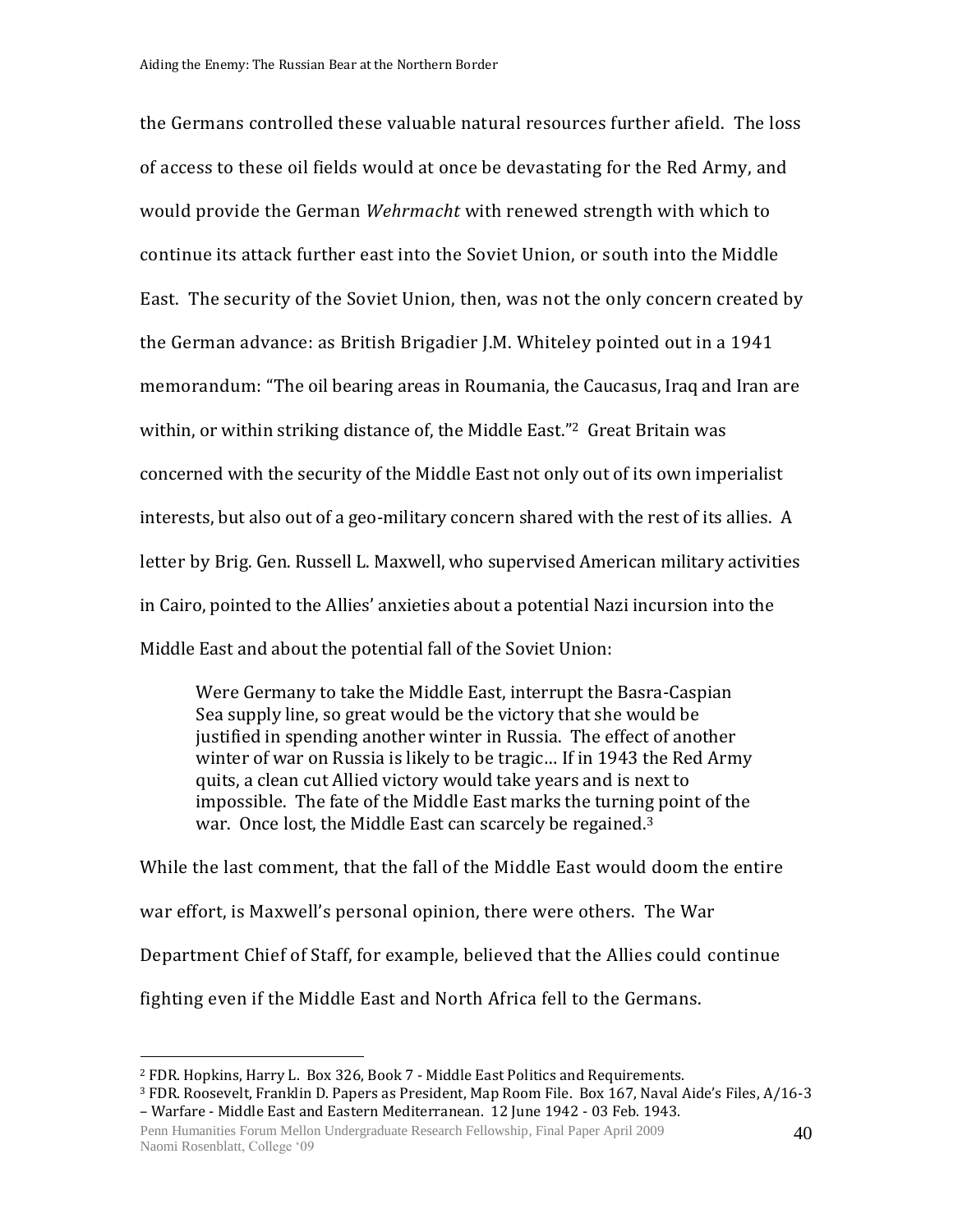the Germans controlled these valuable natural resources further afield. The loss of access to these oil fields would at once be devastating for the Red Army, and would provide the German *Wehrmacht* with renewed strength with which to continue its attack further east into the Soviet Union, or south into the Middle East. The security of the Soviet Union, then, was not the only concern created by the German advance: as British Brigadier J.M. Whiteley pointed out in a 1941 memorandum: "The oil bearing areas in Roumania, the Caucasus, Iraq and Iran are within, or within striking distance of, the Middle East."[2] Great Britain was concerned with the security of the Middle East not only out of its own imperialist interests, but also out of a geo-military concern shared with the rest of its allies. A letter by Brig. Gen. Russell L. Maxwell, who supervised American military activities in Cairo, pointed to the Allies' anxieties about a potential Nazi incursion into the Middle East and about the potential fall of the Soviet Union:

> Were Germany to take the Middle East, interrupt the Basra-Caspian Sea supply line, so great would be the victory that she would be justified in spending another winter in Russia. The effect of another winter of war on Russia is likely to be tragic… If in 1943 the Red Army quits, a clean cut Allied victory would take years and is next to impossible. The fate of the Middle East marks the turning point of the war. Once lost, the Middle East can scarcely be regained.[3]

While the last comment, that the fall of the Middle East would doom the entire war effort, is Maxwell's personal opinion, there were others. The War Department Chief of Staff, for example, believed that the Allies could continue fighting even if the Middle East and North Africa fell to the Germans.

---

[2] FDR. Hopkins, Harry L. Box 326, Book 7 - Middle East Politics and Requirements.

[3] FDR. Roosevelt, Franklin D. Papers as President, Map Room File. Box 167, Naval Aide's Files, A/16-3 – Warfare - Middle East and Eastern Mediterranean. 12 June 1942 - 03 Feb. 1943.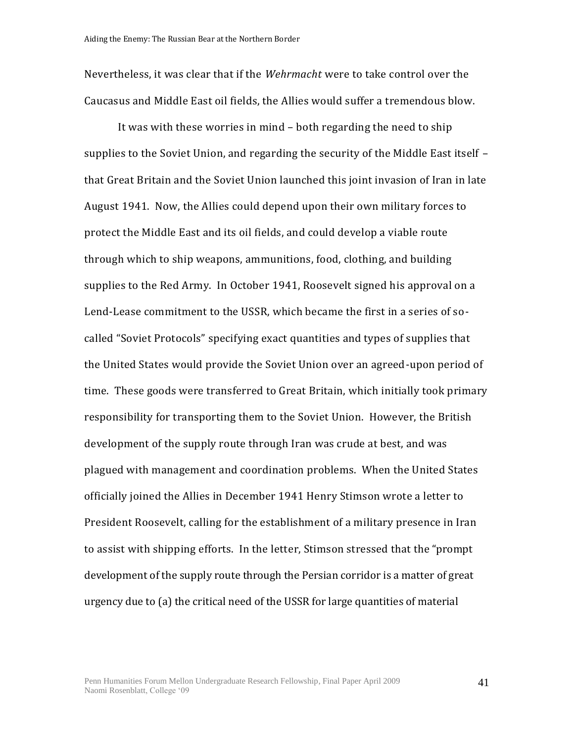Nevertheless, it was clear that if the *Wehrmacht* were to take control over the Caucasus and Middle East oil fields, the Allies would suffer a tremendous blow.

It was with these worries in mind – both regarding the need to ship supplies to the Soviet Union, and regarding the security of the Middle East itself – that Great Britain and the Soviet Union launched this joint invasion of Iran in late August 1941. Now, the Allies could depend upon their own military forces to protect the Middle East and its oil fields, and could develop a viable route through which to ship weapons, ammunitions, food, clothing, and building supplies to the Red Army. In October 1941, Roosevelt signed his approval on a Lend-Lease commitment to the USSR, which became the first in a series of so-called "Soviet Protocols" specifying exact quantities and types of supplies that the United States would provide the Soviet Union over an agreed-upon period of time. These goods were transferred to Great Britain, which initially took primary responsibility for transporting them to the Soviet Union. However, the British development of the supply route through Iran was crude at best, and was plagued with management and coordination problems. When the United States officially joined the Allies in December 1941 Henry Stimson wrote a letter to President Roosevelt, calling for the establishment of a military presence in Iran to assist with shipping efforts. In the letter, Stimson stressed that the "prompt development of the supply route through the Persian corridor is a matter of great urgency due to (a) the critical need of the USSR for large quantities of material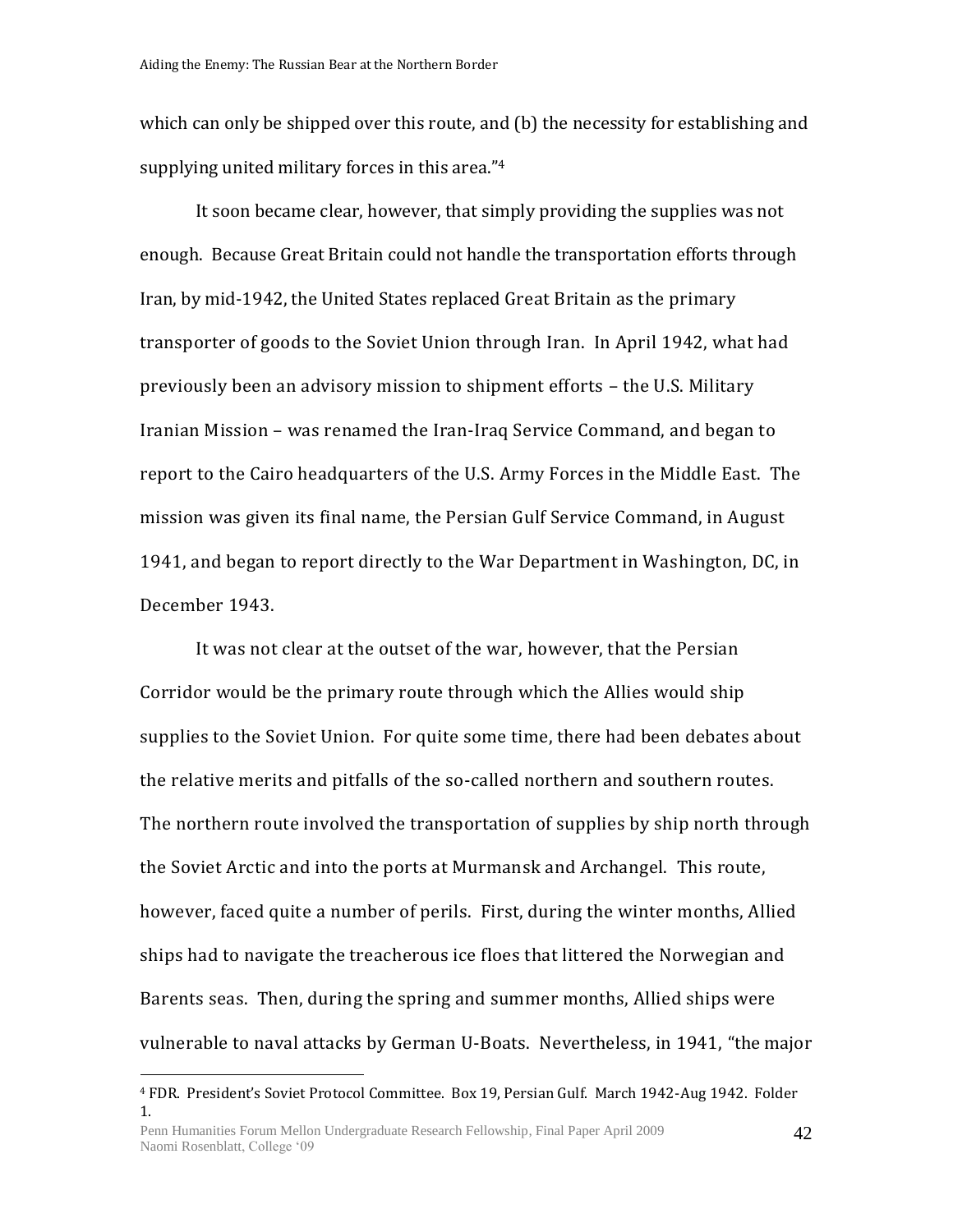which can only be shipped over this route, and (b) the necessity for establishing and supplying united military forces in this area."[4]

It soon became clear, however, that simply providing the supplies was not enough. Because Great Britain could not handle the transportation efforts through Iran, by mid-1942, the United States replaced Great Britain as the primary transporter of goods to the Soviet Union through Iran. In April 1942, what had previously been an advisory mission to shipment efforts – the U.S. Military Iranian Mission – was renamed the Iran-Iraq Service Command, and began to report to the Cairo headquarters of the U.S. Army Forces in the Middle East. The mission was given its final name, the Persian Gulf Service Command, in August 1941, and began to report directly to the War Department in Washington, DC, in December 1943.

It was not clear at the outset of the war, however, that the Persian Corridor would be the primary route through which the Allies would ship supplies to the Soviet Union. For quite some time, there had been debates about the relative merits and pitfalls of the so-called northern and southern routes. The northern route involved the transportation of supplies by ship north through the Soviet Arctic and into the ports at Murmansk and Archangel. This route, however, faced quite a number of perils. First, during the winter months, Allied ships had to navigate the treacherous ice floes that littered the Norwegian and Barents seas. Then, during the spring and summer months, Allied ships were vulnerable to naval attacks by German U-Boats. Nevertheless, in 1941, "the major

[4] FDR. President's Soviet Protocol Committee. Box 19, Persian Gulf. March 1942-Aug 1942. Folder 1.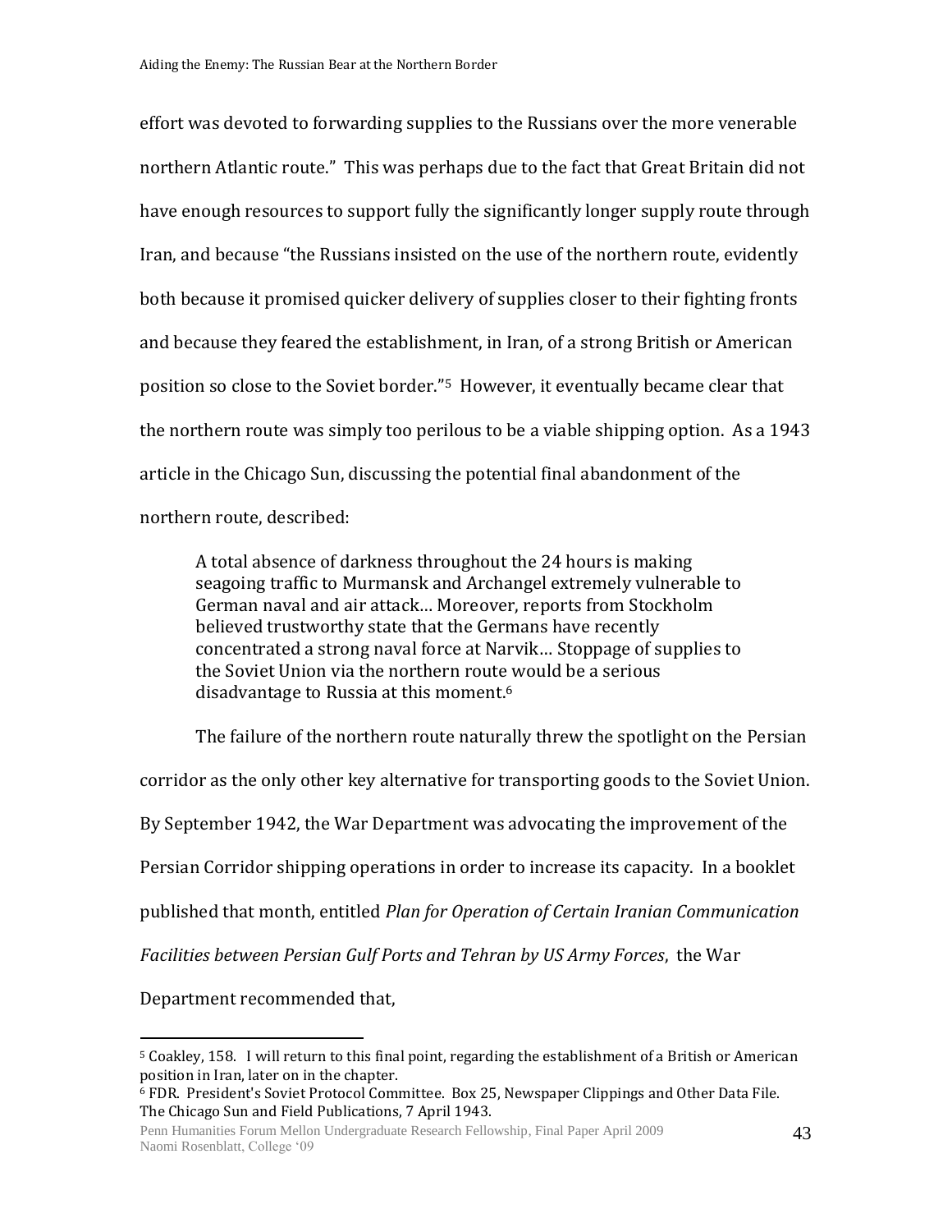effort was devoted to forwarding supplies to the Russians over the more venerable northern Atlantic route." This was perhaps due to the fact that Great Britain did not have enough resources to support fully the significantly longer supply route through Iran, and because "the Russians insisted on the use of the northern route, evidently both because it promised quicker delivery of supplies closer to their fighting fronts and because they feared the establishment, in Iran, of a strong British or American position so close to the Soviet border."[5] However, it eventually became clear that the northern route was simply too perilous to be a viable shipping option. As a 1943 article in the Chicago Sun, discussing the potential final abandonment of the northern route, described:

> A total absence of darkness throughout the 24 hours is making seagoing traffic to Murmansk and Archangel extremely vulnerable to German naval and air attack… Moreover, reports from Stockholm believed trustworthy state that the Germans have recently concentrated a strong naval force at Narvik… Stoppage of supplies to the Soviet Union via the northern route would be a serious disadvantage to Russia at this moment.[6]

The failure of the northern route naturally threw the spotlight on the Persian corridor as the only other key alternative for transporting goods to the Soviet Union. By September 1942, the War Department was advocating the improvement of the Persian Corridor shipping operations in order to increase its capacity. In a booklet published that month, entitled *Plan for Operation of Certain Iranian Communication Facilities between Persian Gulf Ports and Tehran by US Army Forces*, the War Department recommended that,

---

[5] Coakley, 158. I will return to this final point, regarding the establishment of a British or American position in Iran, later on in the chapter.

[6] FDR. President's Soviet Protocol Committee. Box 25, Newspaper Clippings and Other Data File. The Chicago Sun and Field Publications, 7 April 1943.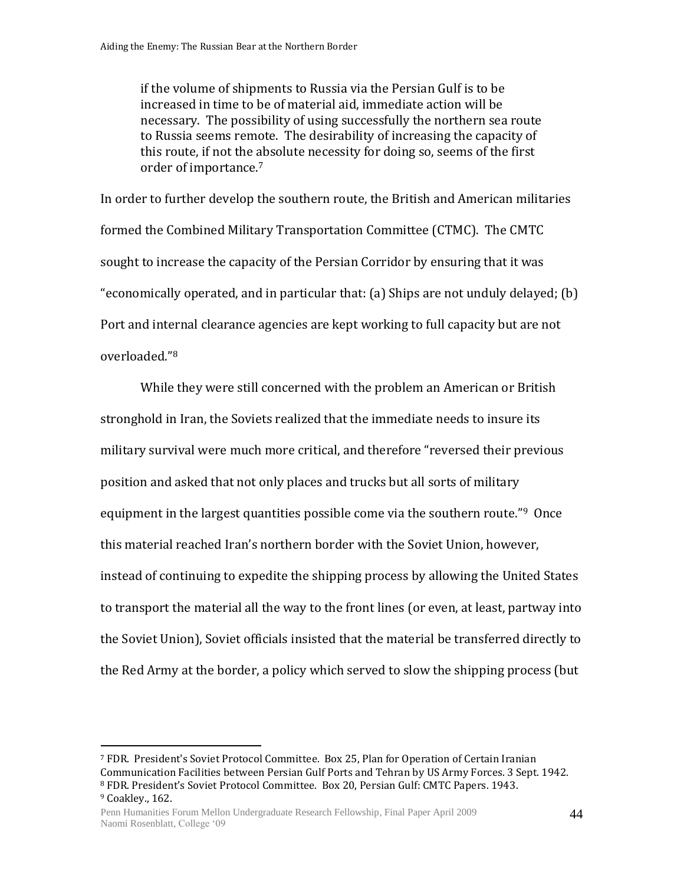> if the volume of shipments to Russia via the Persian Gulf is to be increased in time to be of material aid, immediate action will be necessary. The possibility of using successfully the northern sea route to Russia seems remote. The desirability of increasing the capacity of this route, if not the absolute necessity for doing so, seems of the first order of importance.[7]

In order to further develop the southern route, the British and American militaries formed the Combined Military Transportation Committee (CTMC). The CMTC sought to increase the capacity of the Persian Corridor by ensuring that it was "economically operated, and in particular that: (a) Ships are not unduly delayed; (b) Port and internal clearance agencies are kept working to full capacity but are not overloaded."[8]

While they were still concerned with the problem an American or British stronghold in Iran, the Soviets realized that the immediate needs to insure its military survival were much more critical, and therefore "reversed their previous position and asked that not only places and trucks but all sorts of military equipment in the largest quantities possible come via the southern route."[9] Once this material reached Iran's northern border with the Soviet Union, however, instead of continuing to expedite the shipping process by allowing the United States to transport the material all the way to the front lines (or even, at least, partway into the Soviet Union), Soviet officials insisted that the material be transferred directly to the Red Army at the border, a policy which served to slow the shipping process (but

---

[7] FDR. President's Soviet Protocol Committee. Box 25, Plan for Operation of Certain Iranian Communication Facilities between Persian Gulf Ports and Tehran by US Army Forces. 3 Sept. 1942.

[8] FDR. President's Soviet Protocol Committee. Box 20, Persian Gulf: CMTC Papers. 1943.

[9] Coakley., 162.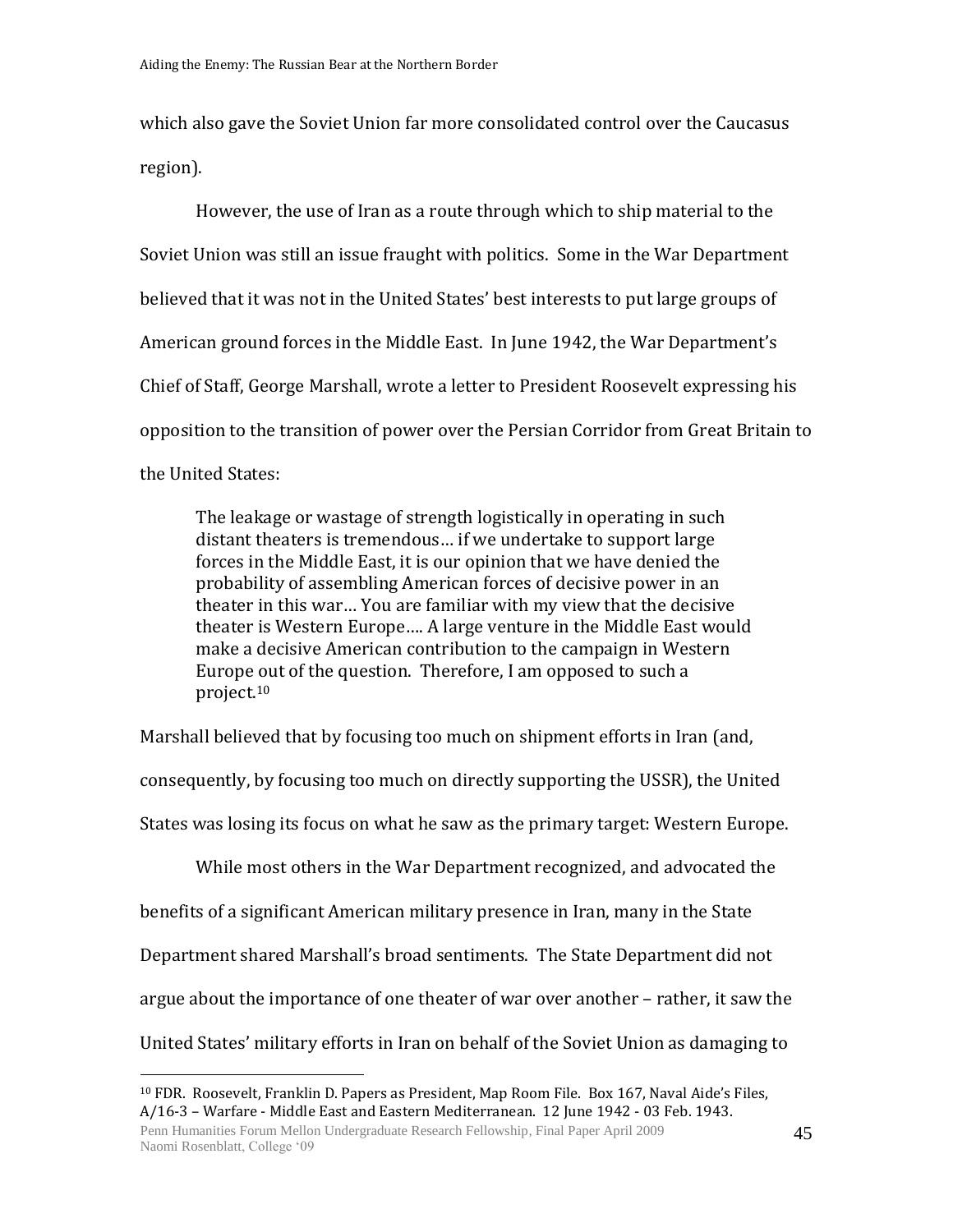which also gave the Soviet Union far more consolidated control over the Caucasus region).

However, the use of Iran as a route through which to ship material to the Soviet Union was still an issue fraught with politics. Some in the War Department believed that it was not in the United States' best interests to put large groups of American ground forces in the Middle East. In June 1942, the War Department's Chief of Staff, George Marshall, wrote a letter to President Roosevelt expressing his opposition to the transition of power over the Persian Corridor from Great Britain to the United States:

> The leakage or wastage of strength logistically in operating in such distant theaters is tremendous… if we undertake to support large forces in the Middle East, it is our opinion that we have denied the probability of assembling American forces of decisive power in an theater in this war… You are familiar with my view that the decisive theater is Western Europe…. A large venture in the Middle East would make a decisive American contribution to the campaign in Western Europe out of the question. Therefore, I am opposed to such a project.[10]

Marshall believed that by focusing too much on shipment efforts in Iran (and, consequently, by focusing too much on directly supporting the USSR), the United States was losing its focus on what he saw as the primary target: Western Europe.

While most others in the War Department recognized, and advocated the benefits of a significant American military presence in Iran, many in the State Department shared Marshall's broad sentiments. The State Department did not argue about the importance of one theater of war over another – rather, it saw the United States' military efforts in Iran on behalf of the Soviet Union as damaging to

---

[10] FDR. Roosevelt, Franklin D. Papers as President, Map Room File. Box 167, Naval Aide's Files, A/16-3 – Warfare - Middle East and Eastern Mediterranean. 12 June 1942 - 03 Feb. 1943.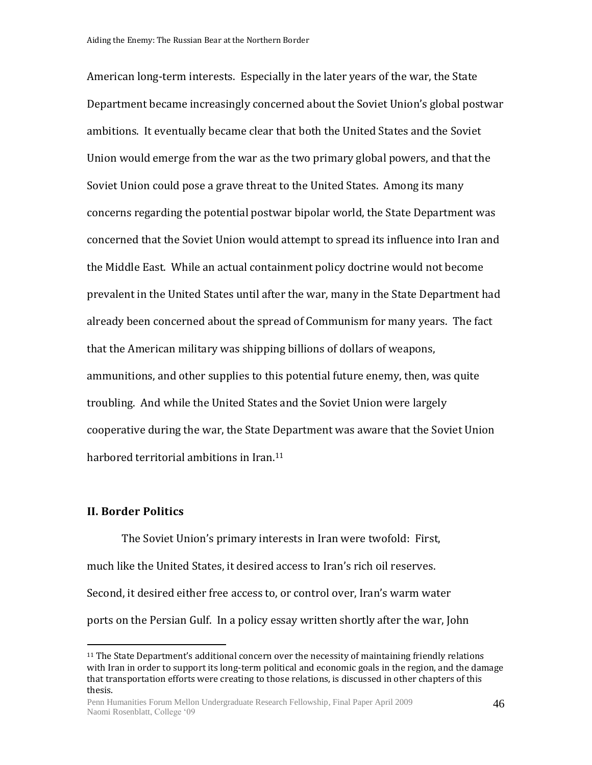American long-term interests. Especially in the later years of the war, the State Department became increasingly concerned about the Soviet Union's global postwar ambitions. It eventually became clear that both the United States and the Soviet Union would emerge from the war as the two primary global powers, and that the Soviet Union could pose a grave threat to the United States. Among its many concerns regarding the potential postwar bipolar world, the State Department was concerned that the Soviet Union would attempt to spread its influence into Iran and the Middle East. While an actual containment policy doctrine would not become prevalent in the United States until after the war, many in the State Department had already been concerned about the spread of Communism for many years. The fact that the American military was shipping billions of dollars of weapons, ammunitions, and other supplies to this potential future enemy, then, was quite troubling. And while the United States and the Soviet Union were largely cooperative during the war, the State Department was aware that the Soviet Union harbored territorial ambitions in Iran.[11]

## II. Border Politics

The Soviet Union's primary interests in Iran were twofold: First, much like the United States, it desired access to Iran's rich oil reserves. Second, it desired either free access to, or control over, Iran's warm water ports on the Persian Gulf. In a policy essay written shortly after the war, John

[11] The State Department's additional concern over the necessity of maintaining friendly relations with Iran in order to support its long-term political and economic goals in the region, and the damage that transportation efforts were creating to those relations, is discussed in other chapters of this thesis.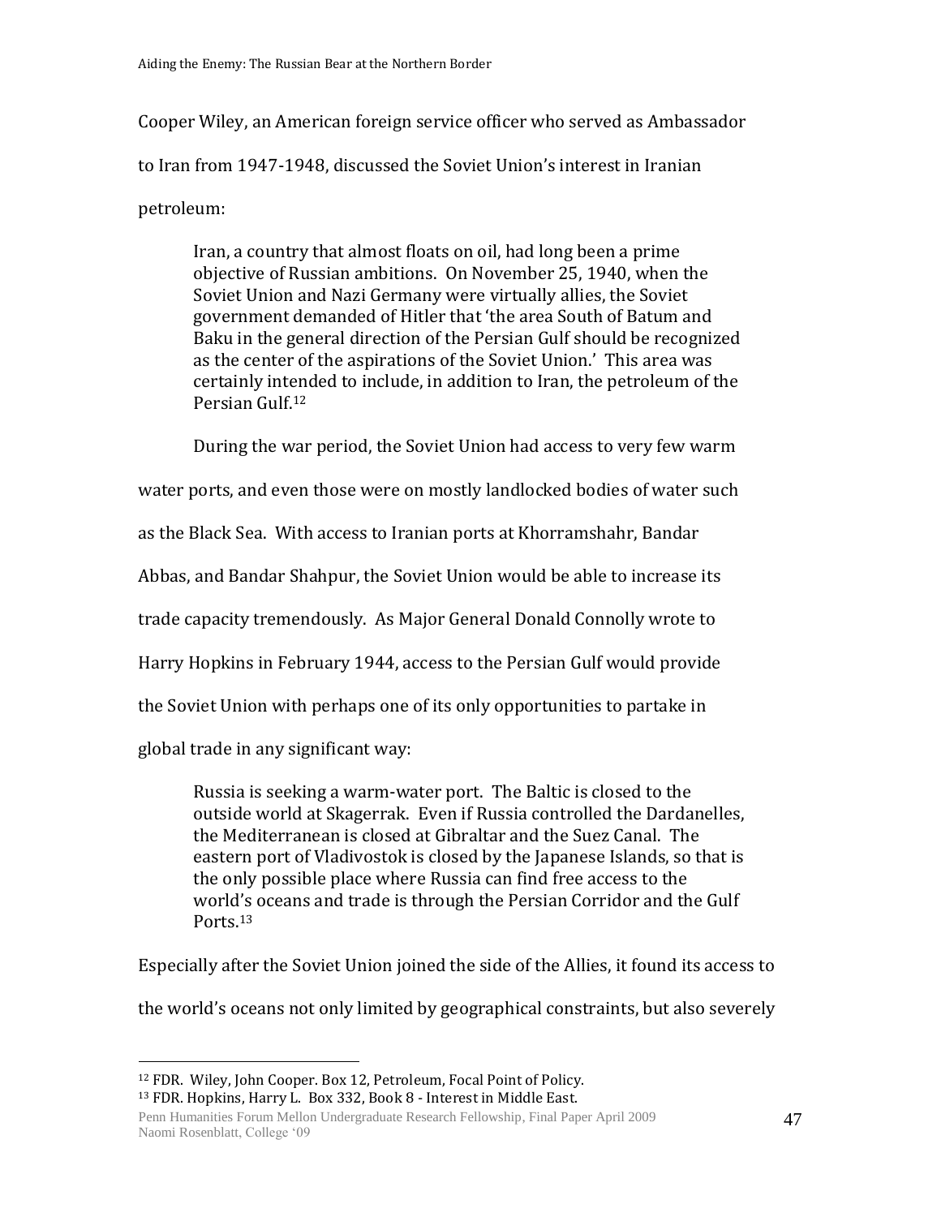Cooper Wiley, an American foreign service officer who served as Ambassador to Iran from 1947-1948, discussed the Soviet Union's interest in Iranian petroleum:

> Iran, a country that almost floats on oil, had long been a prime objective of Russian ambitions. On November 25, 1940, when the Soviet Union and Nazi Germany were virtually allies, the Soviet government demanded of Hitler that 'the area South of Batum and Baku in the general direction of the Persian Gulf should be recognized as the center of the aspirations of the Soviet Union.' This area was certainly intended to include, in addition to Iran, the petroleum of the Persian Gulf.[12]

During the war period, the Soviet Union had access to very few warm water ports, and even those were on mostly landlocked bodies of water such as the Black Sea. With access to Iranian ports at Khorramshahr, Bandar Abbas, and Bandar Shahpur, the Soviet Union would be able to increase its trade capacity tremendously. As Major General Donald Connolly wrote to Harry Hopkins in February 1944, access to the Persian Gulf would provide the Soviet Union with perhaps one of its only opportunities to partake in global trade in any significant way:

> Russia is seeking a warm-water port. The Baltic is closed to the outside world at Skagerrak. Even if Russia controlled the Dardanelles, the Mediterranean is closed at Gibraltar and the Suez Canal. The eastern port of Vladivostok is closed by the Japanese Islands, so that is the only possible place where Russia can find free access to the world's oceans and trade is through the Persian Corridor and the Gulf Ports.[13]

Especially after the Soviet Union joined the side of the Allies, it found its access to the world's oceans not only limited by geographical constraints, but also severely

---

[12] FDR. Wiley, John Cooper. Box 12, Petroleum, Focal Point of Policy.

[13] FDR. Hopkins, Harry L. Box 332, Book 8 - Interest in Middle East.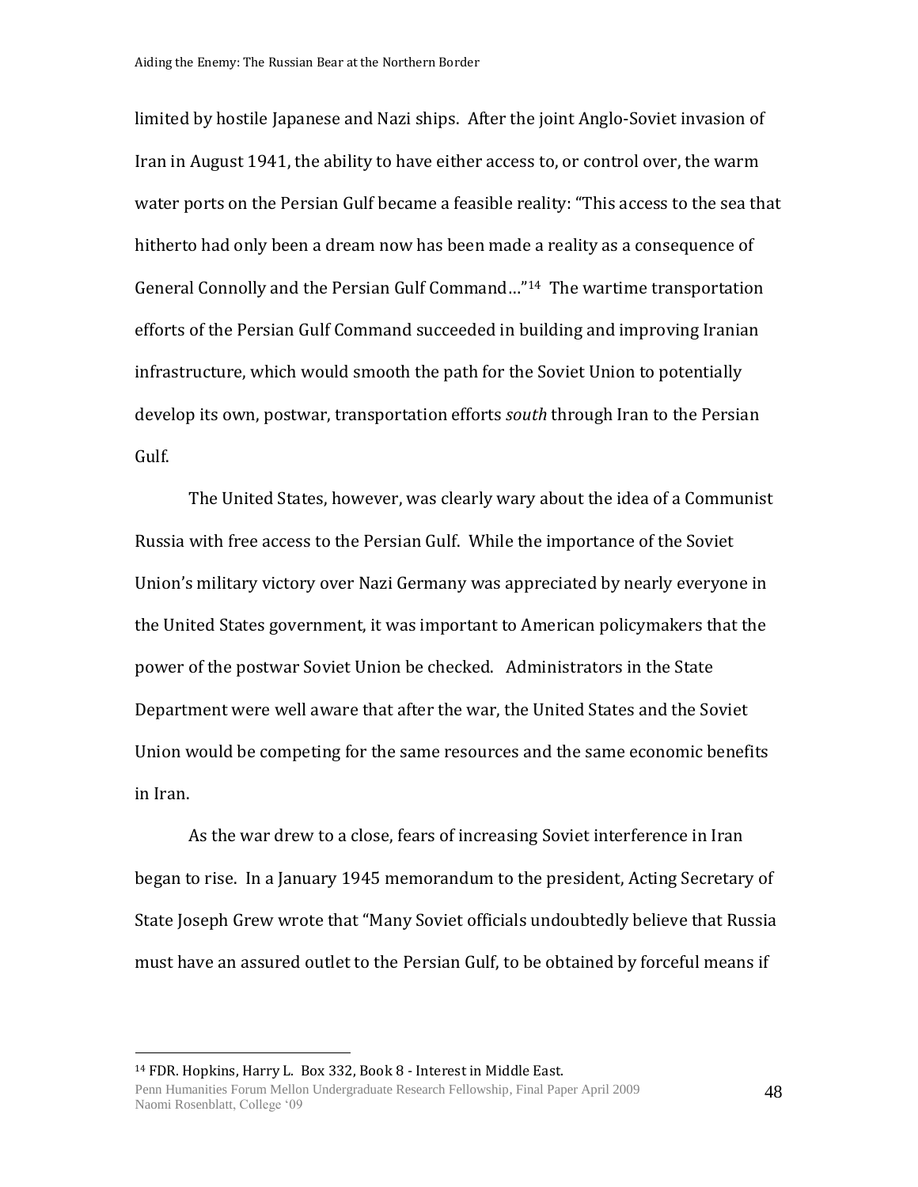limited by hostile Japanese and Nazi ships. After the joint Anglo-Soviet invasion of Iran in August 1941, the ability to have either access to, or control over, the warm water ports on the Persian Gulf became a feasible reality: "This access to the sea that hitherto had only been a dream now has been made a reality as a consequence of General Connolly and the Persian Gulf Command…"[14] The wartime transportation efforts of the Persian Gulf Command succeeded in building and improving Iranian infrastructure, which would smooth the path for the Soviet Union to potentially develop its own, postwar, transportation efforts *south* through Iran to the Persian Gulf.

The United States, however, was clearly wary about the idea of a Communist Russia with free access to the Persian Gulf. While the importance of the Soviet Union's military victory over Nazi Germany was appreciated by nearly everyone in the United States government, it was important to American policymakers that the power of the postwar Soviet Union be checked. Administrators in the State Department were well aware that after the war, the United States and the Soviet Union would be competing for the same resources and the same economic benefits in Iran.

As the war drew to a close, fears of increasing Soviet interference in Iran began to rise. In a January 1945 memorandum to the president, Acting Secretary of State Joseph Grew wrote that "Many Soviet officials undoubtedly believe that Russia must have an assured outlet to the Persian Gulf, to be obtained by forceful means if

[14] FDR. Hopkins, Harry L. Box 332, Book 8 - Interest in Middle East.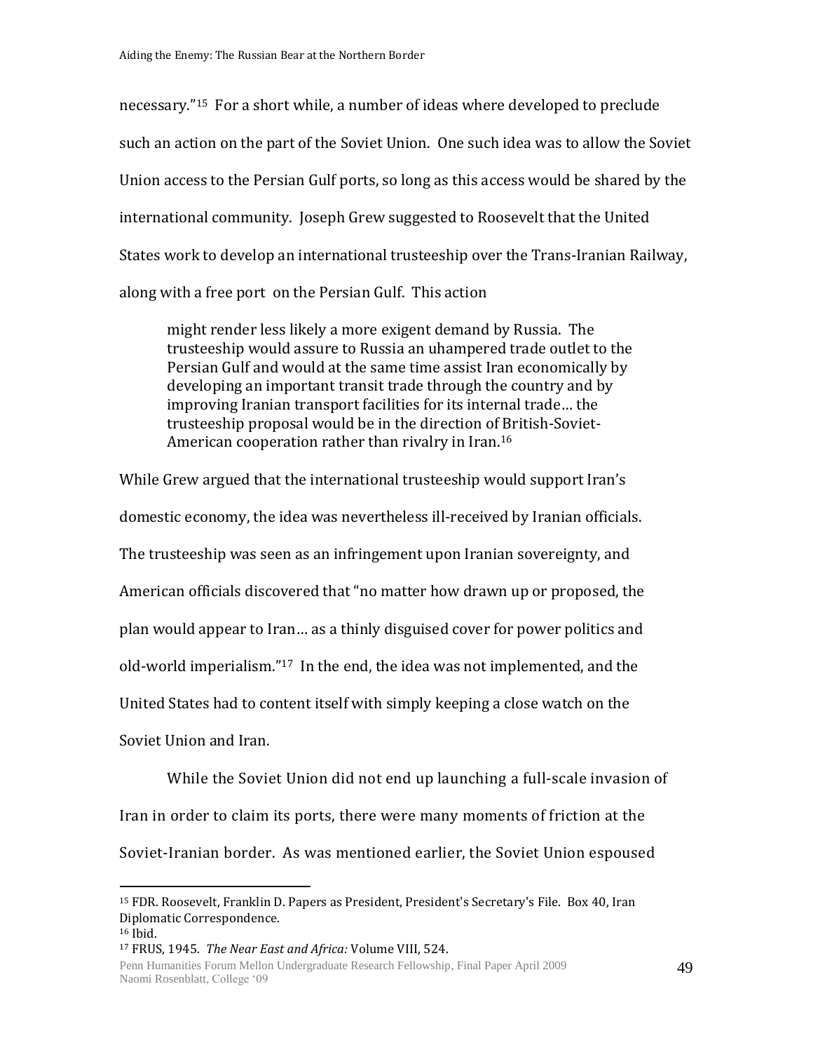necessary."[15] For a short while, a number of ideas where developed to preclude such an action on the part of the Soviet Union. One such idea was to allow the Soviet Union access to the Persian Gulf ports, so long as this access would be shared by the international community. Joseph Grew suggested to Roosevelt that the United States work to develop an international trusteeship over the Trans-Iranian Railway, along with a free port on the Persian Gulf. This action

> might render less likely a more exigent demand by Russia. The trusteeship would assure to Russia an uhampered trade outlet to the Persian Gulf and would at the same time assist Iran economically by developing an important transit trade through the country and by improving Iranian transport facilities for its internal trade… the trusteeship proposal would be in the direction of British-Soviet-American cooperation rather than rivalry in Iran.[16]

While Grew argued that the international trusteeship would support Iran's domestic economy, the idea was nevertheless ill-received by Iranian officials. The trusteeship was seen as an infringement upon Iranian sovereignty, and American officials discovered that "no matter how drawn up or proposed, the plan would appear to Iran… as a thinly disguised cover for power politics and old-world imperialism."[17] In the end, the idea was not implemented, and the United States had to content itself with simply keeping a close watch on the Soviet Union and Iran.

While the Soviet Union did not end up launching a full-scale invasion of Iran in order to claim its ports, there were many moments of friction at the Soviet-Iranian border. As was mentioned earlier, the Soviet Union espoused

---

[15] FDR. Roosevelt, Franklin D. Papers as President, President's Secretary's File. Box 40, Iran Diplomatic Correspondence.

[16] Ibid.

[17] FRUS, 1945. *The Near East and Africa:* Volume VIII, 524.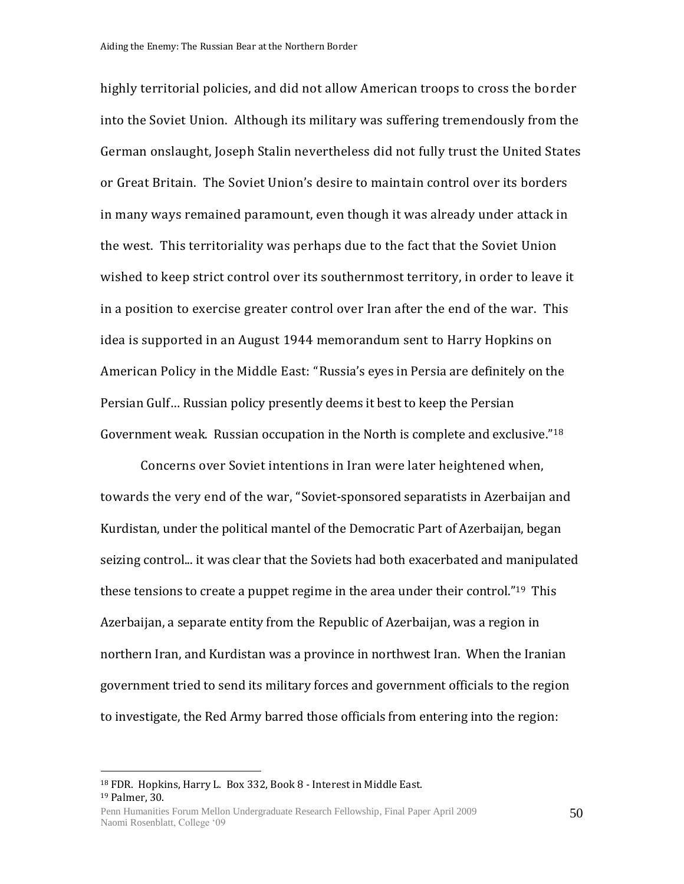highly territorial policies, and did not allow American troops to cross the border into the Soviet Union. Although its military was suffering tremendously from the German onslaught, Joseph Stalin nevertheless did not fully trust the United States or Great Britain. The Soviet Union's desire to maintain control over its borders in many ways remained paramount, even though it was already under attack in the west. This territoriality was perhaps due to the fact that the Soviet Union wished to keep strict control over its southernmost territory, in order to leave it in a position to exercise greater control over Iran after the end of the war. This idea is supported in an August 1944 memorandum sent to Harry Hopkins on American Policy in the Middle East: "Russia's eyes in Persia are definitely on the Persian Gulf… Russian policy presently deems it best to keep the Persian Government weak. Russian occupation in the North is complete and exclusive."[18]

Concerns over Soviet intentions in Iran were later heightened when, towards the very end of the war, "Soviet-sponsored separatists in Azerbaijan and Kurdistan, under the political mantel of the Democratic Part of Azerbaijan, began seizing control... it was clear that the Soviets had both exacerbated and manipulated these tensions to create a puppet regime in the area under their control."[19] This Azerbaijan, a separate entity from the Republic of Azerbaijan, was a region in northern Iran, and Kurdistan was a province in northwest Iran. When the Iranian government tried to send its military forces and government officials to the region to investigate, the Red Army barred those officials from entering into the region:

---

[18] FDR. Hopkins, Harry L. Box 332, Book 8 - Interest in Middle East.

[19] Palmer, 30.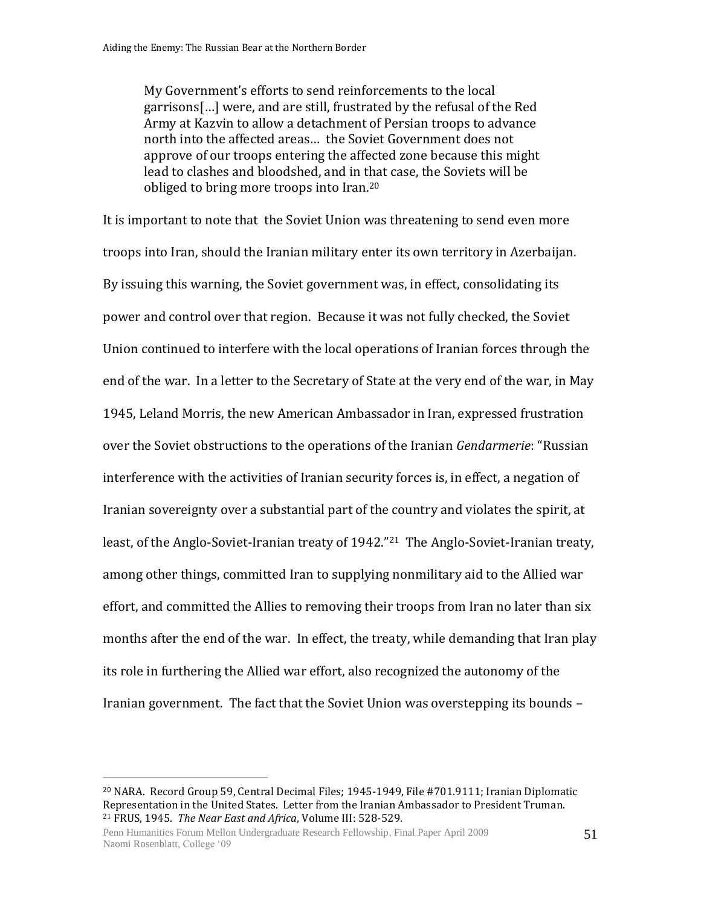> My Government's efforts to send reinforcements to the local garrisons[…] were, and are still, frustrated by the refusal of the Red Army at Kazvin to allow a detachment of Persian troops to advance north into the affected areas… the Soviet Government does not approve of our troops entering the affected zone because this might lead to clashes and bloodshed, and in that case, the Soviets will be obliged to bring more troops into Iran.[20]

It is important to note that the Soviet Union was threatening to send even more troops into Iran, should the Iranian military enter its own territory in Azerbaijan. By issuing this warning, the Soviet government was, in effect, consolidating its power and control over that region. Because it was not fully checked, the Soviet Union continued to interfere with the local operations of Iranian forces through the end of the war. In a letter to the Secretary of State at the very end of the war, in May 1945, Leland Morris, the new American Ambassador in Iran, expressed frustration over the Soviet obstructions to the operations of the Iranian *Gendarmerie*: "Russian interference with the activities of Iranian security forces is, in effect, a negation of Iranian sovereignty over a substantial part of the country and violates the spirit, at least, of the Anglo-Soviet-Iranian treaty of 1942."[21] The Anglo-Soviet-Iranian treaty, among other things, committed Iran to supplying nonmilitary aid to the Allied war effort, and committed the Allies to removing their troops from Iran no later than six months after the end of the war. In effect, the treaty, while demanding that Iran play its role in furthering the Allied war effort, also recognized the autonomy of the Iranian government. The fact that the Soviet Union was overstepping its bounds –

[20] NARA. Record Group 59, Central Decimal Files; 1945-1949, File #701.9111; Iranian Diplomatic Representation in the United States. Letter from the Iranian Ambassador to President Truman.
[21] FRUS, 1945. *The Near East and Africa*, Volume III: 528-529.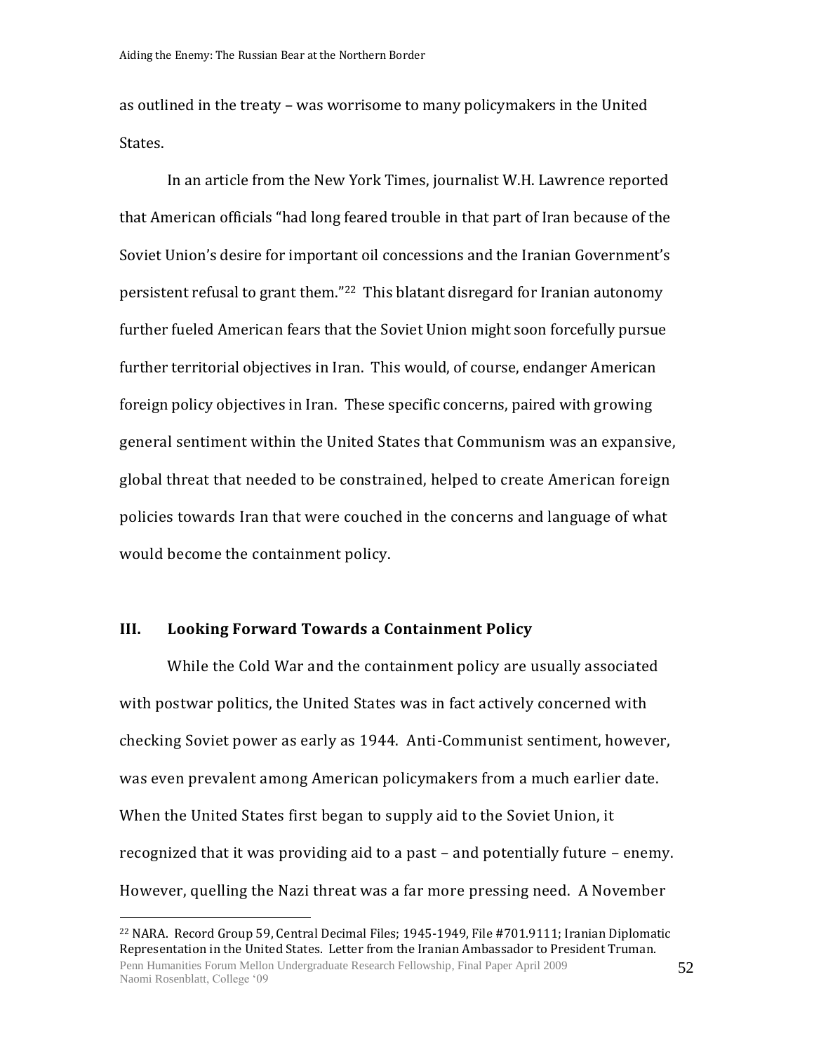as outlined in the treaty – was worrisome to many policymakers in the United States.

In an article from the New York Times, journalist W.H. Lawrence reported that American officials "had long feared trouble in that part of Iran because of the Soviet Union's desire for important oil concessions and the Iranian Government's persistent refusal to grant them."[22] This blatant disregard for Iranian autonomy further fueled American fears that the Soviet Union might soon forcefully pursue further territorial objectives in Iran. This would, of course, endanger American foreign policy objectives in Iran. These specific concerns, paired with growing general sentiment within the United States that Communism was an expansive, global threat that needed to be constrained, helped to create American foreign policies towards Iran that were couched in the concerns and language of what would become the containment policy.

## III. Looking Forward Towards a Containment Policy

While the Cold War and the containment policy are usually associated with postwar politics, the United States was in fact actively concerned with checking Soviet power as early as 1944. Anti-Communist sentiment, however, was even prevalent among American policymakers from a much earlier date. When the United States first began to supply aid to the Soviet Union, it recognized that it was providing aid to a past – and potentially future – enemy. However, quelling the Nazi threat was a far more pressing need. A November

[22] NARA. Record Group 59, Central Decimal Files; 1945-1949, File #701.9111; Iranian Diplomatic Representation in the United States. Letter from the Iranian Ambassador to President Truman.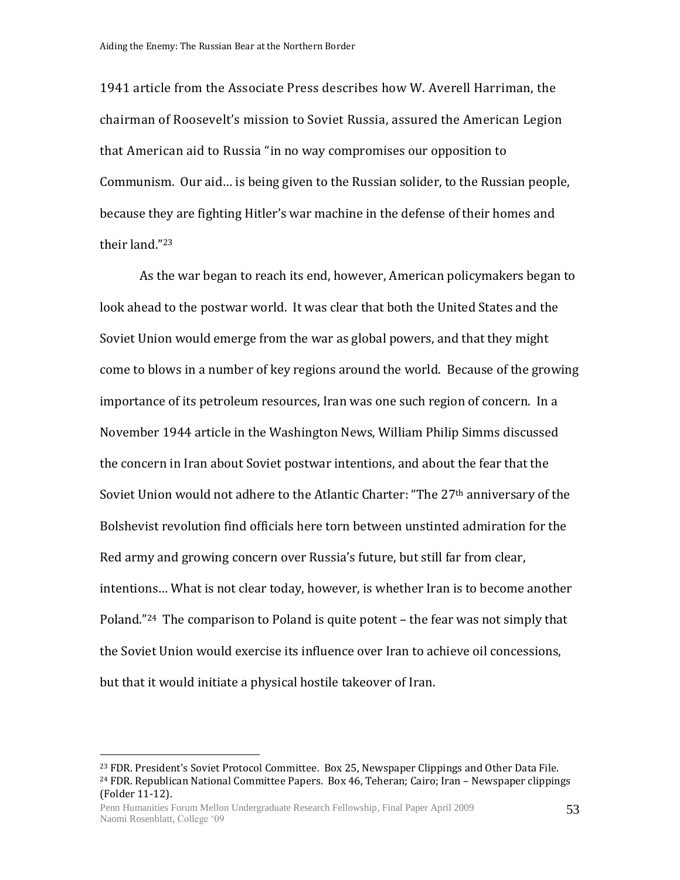1941 article from the Associate Press describes how W. Averell Harriman, the chairman of Roosevelt's mission to Soviet Russia, assured the American Legion that American aid to Russia "in no way compromises our opposition to Communism. Our aid… is being given to the Russian solider, to the Russian people, because they are fighting Hitler's war machine in the defense of their homes and their land."[23]

As the war began to reach its end, however, American policymakers began to look ahead to the postwar world. It was clear that both the United States and the Soviet Union would emerge from the war as global powers, and that they might come to blows in a number of key regions around the world. Because of the growing importance of its petroleum resources, Iran was one such region of concern. In a November 1944 article in the Washington News, William Philip Simms discussed the concern in Iran about Soviet postwar intentions, and about the fear that the Soviet Union would not adhere to the Atlantic Charter: "The 27th anniversary of the Bolshevist revolution find officials here torn between unstinted admiration for the Red army and growing concern over Russia's future, but still far from clear, intentions… What is not clear today, however, is whether Iran is to become another Poland."[24] The comparison to Poland is quite potent – the fear was not simply that the Soviet Union would exercise its influence over Iran to achieve oil concessions, but that it would initiate a physical hostile takeover of Iran.

---

[23] FDR. President's Soviet Protocol Committee. Box 25, Newspaper Clippings and Other Data File.

[24] FDR. Republican National Committee Papers. Box 46, Teheran; Cairo; Iran – Newspaper clippings (Folder 11-12).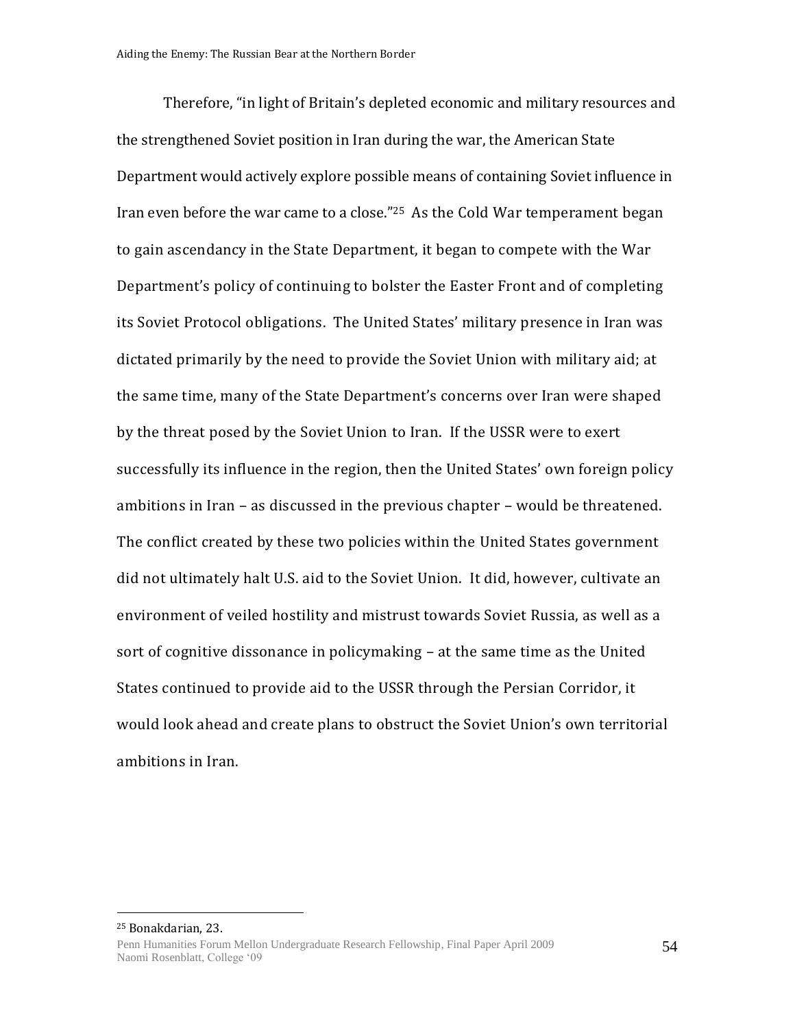Therefore, "in light of Britain's depleted economic and military resources and the strengthened Soviet position in Iran during the war, the American State Department would actively explore possible means of containing Soviet influence in Iran even before the war came to a close."[25] As the Cold War temperament began to gain ascendancy in the State Department, it began to compete with the War Department's policy of continuing to bolster the Easter Front and of completing its Soviet Protocol obligations. The United States' military presence in Iran was dictated primarily by the need to provide the Soviet Union with military aid; at the same time, many of the State Department's concerns over Iran were shaped by the threat posed by the Soviet Union to Iran. If the USSR were to exert successfully its influence in the region, then the United States' own foreign policy ambitions in Iran – as discussed in the previous chapter – would be threatened. The conflict created by these two policies within the United States government did not ultimately halt U.S. aid to the Soviet Union. It did, however, cultivate an environment of veiled hostility and mistrust towards Soviet Russia, as well as a sort of cognitive dissonance in policymaking – at the same time as the United States continued to provide aid to the USSR through the Persian Corridor, it would look ahead and create plans to obstruct the Soviet Union's own territorial ambitions in Iran.

---

[25] Bonakdarian, 23.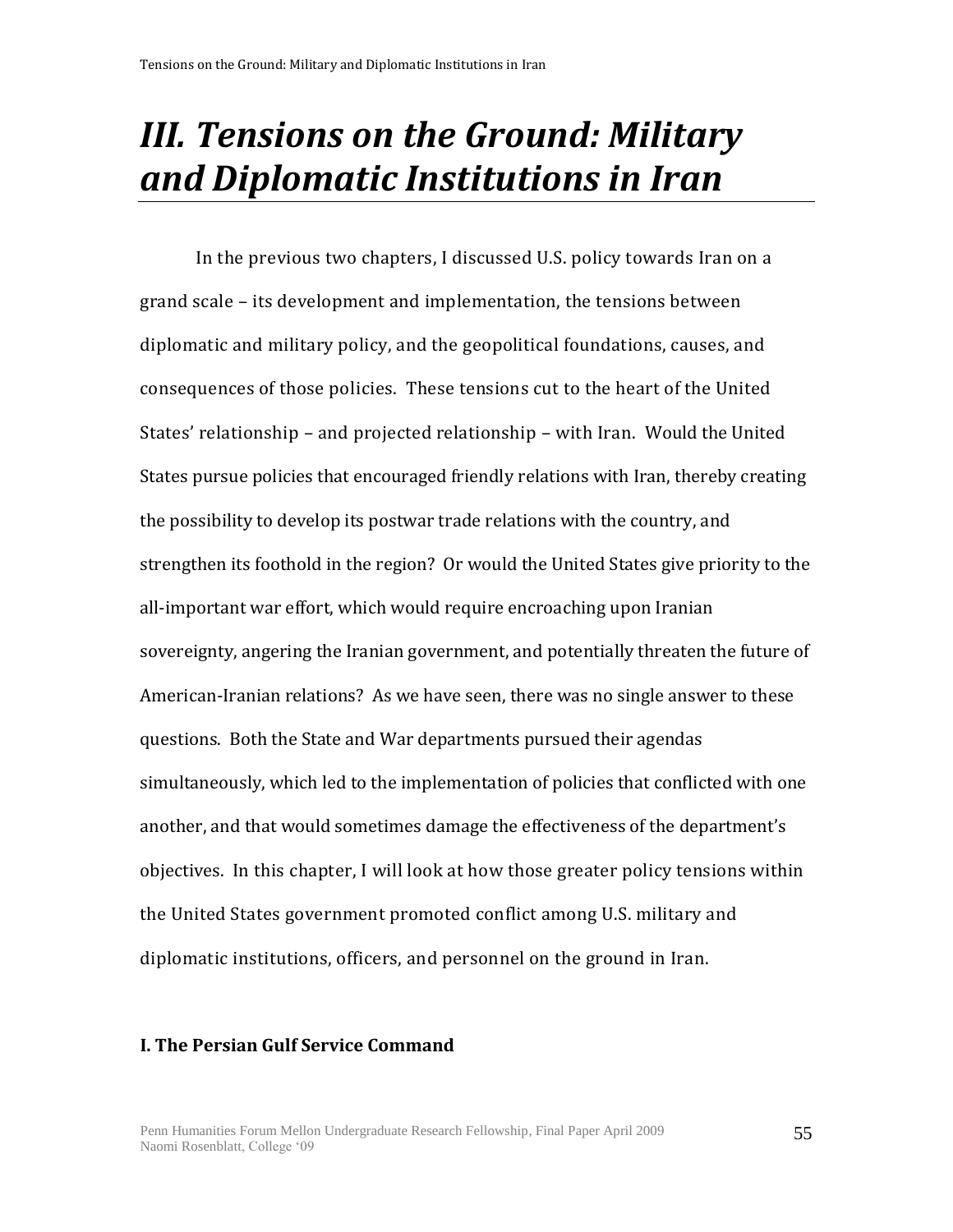# *III. Tensions on the Ground: Military and Diplomatic Institutions in Iran*

In the previous two chapters, I discussed U.S. policy towards Iran on a grand scale – its development and implementation, the tensions between diplomatic and military policy, and the geopolitical foundations, causes, and consequences of those policies. These tensions cut to the heart of the United States' relationship – and projected relationship – with Iran. Would the United States pursue policies that encouraged friendly relations with Iran, thereby creating the possibility to develop its postwar trade relations with the country, and strengthen its foothold in the region? Or would the United States give priority to the all-important war effort, which would require encroaching upon Iranian sovereignty, angering the Iranian government, and potentially threaten the future of American-Iranian relations? As we have seen, there was no single answer to these questions. Both the State and War departments pursued their agendas simultaneously, which led to the implementation of policies that conflicted with one another, and that would sometimes damage the effectiveness of the department's objectives. In this chapter, I will look at how those greater policy tensions within the United States government promoted conflict among U.S. military and diplomatic institutions, officers, and personnel on the ground in Iran.

**I. The Persian Gulf Service Command**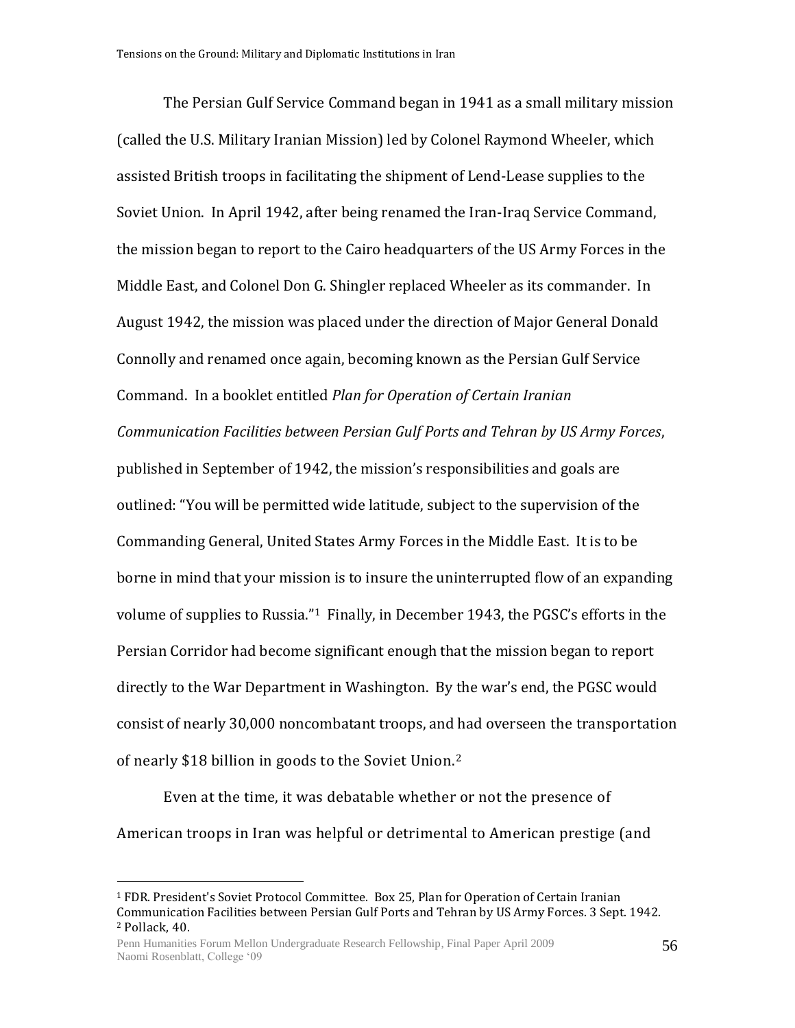The Persian Gulf Service Command began in 1941 as a small military mission (called the U.S. Military Iranian Mission) led by Colonel Raymond Wheeler, which assisted British troops in facilitating the shipment of Lend-Lease supplies to the Soviet Union. In April 1942, after being renamed the Iran-Iraq Service Command, the mission began to report to the Cairo headquarters of the US Army Forces in the Middle East, and Colonel Don G. Shingler replaced Wheeler as its commander. In August 1942, the mission was placed under the direction of Major General Donald Connolly and renamed once again, becoming known as the Persian Gulf Service Command. In a booklet entitled *Plan for Operation of Certain Iranian Communication Facilities between Persian Gulf Ports and Tehran by US Army Forces*, published in September of 1942, the mission's responsibilities and goals are outlined: "You will be permitted wide latitude, subject to the supervision of the Commanding General, United States Army Forces in the Middle East. It is to be borne in mind that your mission is to insure the uninterrupted flow of an expanding volume of supplies to Russia."[1] Finally, in December 1943, the PGSC's efforts in the Persian Corridor had become significant enough that the mission began to report directly to the War Department in Washington. By the war's end, the PGSC would consist of nearly 30,000 noncombatant troops, and had overseen the transportation of nearly $18 billion in goods to the Soviet Union.[2]

Even at the time, it was debatable whether or not the presence of American troops in Iran was helpful or detrimental to American prestige (and

---

[1] FDR. President's Soviet Protocol Committee. Box 25, Plan for Operation of Certain Iranian Communication Facilities between Persian Gulf Ports and Tehran by US Army Forces. 3 Sept. 1942.

[2] Pollack, 40.

Penn Humanities Forum Mellon Undergraduate Research Fellowship, Final Paper April 2009
Naomi Rosenblatt, College '09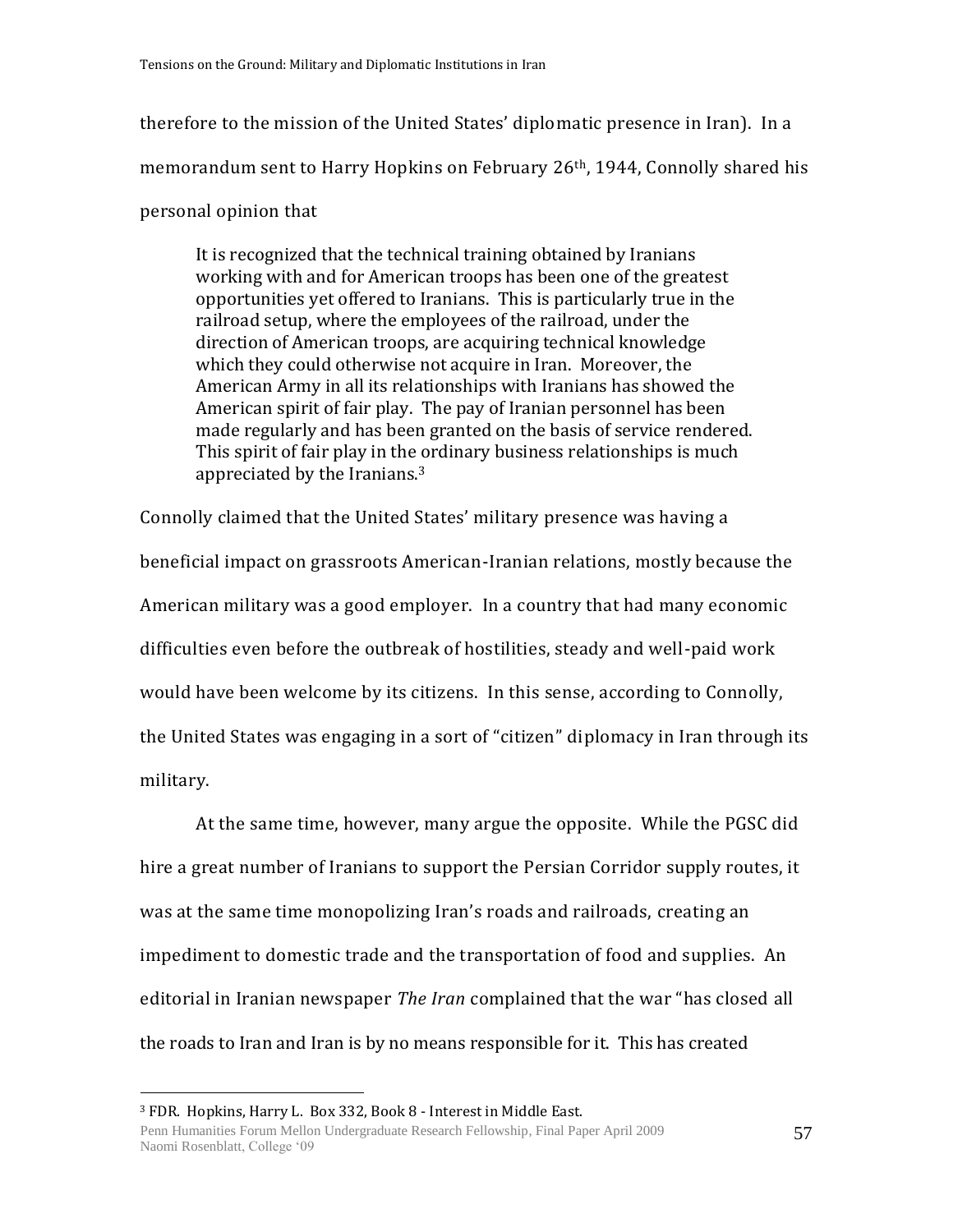therefore to the mission of the United States' diplomatic presence in Iran). In a memorandum sent to Harry Hopkins on February 26th, 1944, Connolly shared his personal opinion that

> It is recognized that the technical training obtained by Iranians working with and for American troops has been one of the greatest opportunities yet offered to Iranians. This is particularly true in the railroad setup, where the employees of the railroad, under the direction of American troops, are acquiring technical knowledge which they could otherwise not acquire in Iran. Moreover, the American Army in all its relationships with Iranians has showed the American spirit of fair play. The pay of Iranian personnel has been made regularly and has been granted on the basis of service rendered. This spirit of fair play in the ordinary business relationships is much appreciated by the Iranians.[3]

Connolly claimed that the United States' military presence was having a beneficial impact on grassroots American-Iranian relations, mostly because the American military was a good employer. In a country that had many economic difficulties even before the outbreak of hostilities, steady and well-paid work would have been welcome by its citizens. In this sense, according to Connolly, the United States was engaging in a sort of "citizen" diplomacy in Iran through its military.

At the same time, however, many argue the opposite. While the PGSC did hire a great number of Iranians to support the Persian Corridor supply routes, it was at the same time monopolizing Iran's roads and railroads, creating an impediment to domestic trade and the transportation of food and supplies. An editorial in Iranian newspaper *The Iran* complained that the war "has closed all the roads to Iran and Iran is by no means responsible for it. This has created

[3] FDR. Hopkins, Harry L. Box 332, Book 8 - Interest in Middle East.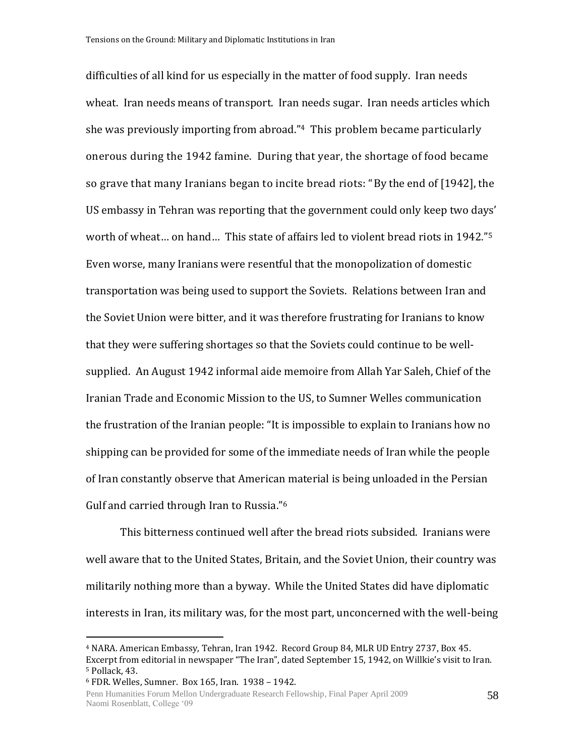difficulties of all kind for us especially in the matter of food supply. Iran needs wheat. Iran needs means of transport. Iran needs sugar. Iran needs articles which she was previously importing from abroad."[4] This problem became particularly onerous during the 1942 famine. During that year, the shortage of food became so grave that many Iranians began to incite bread riots: "By the end of [1942], the US embassy in Tehran was reporting that the government could only keep two days' worth of wheat… on hand… This state of affairs led to violent bread riots in 1942."[5] Even worse, many Iranians were resentful that the monopolization of domestic transportation was being used to support the Soviets. Relations between Iran and the Soviet Union were bitter, and it was therefore frustrating for Iranians to know that they were suffering shortages so that the Soviets could continue to be well-supplied. An August 1942 informal aide memoire from Allah Yar Saleh, Chief of the Iranian Trade and Economic Mission to the US, to Sumner Welles communication the frustration of the Iranian people: "It is impossible to explain to Iranians how no shipping can be provided for some of the immediate needs of Iran while the people of Iran constantly observe that American material is being unloaded in the Persian Gulf and carried through Iran to Russia."[6]

This bitterness continued well after the bread riots subsided. Iranians were well aware that to the United States, Britain, and the Soviet Union, their country was militarily nothing more than a byway. While the United States did have diplomatic interests in Iran, its military was, for the most part, unconcerned with the well-being

---

[4] NARA. American Embassy, Tehran, Iran 1942. Record Group 84, MLR UD Entry 2737, Box 45. Excerpt from editorial in newspaper "The Iran", dated September 15, 1942, on Willkie's visit to Iran.

[5] Pollack, 43.

[6] FDR. Welles, Sumner. Box 165, Iran. 1938 – 1942.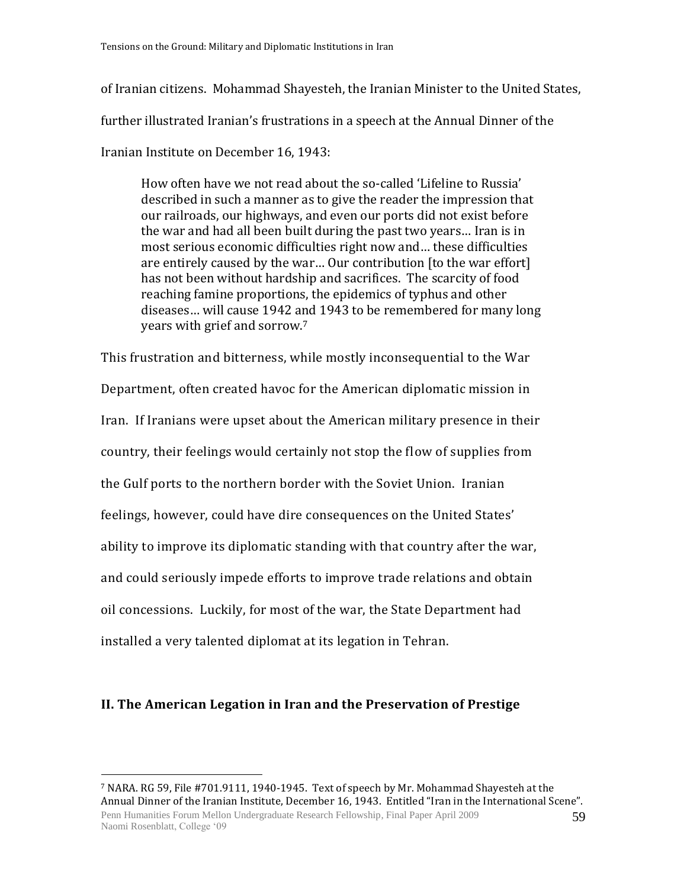of Iranian citizens. Mohammad Shayesteh, the Iranian Minister to the United States, further illustrated Iranian's frustrations in a speech at the Annual Dinner of the Iranian Institute on December 16, 1943:

> How often have we not read about the so-called 'Lifeline to Russia' described in such a manner as to give the reader the impression that our railroads, our highways, and even our ports did not exist before the war and had all been built during the past two years… Iran is in most serious economic difficulties right now and… these difficulties are entirely caused by the war… Our contribution [to the war effort] has not been without hardship and sacrifices. The scarcity of food reaching famine proportions, the epidemics of typhus and other diseases… will cause 1942 and 1943 to be remembered for many long years with grief and sorrow.[7]

This frustration and bitterness, while mostly inconsequential to the War Department, often created havoc for the American diplomatic mission in Iran. If Iranians were upset about the American military presence in their country, their feelings would certainly not stop the flow of supplies from the Gulf ports to the northern border with the Soviet Union. Iranian feelings, however, could have dire consequences on the United States' ability to improve its diplomatic standing with that country after the war, and could seriously impede efforts to improve trade relations and obtain oil concessions. Luckily, for most of the war, the State Department had installed a very talented diplomat at its legation in Tehran.

## II. The American Legation in Iran and the Preservation of Prestige

[7] NARA. RG 59, File #701.9111, 1940-1945. Text of speech by Mr. Mohammad Shayesteh at the Annual Dinner of the Iranian Institute, December 16, 1943. Entitled "Iran in the International Scene".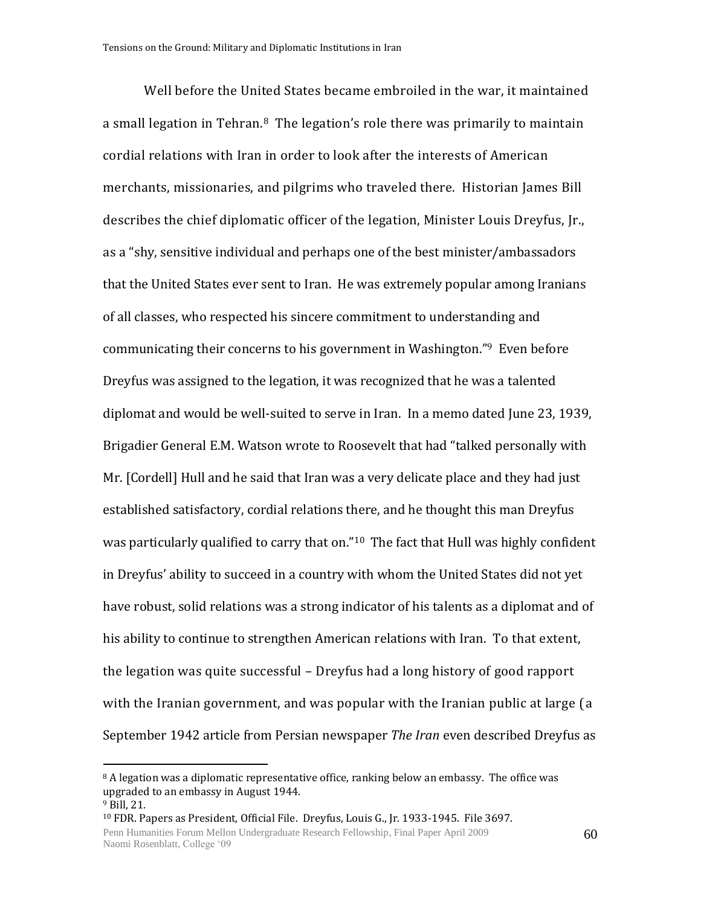Well before the United States became embroiled in the war, it maintained a small legation in Tehran.[8] The legation's role there was primarily to maintain cordial relations with Iran in order to look after the interests of American merchants, missionaries, and pilgrims who traveled there. Historian James Bill describes the chief diplomatic officer of the legation, Minister Louis Dreyfus, Jr., as a "shy, sensitive individual and perhaps one of the best minister/ambassadors that the United States ever sent to Iran. He was extremely popular among Iranians of all classes, who respected his sincere commitment to understanding and communicating their concerns to his government in Washington."[9] Even before Dreyfus was assigned to the legation, it was recognized that he was a talented diplomat and would be well-suited to serve in Iran. In a memo dated June 23, 1939, Brigadier General E.M. Watson wrote to Roosevelt that had "talked personally with Mr. [Cordell] Hull and he said that Iran was a very delicate place and they had just established satisfactory, cordial relations there, and he thought this man Dreyfus was particularly qualified to carry that on."[10] The fact that Hull was highly confident in Dreyfus' ability to succeed in a country with whom the United States did not yet have robust, solid relations was a strong indicator of his talents as a diplomat and of his ability to continue to strengthen American relations with Iran. To that extent, the legation was quite successful – Dreyfus had a long history of good rapport with the Iranian government, and was popular with the Iranian public at large (a September 1942 article from Persian newspaper *The Iran* even described Dreyfus as

---

[8] A legation was a diplomatic representative office, ranking below an embassy. The office was upgraded to an embassy in August 1944.

[9] Bill, 21.

[10] FDR. Papers as President, Official File. Dreyfus, Louis G., Jr. 1933-1945. File 3697.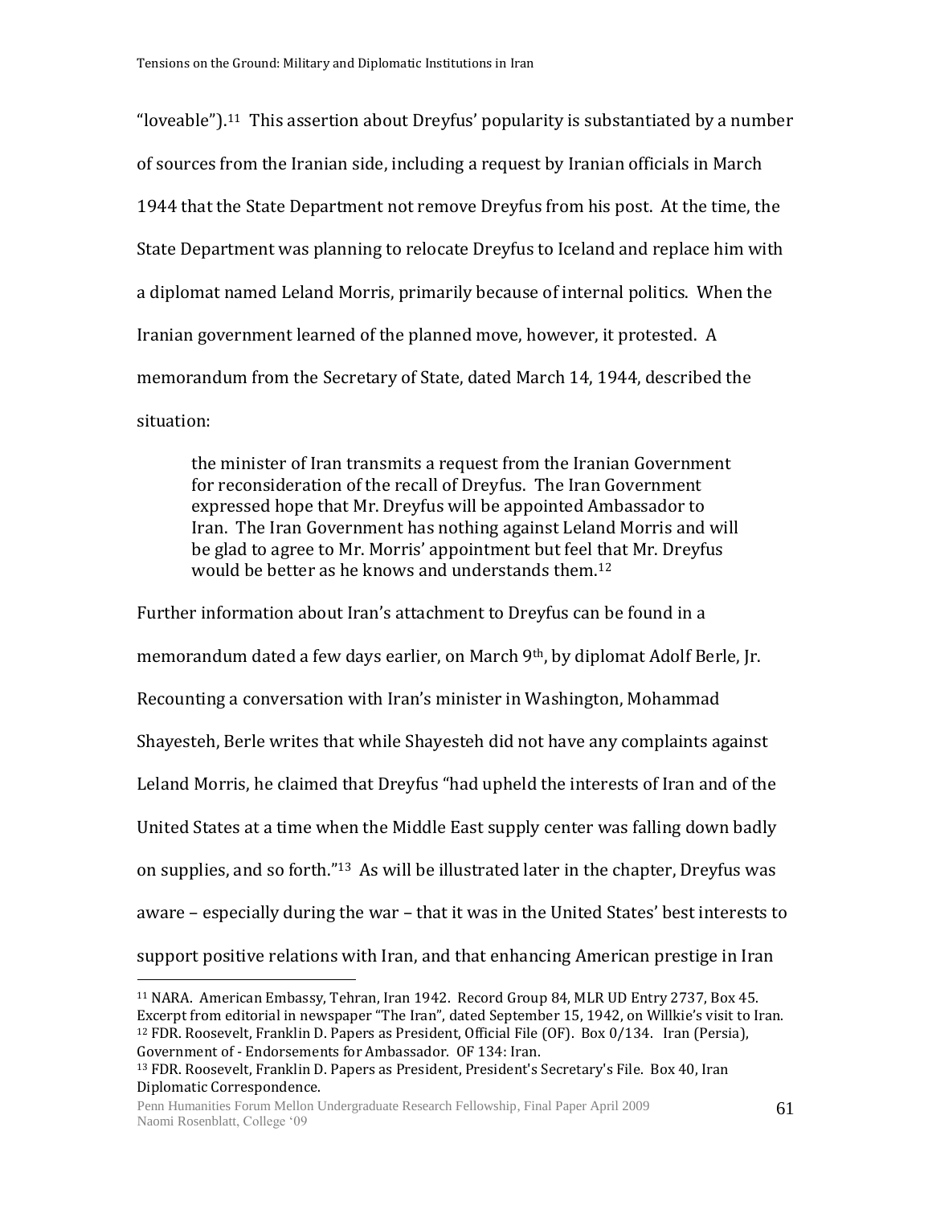"loveable").[11] This assertion about Dreyfus' popularity is substantiated by a number of sources from the Iranian side, including a request by Iranian officials in March 1944 that the State Department not remove Dreyfus from his post. At the time, the State Department was planning to relocate Dreyfus to Iceland and replace him with a diplomat named Leland Morris, primarily because of internal politics. When the Iranian government learned of the planned move, however, it protested. A memorandum from the Secretary of State, dated March 14, 1944, described the situation:

> the minister of Iran transmits a request from the Iranian Government for reconsideration of the recall of Dreyfus. The Iran Government expressed hope that Mr. Dreyfus will be appointed Ambassador to Iran. The Iran Government has nothing against Leland Morris and will be glad to agree to Mr. Morris' appointment but feel that Mr. Dreyfus would be better as he knows and understands them.[12]

Further information about Iran's attachment to Dreyfus can be found in a memorandum dated a few days earlier, on March 9th, by diplomat Adolf Berle, Jr. Recounting a conversation with Iran's minister in Washington, Mohammad Shayesteh, Berle writes that while Shayesteh did not have any complaints against Leland Morris, he claimed that Dreyfus "had upheld the interests of Iran and of the United States at a time when the Middle East supply center was falling down badly on supplies, and so forth."[13] As will be illustrated later in the chapter, Dreyfus was aware – especially during the war – that it was in the United States' best interests to support positive relations with Iran, and that enhancing American prestige in Iran

---

[11] NARA. American Embassy, Tehran, Iran 1942. Record Group 84, MLR UD Entry 2737, Box 45. Excerpt from editorial in newspaper "The Iran", dated September 15, 1942, on Willkie's visit to Iran.

[12] FDR. Roosevelt, Franklin D. Papers as President, Official File (OF). Box 0/134. Iran (Persia), Government of - Endorsements for Ambassador. OF 134: Iran.

[13] FDR. Roosevelt, Franklin D. Papers as President, President's Secretary's File. Box 40, Iran Diplomatic Correspondence.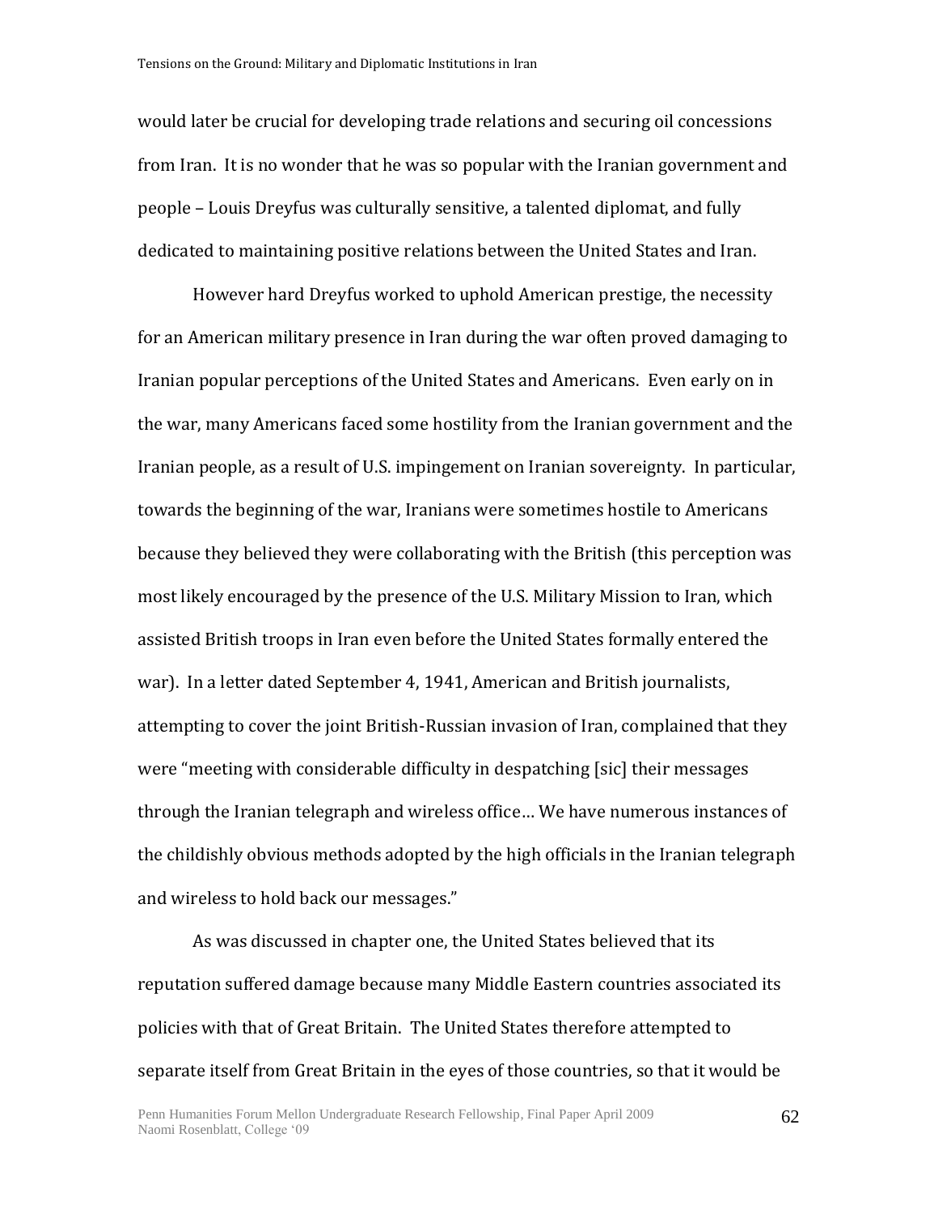would later be crucial for developing trade relations and securing oil concessions from Iran. It is no wonder that he was so popular with the Iranian government and people – Louis Dreyfus was culturally sensitive, a talented diplomat, and fully dedicated to maintaining positive relations between the United States and Iran.

However hard Dreyfus worked to uphold American prestige, the necessity for an American military presence in Iran during the war often proved damaging to Iranian popular perceptions of the United States and Americans. Even early on in the war, many Americans faced some hostility from the Iranian government and the Iranian people, as a result of U.S. impingement on Iranian sovereignty. In particular, towards the beginning of the war, Iranians were sometimes hostile to Americans because they believed they were collaborating with the British (this perception was most likely encouraged by the presence of the U.S. Military Mission to Iran, which assisted British troops in Iran even before the United States formally entered the war). In a letter dated September 4, 1941, American and British journalists, attempting to cover the joint British-Russian invasion of Iran, complained that they were "meeting with considerable difficulty in despatching [sic] their messages through the Iranian telegraph and wireless office… We have numerous instances of the childishly obvious methods adopted by the high officials in the Iranian telegraph and wireless to hold back our messages."

As was discussed in chapter one, the United States believed that its reputation suffered damage because many Middle Eastern countries associated its policies with that of Great Britain. The United States therefore attempted to separate itself from Great Britain in the eyes of those countries, so that it would be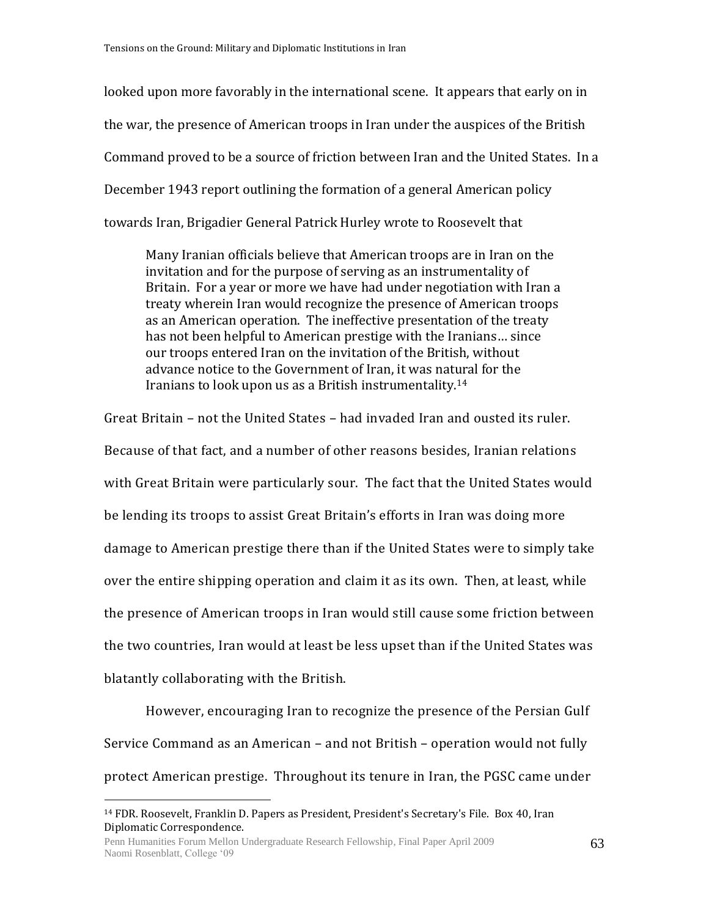looked upon more favorably in the international scene. It appears that early on in the war, the presence of American troops in Iran under the auspices of the British Command proved to be a source of friction between Iran and the United States. In a December 1943 report outlining the formation of a general American policy towards Iran, Brigadier General Patrick Hurley wrote to Roosevelt that

> Many Iranian officials believe that American troops are in Iran on the invitation and for the purpose of serving as an instrumentality of Britain. For a year or more we have had under negotiation with Iran a treaty wherein Iran would recognize the presence of American troops as an American operation. The ineffective presentation of the treaty has not been helpful to American prestige with the Iranians… since our troops entered Iran on the invitation of the British, without advance notice to the Government of Iran, it was natural for the Iranians to look upon us as a British instrumentality.[14]

Great Britain – not the United States – had invaded Iran and ousted its ruler. Because of that fact, and a number of other reasons besides, Iranian relations with Great Britain were particularly sour. The fact that the United States would be lending its troops to assist Great Britain's efforts in Iran was doing more damage to American prestige there than if the United States were to simply take over the entire shipping operation and claim it as its own. Then, at least, while the presence of American troops in Iran would still cause some friction between the two countries, Iran would at least be less upset than if the United States was blatantly collaborating with the British.

However, encouraging Iran to recognize the presence of the Persian Gulf Service Command as an American – and not British – operation would not fully protect American prestige. Throughout its tenure in Iran, the PGSC came under

---

[14] FDR. Roosevelt, Franklin D. Papers as President, President's Secretary's File. Box 40, Iran Diplomatic Correspondence.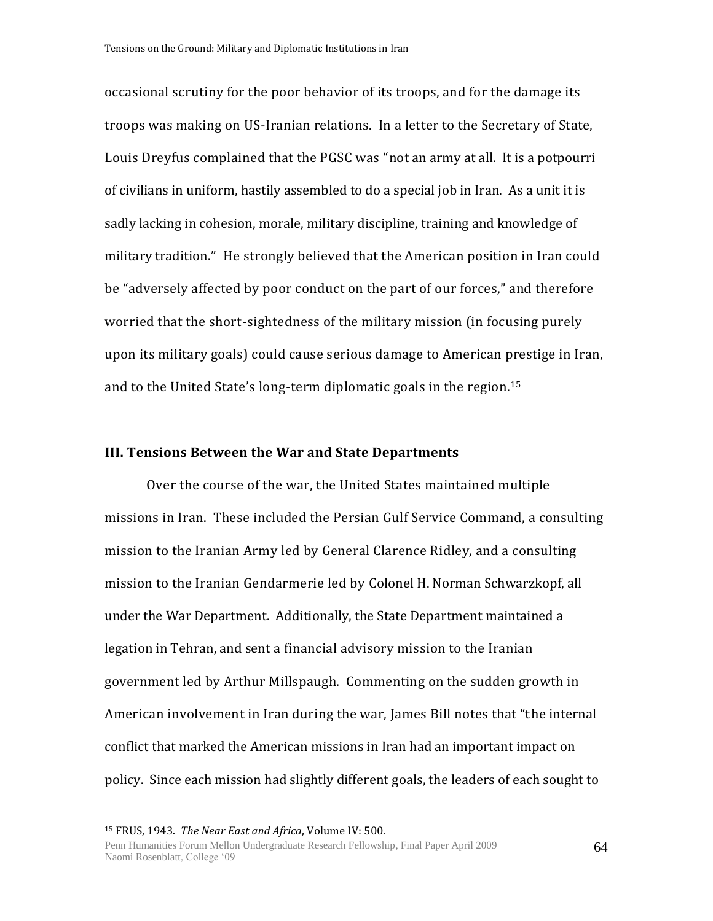occasional scrutiny for the poor behavior of its troops, and for the damage its troops was making on US-Iranian relations. In a letter to the Secretary of State, Louis Dreyfus complained that the PGSC was "not an army at all. It is a potpourri of civilians in uniform, hastily assembled to do a special job in Iran. As a unit it is sadly lacking in cohesion, morale, military discipline, training and knowledge of military tradition." He strongly believed that the American position in Iran could be "adversely affected by poor conduct on the part of our forces," and therefore worried that the short-sightedness of the military mission (in focusing purely upon its military goals) could cause serious damage to American prestige in Iran, and to the United State's long-term diplomatic goals in the region.[15]

### III. Tensions Between the War and State Departments

Over the course of the war, the United States maintained multiple missions in Iran. These included the Persian Gulf Service Command, a consulting mission to the Iranian Army led by General Clarence Ridley, and a consulting mission to the Iranian Gendarmerie led by Colonel H. Norman Schwarzkopf, all under the War Department. Additionally, the State Department maintained a legation in Tehran, and sent a financial advisory mission to the Iranian government led by Arthur Millspaugh. Commenting on the sudden growth in American involvement in Iran during the war, James Bill notes that "the internal conflict that marked the American missions in Iran had an important impact on policy. Since each mission had slightly different goals, the leaders of each sought to

---

[15] FRUS, 1943. *The Near East and Africa*, Volume IV: 500.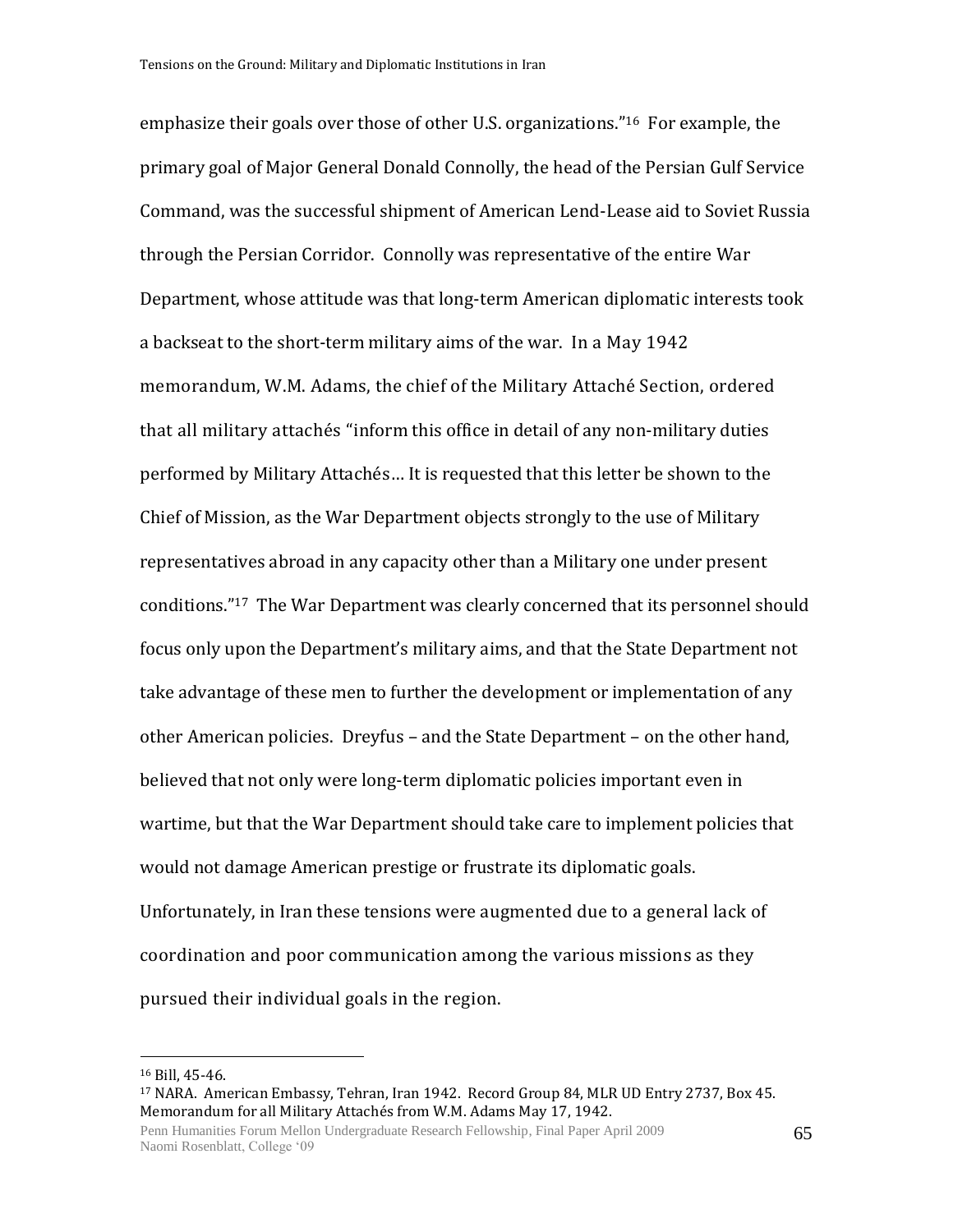emphasize their goals over those of other U.S. organizations."[16] For example, the primary goal of Major General Donald Connolly, the head of the Persian Gulf Service Command, was the successful shipment of American Lend-Lease aid to Soviet Russia through the Persian Corridor. Connolly was representative of the entire War Department, whose attitude was that long-term American diplomatic interests took a backseat to the short-term military aims of the war. In a May 1942 memorandum, W.M. Adams, the chief of the Military Attaché Section, ordered that all military attachés "inform this office in detail of any non-military duties performed by Military Attachés… It is requested that this letter be shown to the Chief of Mission, as the War Department objects strongly to the use of Military representatives abroad in any capacity other than a Military one under present conditions."[17] The War Department was clearly concerned that its personnel should focus only upon the Department's military aims, and that the State Department not take advantage of these men to further the development or implementation of any other American policies. Dreyfus – and the State Department – on the other hand, believed that not only were long-term diplomatic policies important even in wartime, but that the War Department should take care to implement policies that would not damage American prestige or frustrate its diplomatic goals. Unfortunately, in Iran these tensions were augmented due to a general lack of coordination and poor communication among the various missions as they pursued their individual goals in the region.

---

[16] Bill, 45-46.

[17] NARA. American Embassy, Tehran, Iran 1942. Record Group 84, MLR UD Entry 2737, Box 45. Memorandum for all Military Attachés from W.M. Adams May 17, 1942.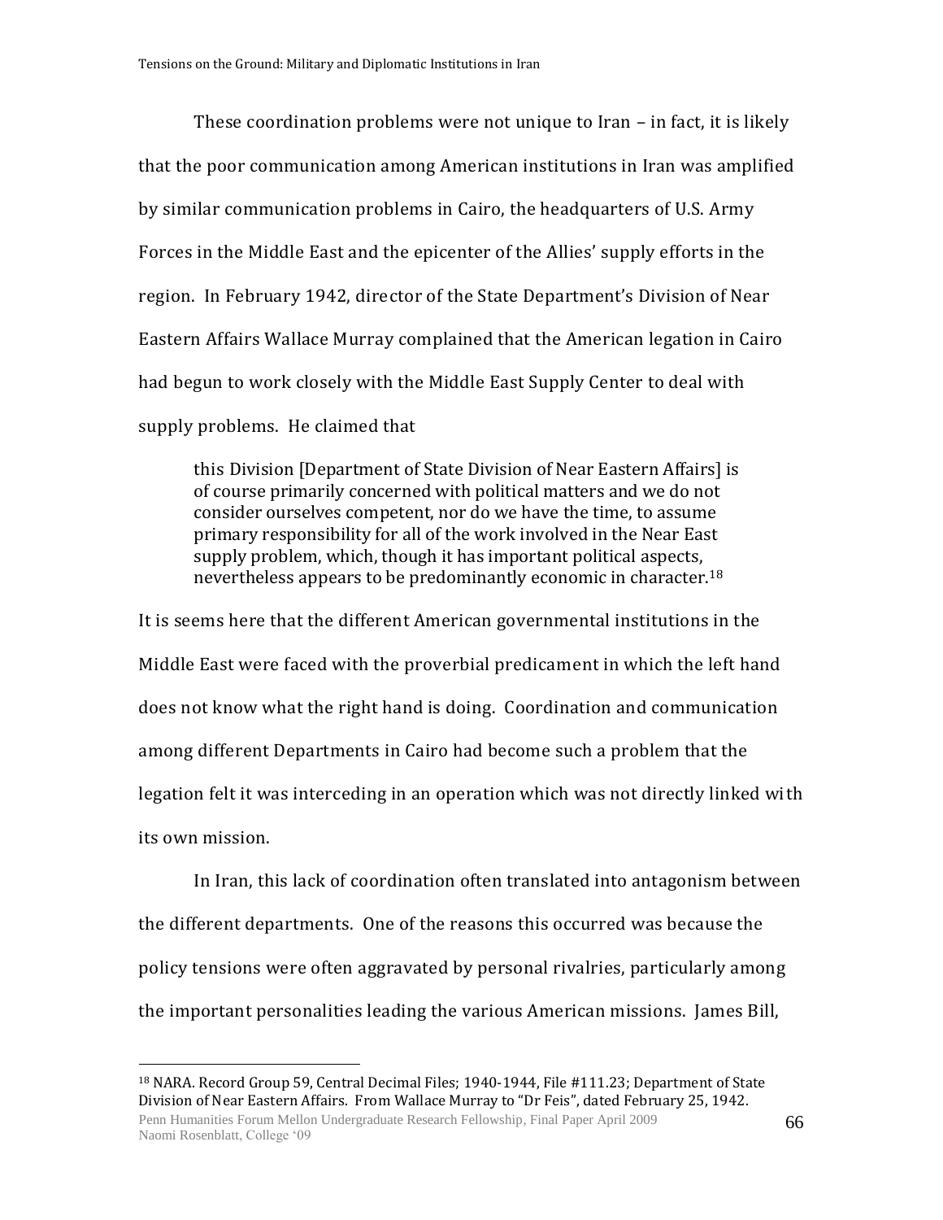These coordination problems were not unique to Iran – in fact, it is likely that the poor communication among American institutions in Iran was amplified by similar communication problems in Cairo, the headquarters of U.S. Army Forces in the Middle East and the epicenter of the Allies' supply efforts in the region. In February 1942, director of the State Department's Division of Near Eastern Affairs Wallace Murray complained that the American legation in Cairo had begun to work closely with the Middle East Supply Center to deal with supply problems. He claimed that

> this Division [Department of State Division of Near Eastern Affairs] is of course primarily concerned with political matters and we do not consider ourselves competent, nor do we have the time, to assume primary responsibility for all of the work involved in the Near East supply problem, which, though it has important political aspects, nevertheless appears to be predominantly economic in character.[18]

It is seems here that the different American governmental institutions in the Middle East were faced with the proverbial predicament in which the left hand does not know what the right hand is doing. Coordination and communication among different Departments in Cairo had become such a problem that the legation felt it was interceding in an operation which was not directly linked with its own mission.

In Iran, this lack of coordination often translated into antagonism between the different departments. One of the reasons this occurred was because the policy tensions were often aggravated by personal rivalries, particularly among the important personalities leading the various American missions. James Bill,

---

[18] NARA. Record Group 59, Central Decimal Files; 1940-1944, File #111.23; Department of State Division of Near Eastern Affairs. From Wallace Murray to "Dr Feis", dated February 25, 1942.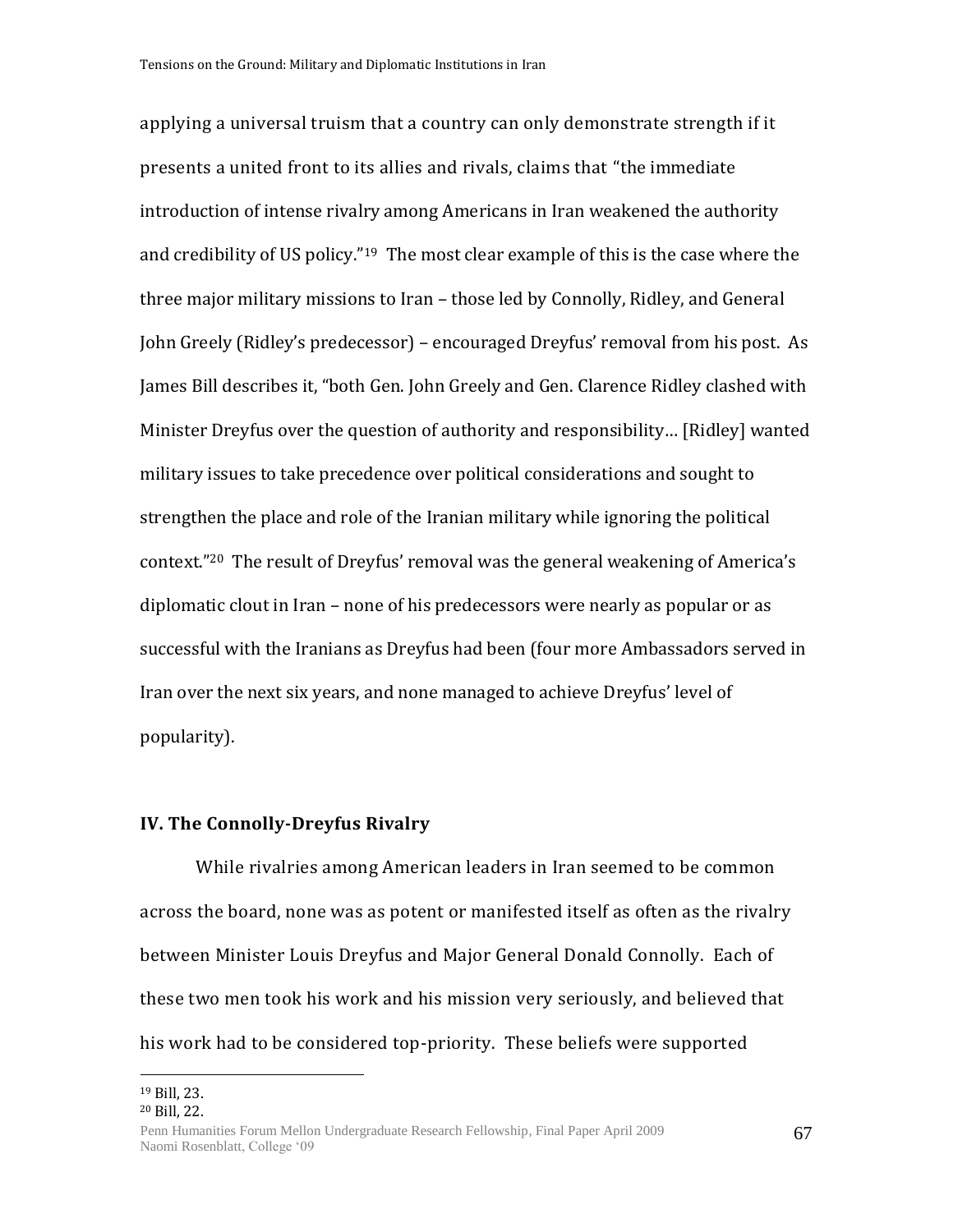applying a universal truism that a country can only demonstrate strength if it presents a united front to its allies and rivals, claims that "the immediate introduction of intense rivalry among Americans in Iran weakened the authority and credibility of US policy."[19] The most clear example of this is the case where the three major military missions to Iran – those led by Connolly, Ridley, and General John Greely (Ridley's predecessor) – encouraged Dreyfus' removal from his post. As James Bill describes it, "both Gen. John Greely and Gen. Clarence Ridley clashed with Minister Dreyfus over the question of authority and responsibility… [Ridley] wanted military issues to take precedence over political considerations and sought to strengthen the place and role of the Iranian military while ignoring the political context."[20] The result of Dreyfus' removal was the general weakening of America's diplomatic clout in Iran – none of his predecessors were nearly as popular or as successful with the Iranians as Dreyfus had been (four more Ambassadors served in Iran over the next six years, and none managed to achieve Dreyfus' level of popularity).

## IV. The Connolly-Dreyfus Rivalry

While rivalries among American leaders in Iran seemed to be common across the board, none was as potent or manifested itself as often as the rivalry between Minister Louis Dreyfus and Major General Donald Connolly. Each of these two men took his work and his mission very seriously, and believed that his work had to be considered top-priority. These beliefs were supported

[19] Bill, 23.
[20] Bill, 22.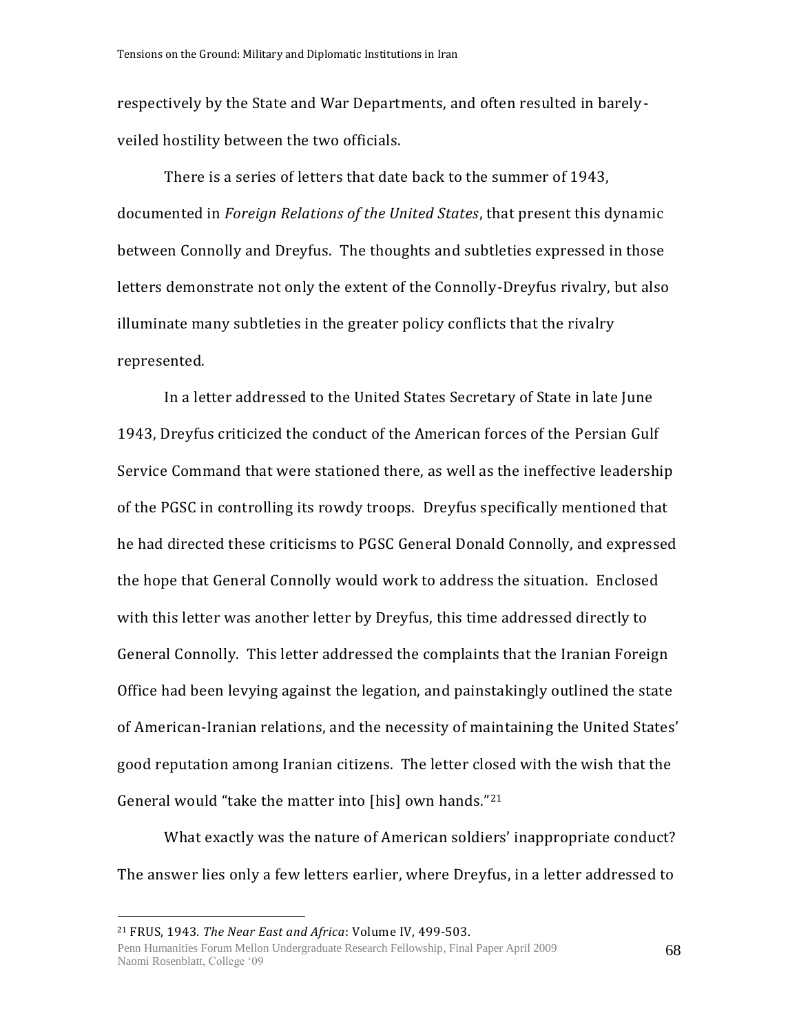respectively by the State and War Departments, and often resulted in barely-veiled hostility between the two officials.

There is a series of letters that date back to the summer of 1943, documented in *Foreign Relations of the United States*, that present this dynamic between Connolly and Dreyfus. The thoughts and subtleties expressed in those letters demonstrate not only the extent of the Connolly-Dreyfus rivalry, but also illuminate many subtleties in the greater policy conflicts that the rivalry represented.

In a letter addressed to the United States Secretary of State in late June 1943, Dreyfus criticized the conduct of the American forces of the Persian Gulf Service Command that were stationed there, as well as the ineffective leadership of the PGSC in controlling its rowdy troops. Dreyfus specifically mentioned that he had directed these criticisms to PGSC General Donald Connolly, and expressed the hope that General Connolly would work to address the situation. Enclosed with this letter was another letter by Dreyfus, this time addressed directly to General Connolly. This letter addressed the complaints that the Iranian Foreign Office had been levying against the legation, and painstakingly outlined the state of American-Iranian relations, and the necessity of maintaining the United States' good reputation among Iranian citizens. The letter closed with the wish that the General would "take the matter into [his] own hands."[21]

What exactly was the nature of American soldiers' inappropriate conduct? The answer lies only a few letters earlier, where Dreyfus, in a letter addressed to

---

[21] FRUS, 1943. *The Near East and Africa*: Volume IV, 499-503.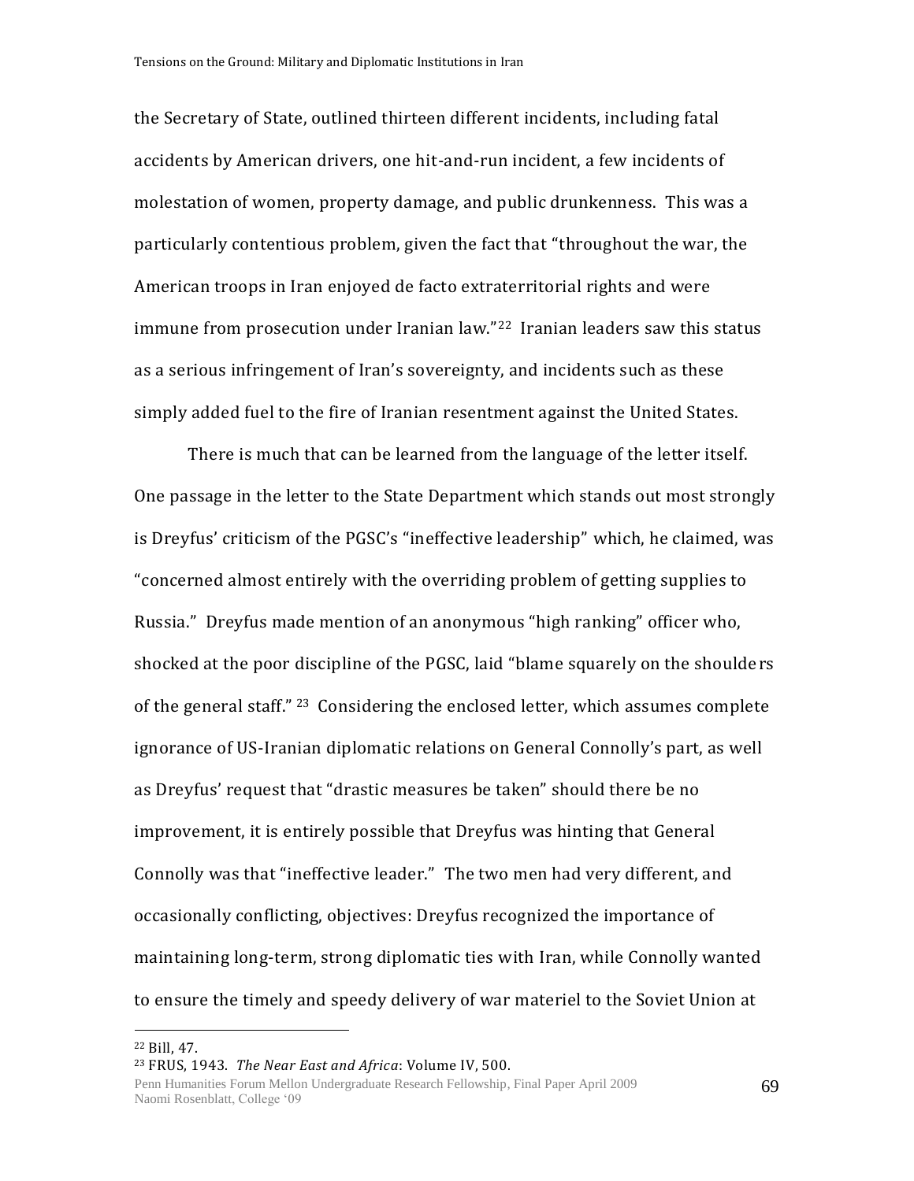the Secretary of State, outlined thirteen different incidents, including fatal accidents by American drivers, one hit-and-run incident, a few incidents of molestation of women, property damage, and public drunkenness. This was a particularly contentious problem, given the fact that "throughout the war, the American troops in Iran enjoyed de facto extraterritorial rights and were immune from prosecution under Iranian law."[22] Iranian leaders saw this status as a serious infringement of Iran's sovereignty, and incidents such as these simply added fuel to the fire of Iranian resentment against the United States.

There is much that can be learned from the language of the letter itself. One passage in the letter to the State Department which stands out most strongly is Dreyfus' criticism of the PGSC's "ineffective leadership" which, he claimed, was "concerned almost entirely with the overriding problem of getting supplies to Russia." Dreyfus made mention of an anonymous "high ranking" officer who, shocked at the poor discipline of the PGSC, laid "blame squarely on the shoulders of the general staff." [23] Considering the enclosed letter, which assumes complete ignorance of US-Iranian diplomatic relations on General Connolly's part, as well as Dreyfus' request that "drastic measures be taken" should there be no improvement, it is entirely possible that Dreyfus was hinting that General Connolly was that "ineffective leader." The two men had very different, and occasionally conflicting, objectives: Dreyfus recognized the importance of maintaining long-term, strong diplomatic ties with Iran, while Connolly wanted to ensure the timely and speedy delivery of war materiel to the Soviet Union at

[22] Bill, 47.

[23] FRUS, 1943. *The Near East and Africa*: Volume IV, 500.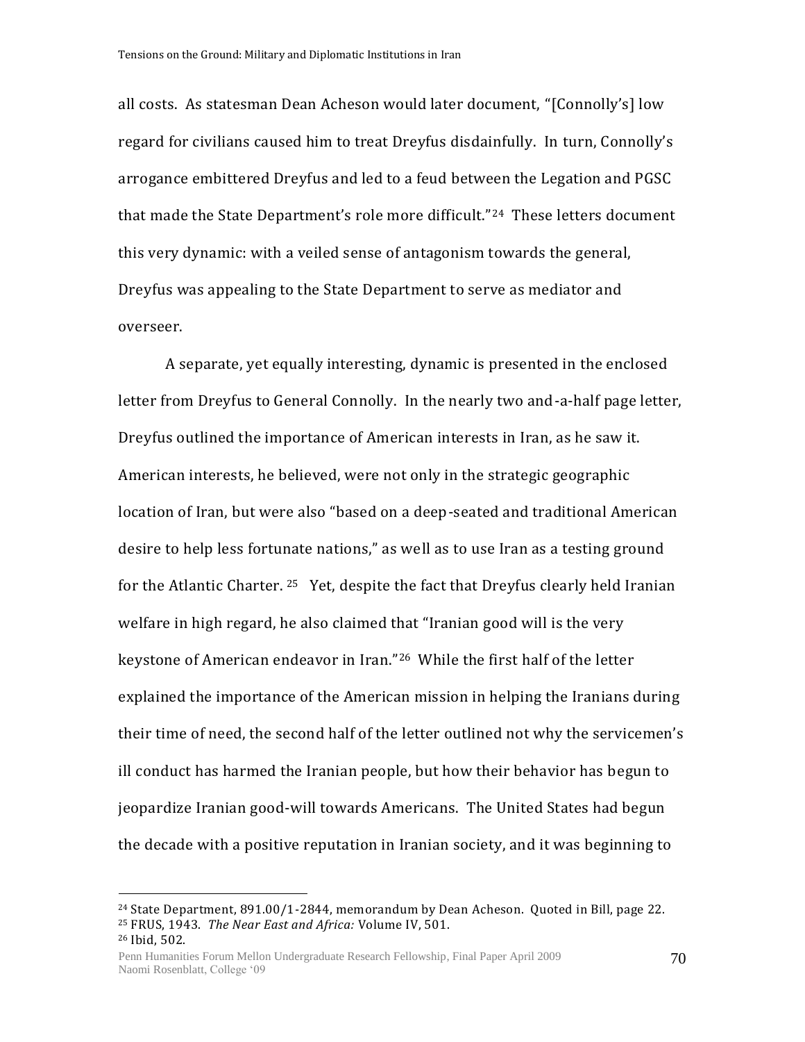all costs. As statesman Dean Acheson would later document, "[Connolly's] low regard for civilians caused him to treat Dreyfus disdainfully. In turn, Connolly's arrogance embittered Dreyfus and led to a feud between the Legation and PGSC that made the State Department's role more difficult."[24] These letters document this very dynamic: with a veiled sense of antagonism towards the general, Dreyfus was appealing to the State Department to serve as mediator and overseer.

A separate, yet equally interesting, dynamic is presented in the enclosed letter from Dreyfus to General Connolly. In the nearly two and-a-half page letter, Dreyfus outlined the importance of American interests in Iran, as he saw it. American interests, he believed, were not only in the strategic geographic location of Iran, but were also "based on a deep-seated and traditional American desire to help less fortunate nations," as well as to use Iran as a testing ground for the Atlantic Charter.[25] Yet, despite the fact that Dreyfus clearly held Iranian welfare in high regard, he also claimed that "Iranian good will is the very keystone of American endeavor in Iran."[26] While the first half of the letter explained the importance of the American mission in helping the Iranians during their time of need, the second half of the letter outlined not why the servicemen's ill conduct has harmed the Iranian people, but how their behavior has begun to jeopardize Iranian good-will towards Americans. The United States had begun the decade with a positive reputation in Iranian society, and it was beginning to

---

[24] State Department, 891.00/1-2844, memorandum by Dean Acheson. Quoted in Bill, page 22.
[25] FRUS, 1943. *The Near East and Africa:* Volume IV, 501.
[26] Ibid, 502.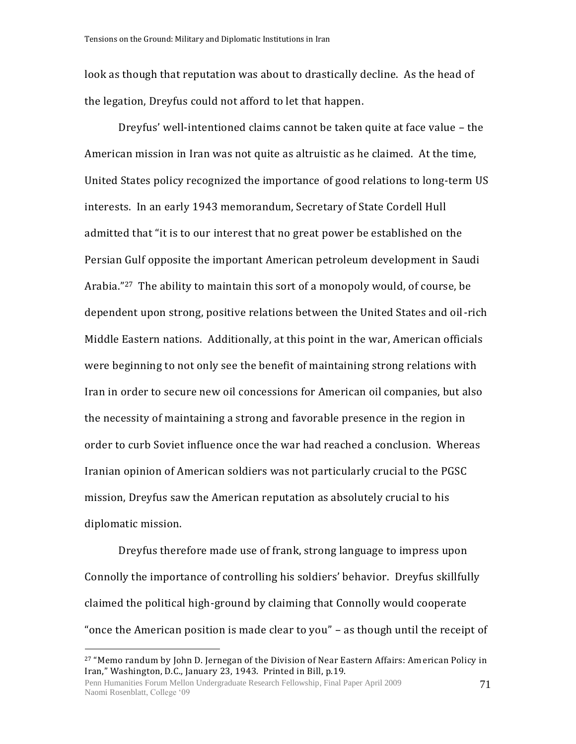look as though that reputation was about to drastically decline. As the head of the legation, Dreyfus could not afford to let that happen.

Dreyfus' well-intentioned claims cannot be taken quite at face value – the American mission in Iran was not quite as altruistic as he claimed. At the time, United States policy recognized the importance of good relations to long-term US interests. In an early 1943 memorandum, Secretary of State Cordell Hull admitted that "it is to our interest that no great power be established on the Persian Gulf opposite the important American petroleum development in Saudi Arabia."[27] The ability to maintain this sort of a monopoly would, of course, be dependent upon strong, positive relations between the United States and oil-rich Middle Eastern nations. Additionally, at this point in the war, American officials were beginning to not only see the benefit of maintaining strong relations with Iran in order to secure new oil concessions for American oil companies, but also the necessity of maintaining a strong and favorable presence in the region in order to curb Soviet influence once the war had reached a conclusion. Whereas Iranian opinion of American soldiers was not particularly crucial to the PGSC mission, Dreyfus saw the American reputation as absolutely crucial to his diplomatic mission.

Dreyfus therefore made use of frank, strong language to impress upon Connolly the importance of controlling his soldiers' behavior. Dreyfus skillfully claimed the political high-ground by claiming that Connolly would cooperate "once the American position is made clear to you" – as though until the receipt of

[27] "Memo randum by John D. Jernegan of the Division of Near Eastern Affairs: American Policy in Iran," Washington, D.C., January 23, 1943. Printed in Bill, p.19.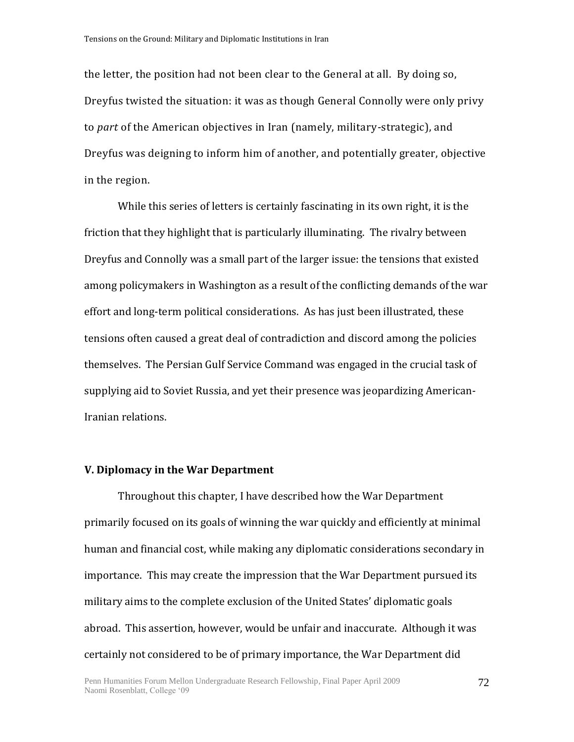the letter, the position had not been clear to the General at all. By doing so, Dreyfus twisted the situation: it was as though General Connolly were only privy to *part* of the American objectives in Iran (namely, military-strategic), and Dreyfus was deigning to inform him of another, and potentially greater, objective in the region.

While this series of letters is certainly fascinating in its own right, it is the friction that they highlight that is particularly illuminating. The rivalry between Dreyfus and Connolly was a small part of the larger issue: the tensions that existed among policymakers in Washington as a result of the conflicting demands of the war effort and long-term political considerations. As has just been illustrated, these tensions often caused a great deal of contradiction and discord among the policies themselves. The Persian Gulf Service Command was engaged in the crucial task of supplying aid to Soviet Russia, and yet their presence was jeopardizing American-Iranian relations.

### V. Diplomacy in the War Department

Throughout this chapter, I have described how the War Department primarily focused on its goals of winning the war quickly and efficiently at minimal human and financial cost, while making any diplomatic considerations secondary in importance. This may create the impression that the War Department pursued its military aims to the complete exclusion of the United States' diplomatic goals abroad. This assertion, however, would be unfair and inaccurate. Although it was certainly not considered to be of primary importance, the War Department did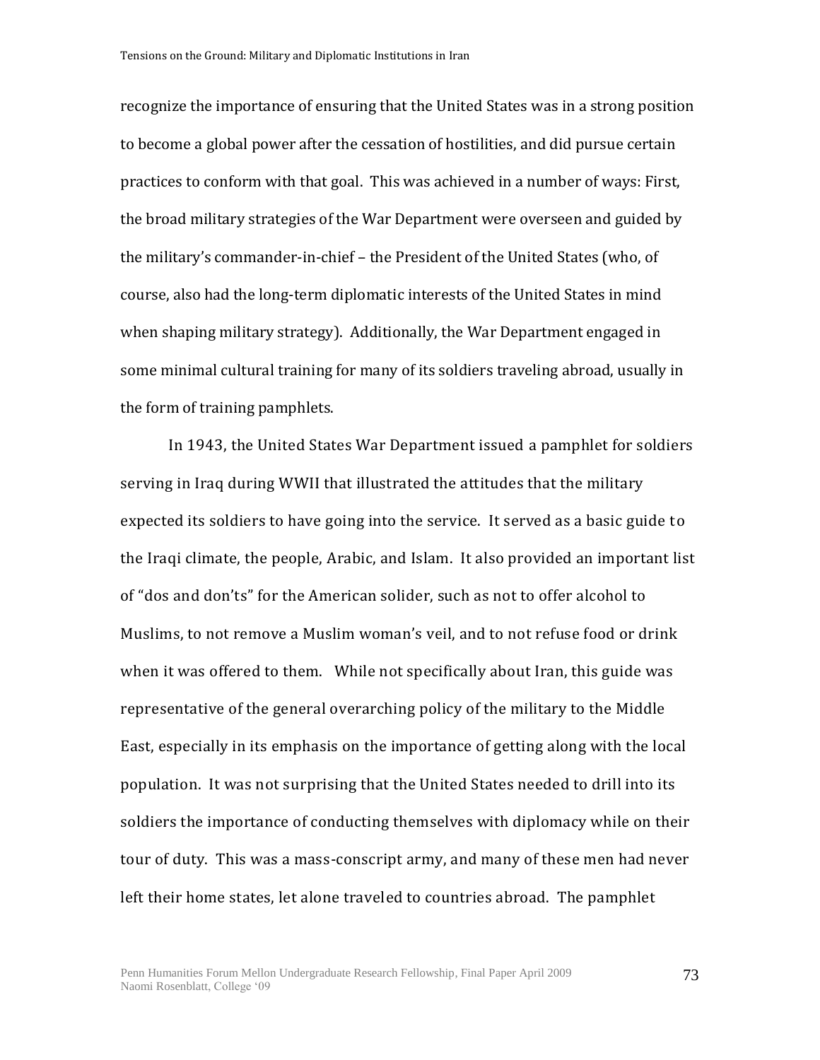recognize the importance of ensuring that the United States was in a strong position to become a global power after the cessation of hostilities, and did pursue certain practices to conform with that goal. This was achieved in a number of ways: First, the broad military strategies of the War Department were overseen and guided by the military's commander-in-chief – the President of the United States (who, of course, also had the long-term diplomatic interests of the United States in mind when shaping military strategy). Additionally, the War Department engaged in some minimal cultural training for many of its soldiers traveling abroad, usually in the form of training pamphlets.

In 1943, the United States War Department issued a pamphlet for soldiers serving in Iraq during WWII that illustrated the attitudes that the military expected its soldiers to have going into the service. It served as a basic guide to the Iraqi climate, the people, Arabic, and Islam. It also provided an important list of "dos and don'ts" for the American solider, such as not to offer alcohol to Muslims, to not remove a Muslim woman's veil, and to not refuse food or drink when it was offered to them. While not specifically about Iran, this guide was representative of the general overarching policy of the military to the Middle East, especially in its emphasis on the importance of getting along with the local population. It was not surprising that the United States needed to drill into its soldiers the importance of conducting themselves with diplomacy while on their tour of duty. This was a mass-conscript army, and many of these men had never left their home states, let alone traveled to countries abroad. The pamphlet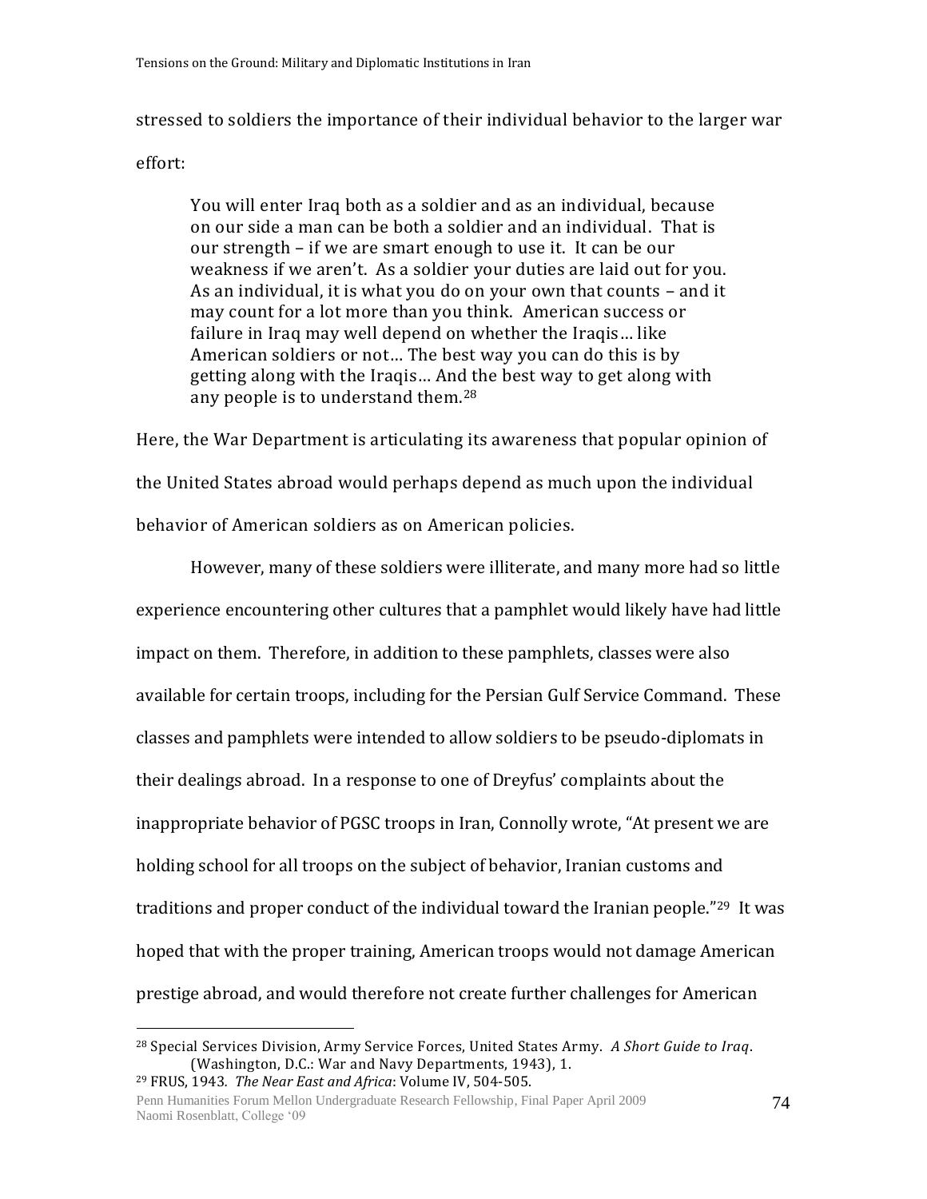stressed to soldiers the importance of their individual behavior to the larger war effort:

> You will enter Iraq both as a soldier and as an individual, because on our side a man can be both a soldier and an individual. That is our strength – if we are smart enough to use it. It can be our weakness if we aren't. As a soldier your duties are laid out for you. As an individual, it is what you do on your own that counts – and it may count for a lot more than you think. American success or failure in Iraq may well depend on whether the Iraqis… like American soldiers or not… The best way you can do this is by getting along with the Iraqis… And the best way to get along with any people is to understand them.[28]

Here, the War Department is articulating its awareness that popular opinion of the United States abroad would perhaps depend as much upon the individual behavior of American soldiers as on American policies.

However, many of these soldiers were illiterate, and many more had so little experience encountering other cultures that a pamphlet would likely have had little impact on them. Therefore, in addition to these pamphlets, classes were also available for certain troops, including for the Persian Gulf Service Command. These classes and pamphlets were intended to allow soldiers to be pseudo-diplomats in their dealings abroad. In a response to one of Dreyfus' complaints about the inappropriate behavior of PGSC troops in Iran, Connolly wrote, "At present we are holding school for all troops on the subject of behavior, Iranian customs and traditions and proper conduct of the individual toward the Iranian people."[29] It was hoped that with the proper training, American troops would not damage American prestige abroad, and would therefore not create further challenges for American

---

[28] Special Services Division, Army Service Forces, United States Army. *A Short Guide to Iraq*. (Washington, D.C.: War and Navy Departments, 1943), 1.

[29] FRUS, 1943. *The Near East and Africa*: Volume IV, 504-505.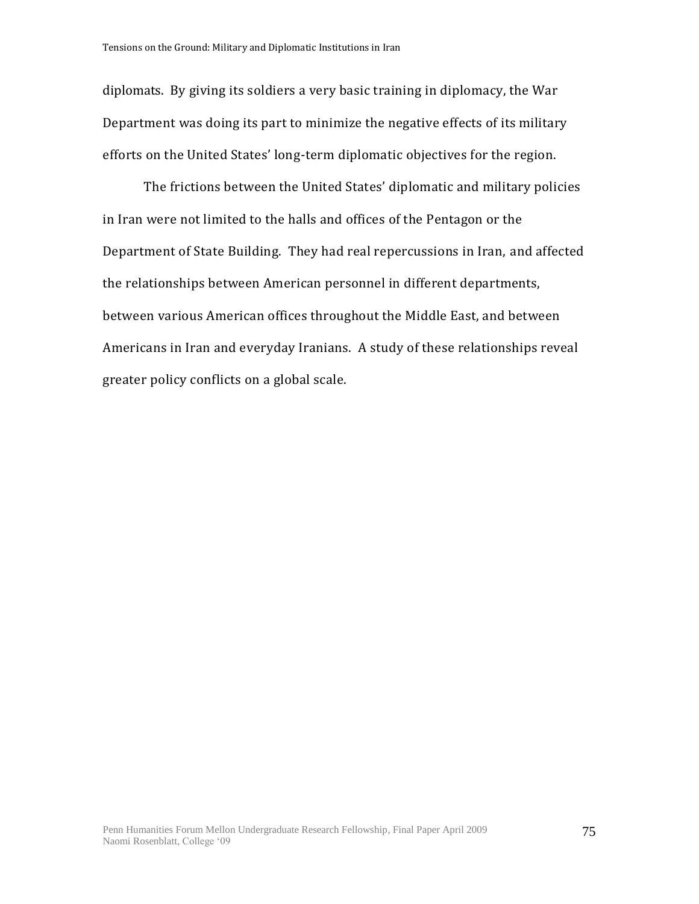diplomats. By giving its soldiers a very basic training in diplomacy, the War Department was doing its part to minimize the negative effects of its military efforts on the United States' long-term diplomatic objectives for the region.

The frictions between the United States' diplomatic and military policies in Iran were not limited to the halls and offices of the Pentagon or the Department of State Building. They had real repercussions in Iran, and affected the relationships between American personnel in different departments, between various American offices throughout the Middle East, and between Americans in Iran and everyday Iranians. A study of these relationships reveal greater policy conflicts on a global scale.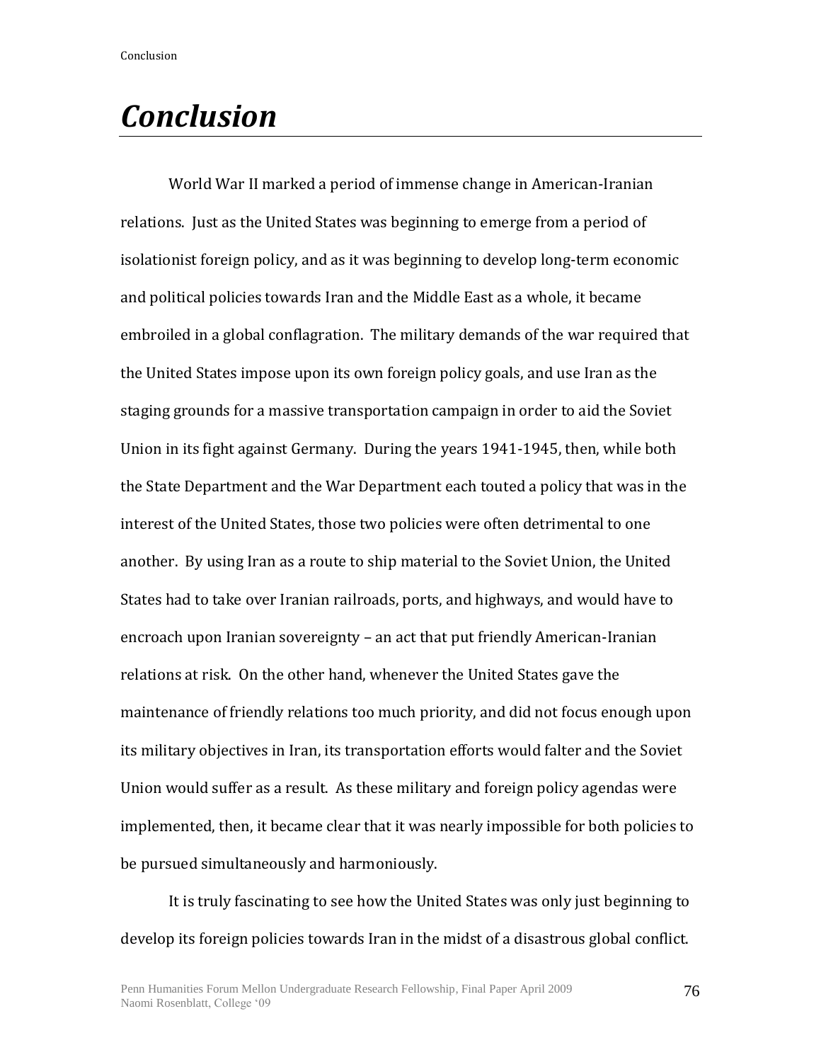# *Conclusion*

World War II marked a period of immense change in American-Iranian relations. Just as the United States was beginning to emerge from a period of isolationist foreign policy, and as it was beginning to develop long-term economic and political policies towards Iran and the Middle East as a whole, it became embroiled in a global conflagration. The military demands of the war required that the United States impose upon its own foreign policy goals, and use Iran as the staging grounds for a massive transportation campaign in order to aid the Soviet Union in its fight against Germany. During the years 1941-1945, then, while both the State Department and the War Department each touted a policy that was in the interest of the United States, those two policies were often detrimental to one another. By using Iran as a route to ship material to the Soviet Union, the United States had to take over Iranian railroads, ports, and highways, and would have to encroach upon Iranian sovereignty – an act that put friendly American-Iranian relations at risk. On the other hand, whenever the United States gave the maintenance of friendly relations too much priority, and did not focus enough upon its military objectives in Iran, its transportation efforts would falter and the Soviet Union would suffer as a result. As these military and foreign policy agendas were implemented, then, it became clear that it was nearly impossible for both policies to be pursued simultaneously and harmoniously.

It is truly fascinating to see how the United States was only just beginning to develop its foreign policies towards Iran in the midst of a disastrous global conflict.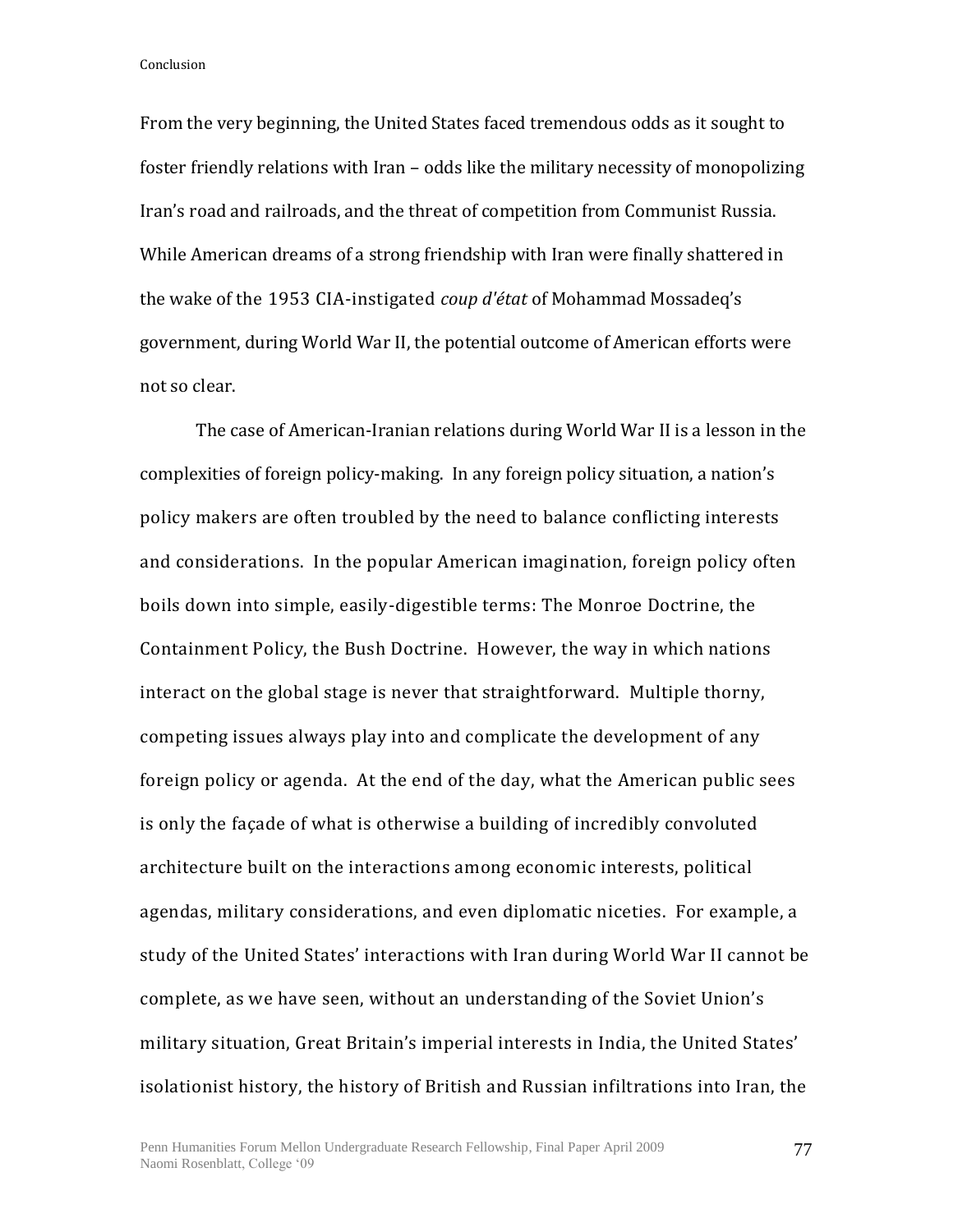From the very beginning, the United States faced tremendous odds as it sought to foster friendly relations with Iran – odds like the military necessity of monopolizing Iran's road and railroads, and the threat of competition from Communist Russia. While American dreams of a strong friendship with Iran were finally shattered in the wake of the 1953 CIA-instigated *coup d'état* of Mohammad Mossadeq's government, during World War II, the potential outcome of American efforts were not so clear.

The case of American-Iranian relations during World War II is a lesson in the complexities of foreign policy-making. In any foreign policy situation, a nation's policy makers are often troubled by the need to balance conflicting interests and considerations. In the popular American imagination, foreign policy often boils down into simple, easily-digestible terms: The Monroe Doctrine, the Containment Policy, the Bush Doctrine. However, the way in which nations interact on the global stage is never that straightforward. Multiple thorny, competing issues always play into and complicate the development of any foreign policy or agenda. At the end of the day, what the American public sees is only the façade of what is otherwise a building of incredibly convoluted architecture built on the interactions among economic interests, political agendas, military considerations, and even diplomatic niceties. For example, a study of the United States' interactions with Iran during World War II cannot be complete, as we have seen, without an understanding of the Soviet Union's military situation, Great Britain's imperial interests in India, the United States' isolationist history, the history of British and Russian infiltrations into Iran, the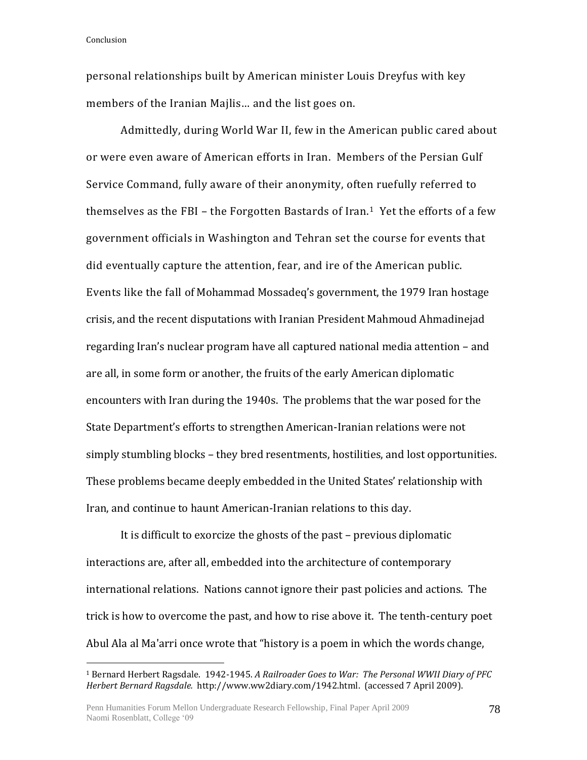personal relationships built by American minister Louis Dreyfus with key members of the Iranian Majlis… and the list goes on.

Admittedly, during World War II, few in the American public cared about or were even aware of American efforts in Iran. Members of the Persian Gulf Service Command, fully aware of their anonymity, often ruefully referred to themselves as the FBI – the Forgotten Bastards of Iran.[1] Yet the efforts of a few government officials in Washington and Tehran set the course for events that did eventually capture the attention, fear, and ire of the American public. Events like the fall of Mohammad Mossadeq's government, the 1979 Iran hostage crisis, and the recent disputations with Iranian President Mahmoud Ahmadinejad regarding Iran's nuclear program have all captured national media attention – and are all, in some form or another, the fruits of the early American diplomatic encounters with Iran during the 1940s. The problems that the war posed for the State Department's efforts to strengthen American-Iranian relations were not simply stumbling blocks – they bred resentments, hostilities, and lost opportunities. These problems became deeply embedded in the United States' relationship with Iran, and continue to haunt American-Iranian relations to this day.

It is difficult to exorcize the ghosts of the past – previous diplomatic interactions are, after all, embedded into the architecture of contemporary international relations. Nations cannot ignore their past policies and actions. The trick is how to overcome the past, and how to rise above it. The tenth-century poet Abul Ala al Ma'arri once wrote that "history is a poem in which the words change,

---

[1] Bernard Herbert Ragsdale. 1942-1945. *A Railroader Goes to War: The Personal WWII Diary of PFC Herbert Bernard Ragsdale.* http://www.ww2diary.com/1942.html. (accessed 7 April 2009).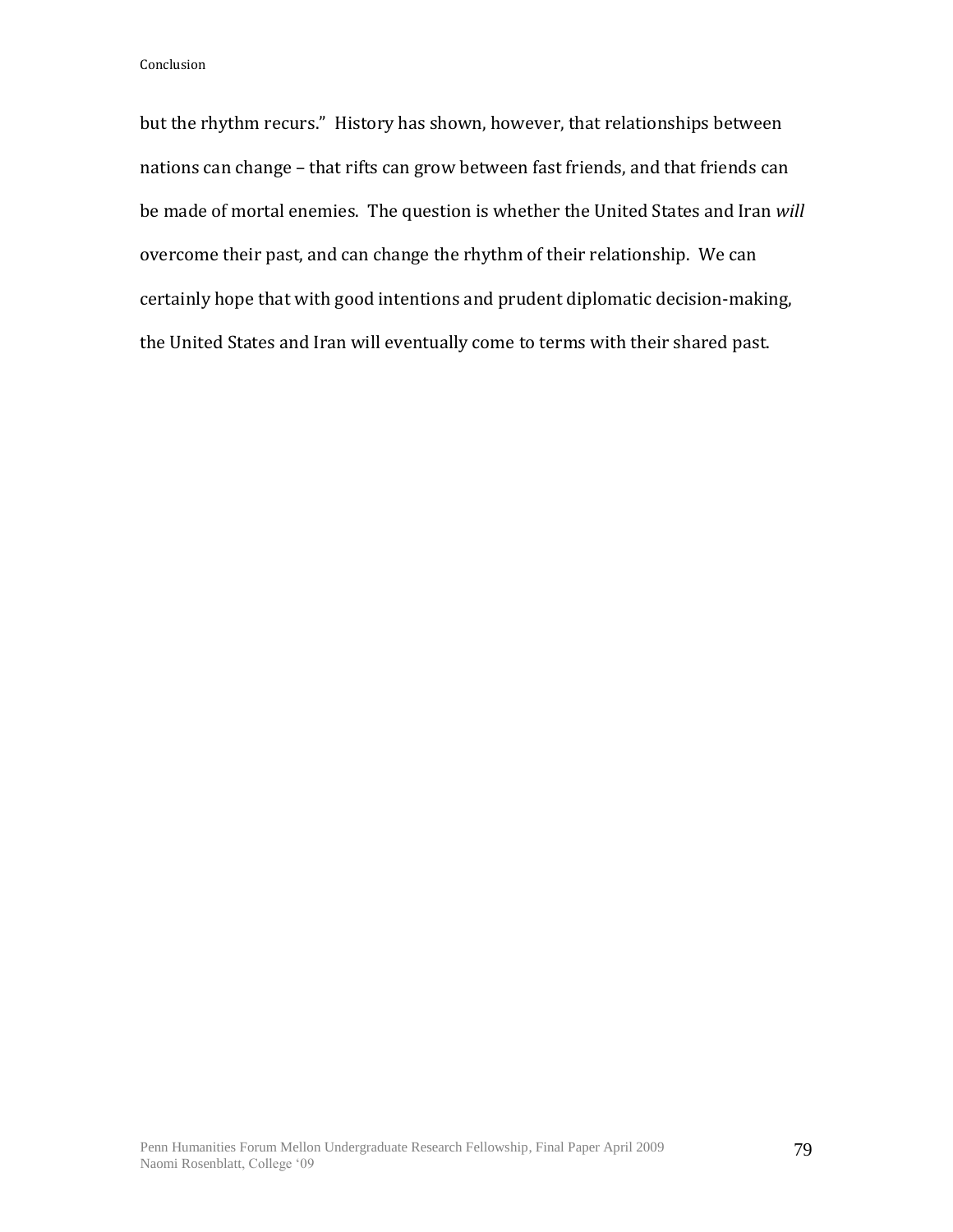but the rhythm recurs." History has shown, however, that relationships between nations can change – that rifts can grow between fast friends, and that friends can be made of mortal enemies. The question is whether the United States and Iran *will* overcome their past, and can change the rhythm of their relationship. We can certainly hope that with good intentions and prudent diplomatic decision-making, the United States and Iran will eventually come to terms with their shared past.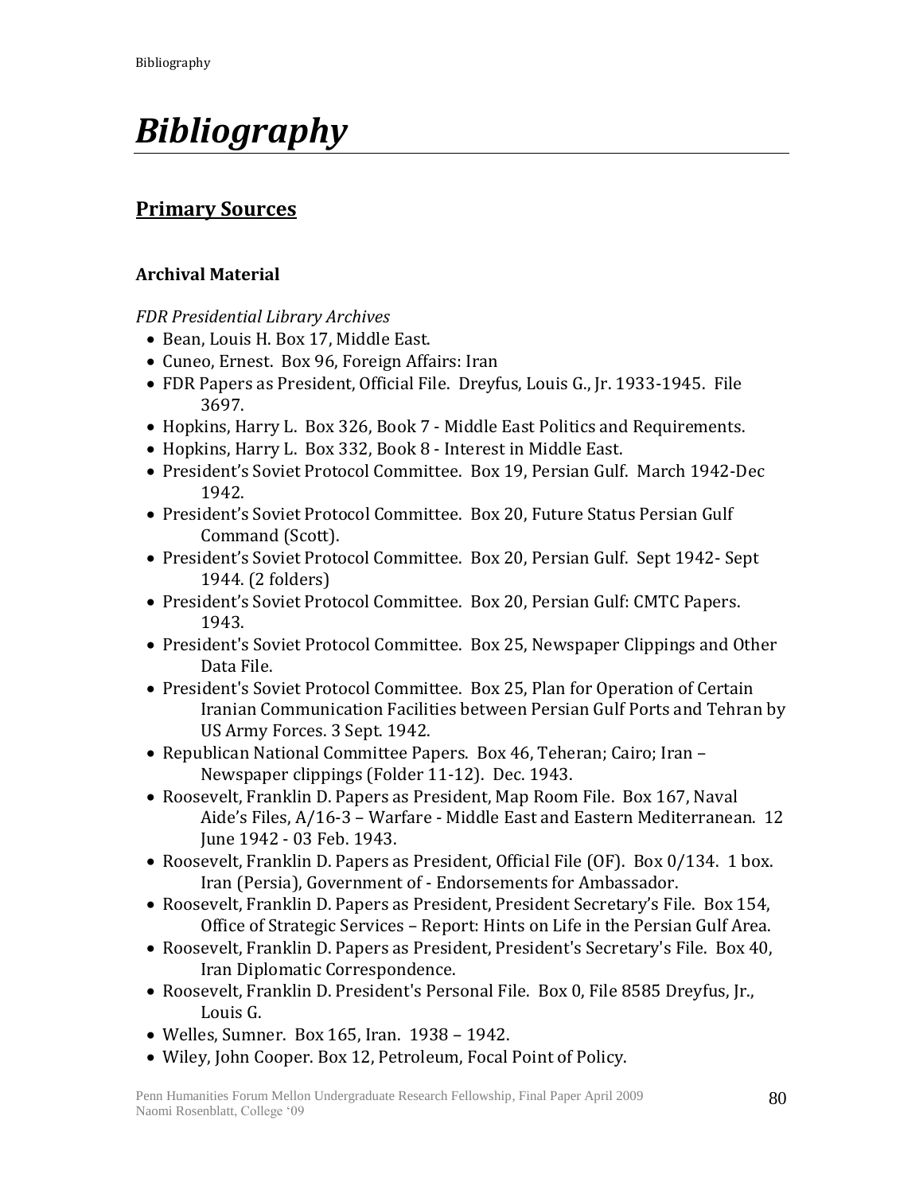# *Bibliography*

## Primary Sources

### Archival Material

*FDR Presidential Library Archives*

- Bean, Louis H. Box 17, Middle East.
- Cuneo, Ernest. Box 96, Foreign Affairs: Iran
- FDR Papers as President, Official File. Dreyfus, Louis G., Jr. 1933-1945. File 3697.
- Hopkins, Harry L. Box 326, Book 7 - Middle East Politics and Requirements.
- Hopkins, Harry L. Box 332, Book 8 - Interest in Middle East.
- President's Soviet Protocol Committee. Box 19, Persian Gulf. March 1942-Dec 1942.
- President's Soviet Protocol Committee. Box 20, Future Status Persian Gulf Command (Scott).
- President's Soviet Protocol Committee. Box 20, Persian Gulf. Sept 1942- Sept 1944. (2 folders)
- President's Soviet Protocol Committee. Box 20, Persian Gulf: CMTC Papers. 1943.
- President's Soviet Protocol Committee. Box 25, Newspaper Clippings and Other Data File.
- President's Soviet Protocol Committee. Box 25, Plan for Operation of Certain Iranian Communication Facilities between Persian Gulf Ports and Tehran by US Army Forces. 3 Sept. 1942.
- Republican National Committee Papers. Box 46, Teheran; Cairo; Iran – Newspaper clippings (Folder 11-12). Dec. 1943.
- Roosevelt, Franklin D. Papers as President, Map Room File. Box 167, Naval Aide's Files, A/16-3 – Warfare - Middle East and Eastern Mediterranean. 12 June 1942 - 03 Feb. 1943.
- Roosevelt, Franklin D. Papers as President, Official File (OF). Box 0/134. 1 box. Iran (Persia), Government of - Endorsements for Ambassador.
- Roosevelt, Franklin D. Papers as President, President Secretary's File. Box 154, Office of Strategic Services – Report: Hints on Life in the Persian Gulf Area.
- Roosevelt, Franklin D. Papers as President, President's Secretary's File. Box 40, Iran Diplomatic Correspondence.
- Roosevelt, Franklin D. President's Personal File. Box 0, File 8585 Dreyfus, Jr., Louis G.
- Welles, Sumner. Box 165, Iran. 1938 – 1942.
- Wiley, John Cooper. Box 12, Petroleum, Focal Point of Policy.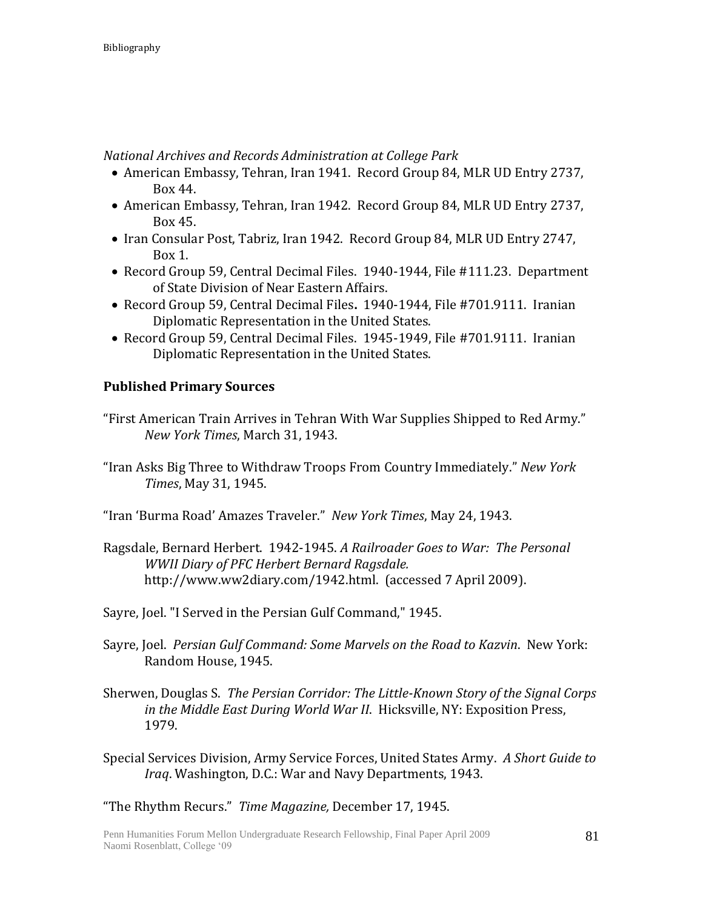*National Archives and Records Administration at College Park*

- American Embassy, Tehran, Iran 1941. Record Group 84, MLR UD Entry 2737, Box 44.
- American Embassy, Tehran, Iran 1942. Record Group 84, MLR UD Entry 2737, Box 45.
- Iran Consular Post, Tabriz, Iran 1942. Record Group 84, MLR UD Entry 2747, Box 1.
- Record Group 59, Central Decimal Files. 1940-1944, File #111.23. Department of State Division of Near Eastern Affairs.
- Record Group 59, Central Decimal Files**.** 1940-1944, File #701.9111. Iranian Diplomatic Representation in the United States.
- Record Group 59, Central Decimal Files. 1945-1949, File #701.9111. Iranian Diplomatic Representation in the United States.

**Published Primary Sources**

"First American Train Arrives in Tehran With War Supplies Shipped to Red Army." *New York Times*, March 31, 1943.

"Iran Asks Big Three to Withdraw Troops From Country Immediately." *New York Times*, May 31, 1945.

"Iran 'Burma Road' Amazes Traveler." *New York Times*, May 24, 1943.

Ragsdale, Bernard Herbert. 1942-1945. *A Railroader Goes to War: The Personal WWII Diary of PFC Herbert Bernard Ragsdale.* http://www.ww2diary.com/1942.html. (accessed 7 April 2009).

Sayre, Joel. "I Served in the Persian Gulf Command," 1945.

Sayre, Joel. *Persian Gulf Command: Some Marvels on the Road to Kazvin*. New York: Random House, 1945.

Sherwen, Douglas S. *The Persian Corridor: The Little-Known Story of the Signal Corps in the Middle East During World War II*. Hicksville, NY: Exposition Press, 1979.

Special Services Division, Army Service Forces, United States Army. *A Short Guide to Iraq*. Washington, D.C.: War and Navy Departments, 1943.

"The Rhythm Recurs." *Time Magazine,* December 17, 1945.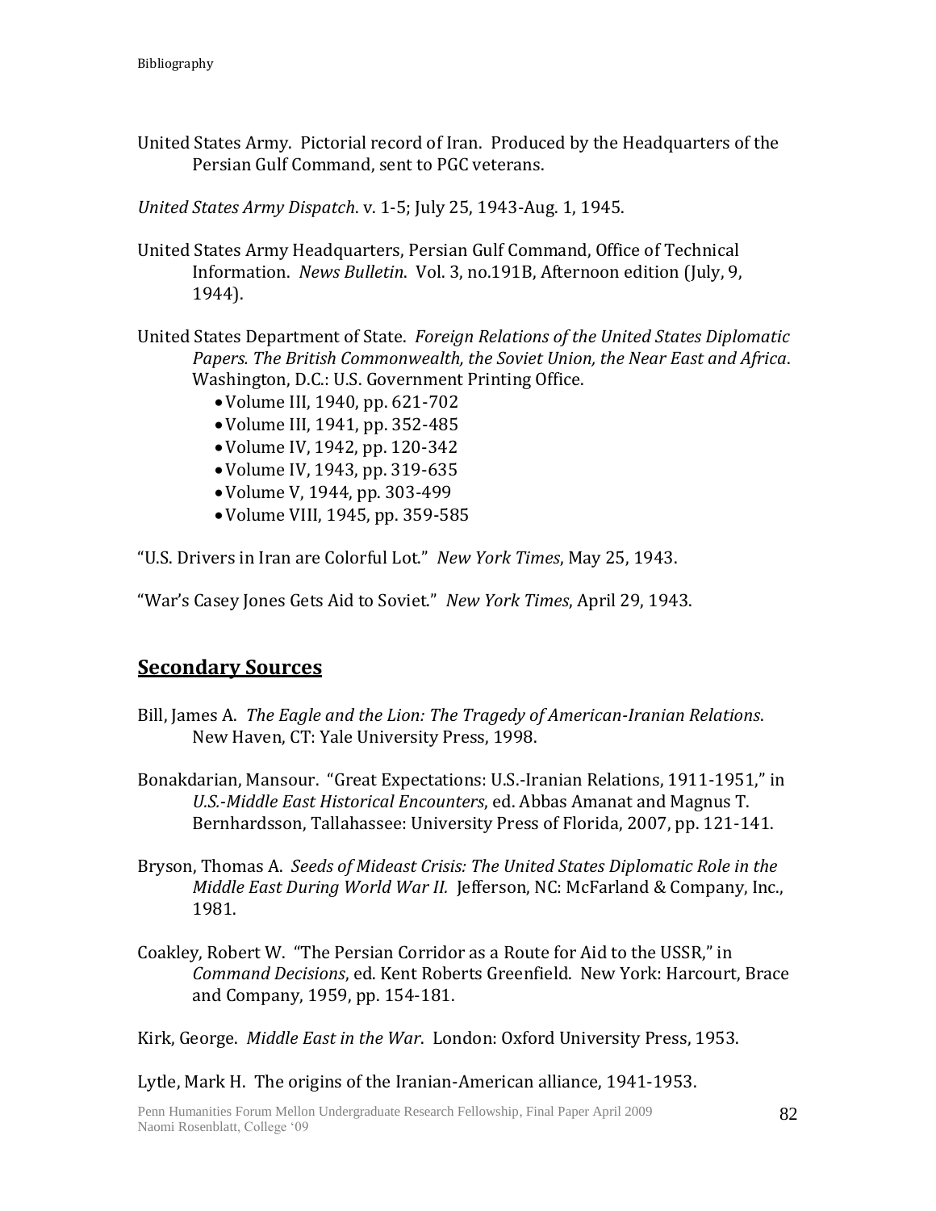United States Army. Pictorial record of Iran. Produced by the Headquarters of the Persian Gulf Command, sent to PGC veterans.

*United States Army Dispatch*. v. 1-5; July 25, 1943-Aug. 1, 1945.

United States Army Headquarters, Persian Gulf Command, Office of Technical Information. *News Bulletin*. Vol. 3, no.191B, Afternoon edition (July, 9, 1944).

United States Department of State. *Foreign Relations of the United States Diplomatic Papers. The British Commonwealth, the Soviet Union, the Near East and Africa*. Washington, D.C.: U.S. Government Printing Office.

- Volume III, 1940, pp. 621-702
- Volume III, 1941, pp. 352-485
- Volume IV, 1942, pp. 120-342
- Volume IV, 1943, pp. 319-635
- Volume V, 1944, pp. 303-499
- Volume VIII, 1945, pp. 359-585

"U.S. Drivers in Iran are Colorful Lot." *New York Times*, May 25, 1943.

"War's Casey Jones Gets Aid to Soviet." *New York Times*, April 29, 1943.

## **Secondary Sources**

Bill, James A. *The Eagle and the Lion: The Tragedy of American-Iranian Relations*. New Haven, CT: Yale University Press, 1998.

Bonakdarian, Mansour. "Great Expectations: U.S.-Iranian Relations, 1911-1951," in *U.S.-Middle East Historical Encounters*, ed. Abbas Amanat and Magnus T. Bernhardsson, Tallahassee: University Press of Florida, 2007, pp. 121-141.

Bryson, Thomas A. *Seeds of Mideast Crisis: The United States Diplomatic Role in the Middle East During World War II.* Jefferson, NC: McFarland & Company, Inc., 1981.

Coakley, Robert W. "The Persian Corridor as a Route for Aid to the USSR," in *Command Decisions*, ed. Kent Roberts Greenfield. New York: Harcourt, Brace and Company, 1959, pp. 154-181.

Kirk, George. *Middle East in the War*. London: Oxford University Press, 1953.

Lytle, Mark H. The origins of the Iranian-American alliance, 1941-1953.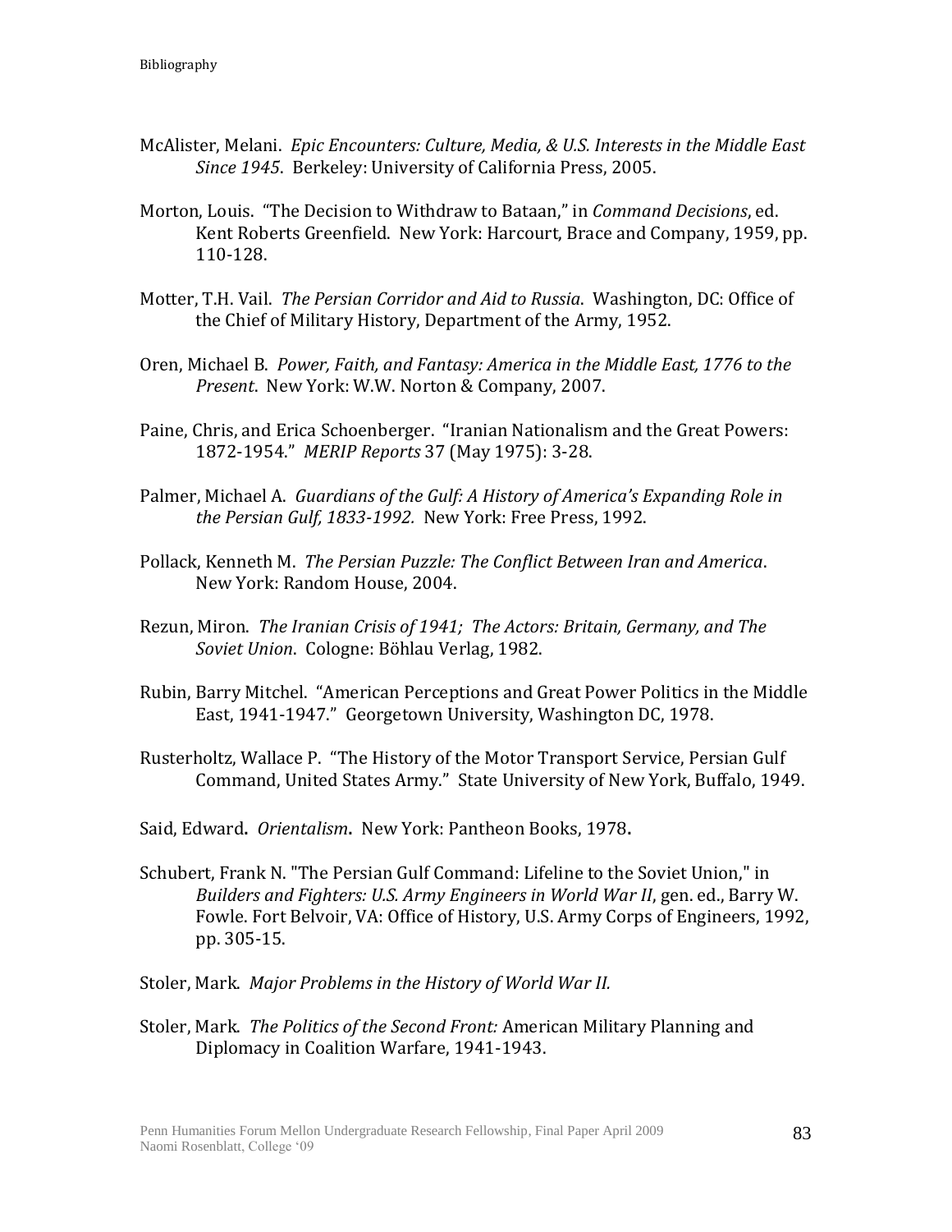McAlister, Melani. *Epic Encounters: Culture, Media, & U.S. Interests in the Middle East Since 1945*. Berkeley: University of California Press, 2005.

Morton, Louis. "The Decision to Withdraw to Bataan," in *Command Decisions*, ed. Kent Roberts Greenfield. New York: Harcourt, Brace and Company, 1959, pp. 110-128.

Motter, T.H. Vail. *The Persian Corridor and Aid to Russia*. Washington, DC: Office of the Chief of Military History, Department of the Army, 1952.

Oren, Michael B. *Power, Faith, and Fantasy: America in the Middle East, 1776 to the Present*. New York: W.W. Norton & Company, 2007.

Paine, Chris, and Erica Schoenberger. "Iranian Nationalism and the Great Powers: 1872-1954." *MERIP Reports* 37 (May 1975): 3-28.

Palmer, Michael A. *Guardians of the Gulf: A History of America's Expanding Role in the Persian Gulf, 1833-1992.* New York: Free Press, 1992.

Pollack, Kenneth M. *The Persian Puzzle: The Conflict Between Iran and America*. New York: Random House, 2004.

Rezun, Miron. *The Iranian Crisis of 1941; The Actors: Britain, Germany, and The Soviet Union*. Cologne: Böhlau Verlag, 1982.

Rubin, Barry Mitchel. "American Perceptions and Great Power Politics in the Middle East, 1941-1947." Georgetown University, Washington DC, 1978.

Rusterholtz, Wallace P. "The History of the Motor Transport Service, Persian Gulf Command, United States Army." State University of New York, Buffalo, 1949.

Said, Edward**.** *Orientalism***.** New York: Pantheon Books, 1978**.**

Schubert, Frank N. "The Persian Gulf Command: Lifeline to the Soviet Union," in *Builders and Fighters: U.S. Army Engineers in World War II*, gen. ed., Barry W. Fowle. Fort Belvoir, VA: Office of History, U.S. Army Corps of Engineers, 1992, pp. 305-15.

Stoler, Mark. *Major Problems in the History of World War II.*

Stoler, Mark. *The Politics of the Second Front:* American Military Planning and Diplomacy in Coalition Warfare, 1941-1943.